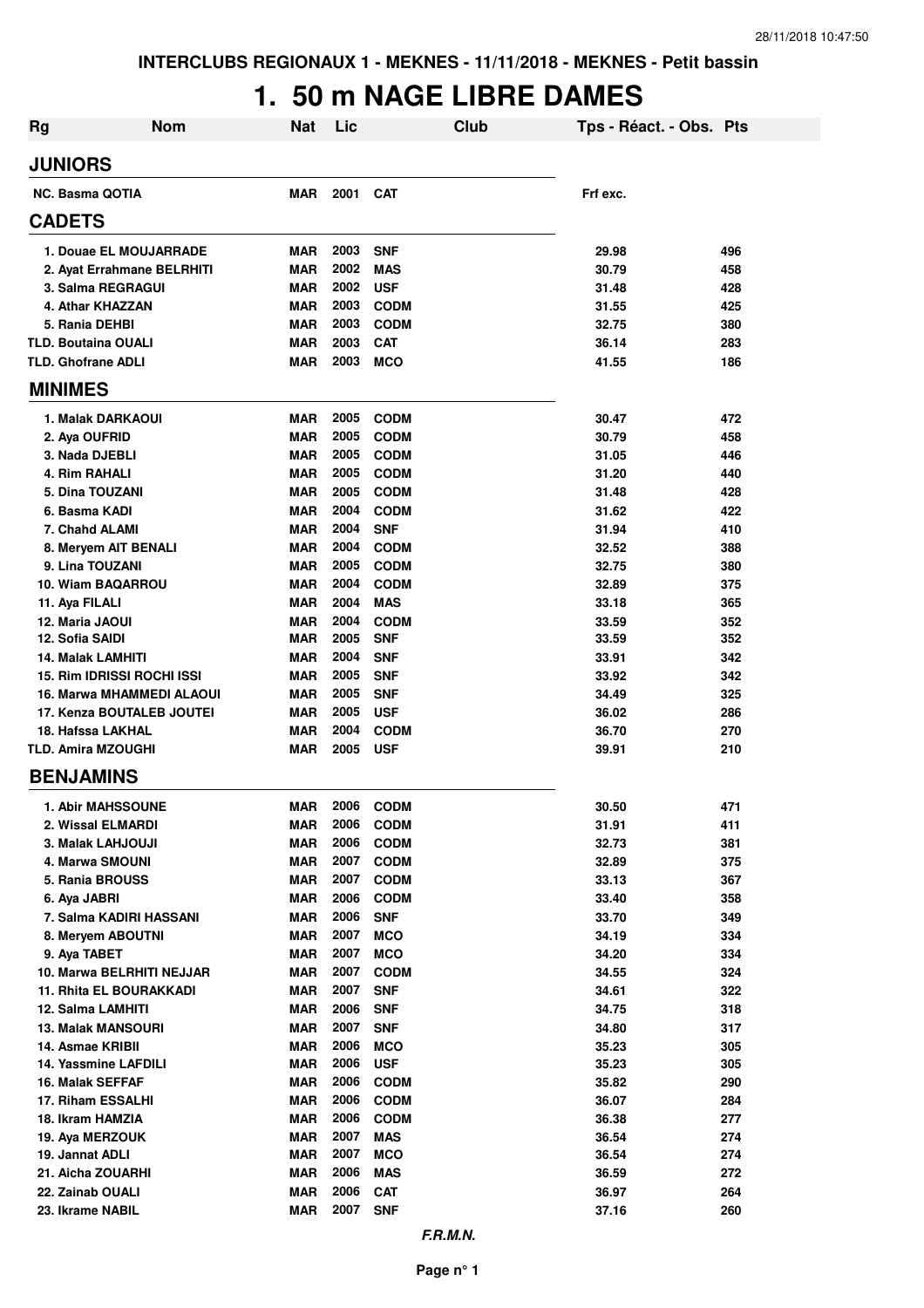INTERCLUBS REGIONAUX 1 - MEKNES - 11/11/2018 - MEKNES - Petit bassin

# 1. 50 m NAGE LIBRE DAMES

| Rg | Nom | Nat | Lic | Club | Tps - Réact. - Obs. | Pts |
|---|---|---|---|---|---|---|
| **JUNIORS** | | | | | | |
| NC. | Basma QOTIA | MAR | 2001 | CAT | Frf exc. | |
| **CADETS** | | | | | | |
| 1. | Douae EL MOUJARRADE | MAR | 2003 | SNF | 29.98 | 496 |
| 2. | Ayat Errahmane BELRHITI | MAR | 2002 | MAS | 30.79 | 458 |
| 3. | Salma REGRAGUI | MAR | 2002 | USF | 31.48 | 428 |
| 4. | Athar KHAZZAN | MAR | 2003 | CODM | 31.55 | 425 |
| 5. | Rania DEHBI | MAR | 2003 | CODM | 32.75 | 380 |
| TLD. | Boutaina OUALI | MAR | 2003 | CAT | 36.14 | 283 |
| TLD. | Ghofrane ADLI | MAR | 2003 | MCO | 41.55 | 186 |
| **MINIMES** | | | | | | |
| 1. | Malak DARKAOUI | MAR | 2005 | CODM | 30.47 | 472 |
| 2. | Aya OUFRID | MAR | 2005 | CODM | 30.79 | 458 |
| 3. | Nada DJEBLI | MAR | 2005 | CODM | 31.05 | 446 |
| 4. | Rim RAHALI | MAR | 2005 | CODM | 31.20 | 440 |
| 5. | Dina TOUZANI | MAR | 2005 | CODM | 31.48 | 428 |
| 6. | Basma KADI | MAR | 2004 | CODM | 31.62 | 422 |
| 7. | Chahd ALAMI | MAR | 2004 | SNF | 31.94 | 410 |
| 8. | Meryem AIT BENALI | MAR | 2004 | CODM | 32.52 | 388 |
| 9. | Lina TOUZANI | MAR | 2005 | CODM | 32.75 | 380 |
| 10. | Wiam BAQARROU | MAR | 2004 | CODM | 32.89 | 375 |
| 11. | Aya FILALI | MAR | 2004 | MAS | 33.18 | 365 |
| 12. | Maria JAOUI | MAR | 2004 | CODM | 33.59 | 352 |
| 12. | Sofia SAIDI | MAR | 2005 | SNF | 33.59 | 352 |
| 14. | Malak LAMHITI | MAR | 2004 | SNF | 33.91 | 342 |
| 15. | Rim IDRISSI ROCHI ISSI | MAR | 2005 | SNF | 33.92 | 342 |
| 16. | Marwa MHAMMEDI ALAOUI | MAR | 2005 | SNF | 34.49 | 325 |
| 17. | Kenza BOUTALEB JOUTEI | MAR | 2005 | USF | 36.02 | 286 |
| 18. | Hafssa LAKHAL | MAR | 2004 | CODM | 36.70 | 270 |
| TLD. | Amira MZOUGHI | MAR | 2005 | USF | 39.91 | 210 |
| **BENJAMINS** | | | | | | |
| 1. | Abir MAHSSOUNE | MAR | 2006 | CODM | 30.50 | 471 |
| 2. | Wissal ELMARDI | MAR | 2006 | CODM | 31.91 | 411 |
| 3. | Malak LAHJOUJI | MAR | 2006 | CODM | 32.73 | 381 |
| 4. | Marwa SMOUNI | MAR | 2007 | CODM | 32.89 | 375 |
| 5. | Rania BROUSS | MAR | 2007 | CODM | 33.13 | 367 |
| 6. | Aya JABRI | MAR | 2006 | CODM | 33.40 | 358 |
| 7. | Salma KADIRI HASSANI | MAR | 2006 | SNF | 33.70 | 349 |
| 8. | Meryem ABOUTNI | MAR | 2007 | MCO | 34.19 | 334 |
| 9. | Aya TABET | MAR | 2007 | MCO | 34.20 | 334 |
| 10. | Marwa BELRHITI NEJJAR | MAR | 2007 | CODM | 34.55 | 324 |
| 11. | Rhita EL BOURAKKADI | MAR | 2007 | SNF | 34.61 | 322 |
| 12. | Salma LAMHITI | MAR | 2006 | SNF | 34.75 | 318 |
| 13. | Malak MANSOURI | MAR | 2007 | SNF | 34.80 | 317 |
| 14. | Asmae KRIBII | MAR | 2006 | MCO | 35.23 | 305 |
| 14. | Yassmine LAFDILI | MAR | 2006 | USF | 35.23 | 305 |
| 16. | Malak SEFFAF | MAR | 2006 | CODM | 35.82 | 290 |
| 17. | Riham ESSALHI | MAR | 2006 | CODM | 36.07 | 284 |
| 18. | Ikram HAMZIA | MAR | 2006 | CODM | 36.38 | 277 |
| 19. | Aya MERZOUK | MAR | 2007 | MAS | 36.54 | 274 |
| 19. | Jannat ADLI | MAR | 2007 | MCO | 36.54 | 274 |
| 21. | Aicha ZOUARHI | MAR | 2006 | MAS | 36.59 | 272 |
| 22. | Zainab OUALI | MAR | 2006 | CAT | 36.97 | 264 |
| 23. | Ikrame NABIL | MAR | 2007 | SNF | 37.16 | 260 |

*F.R.M.N.*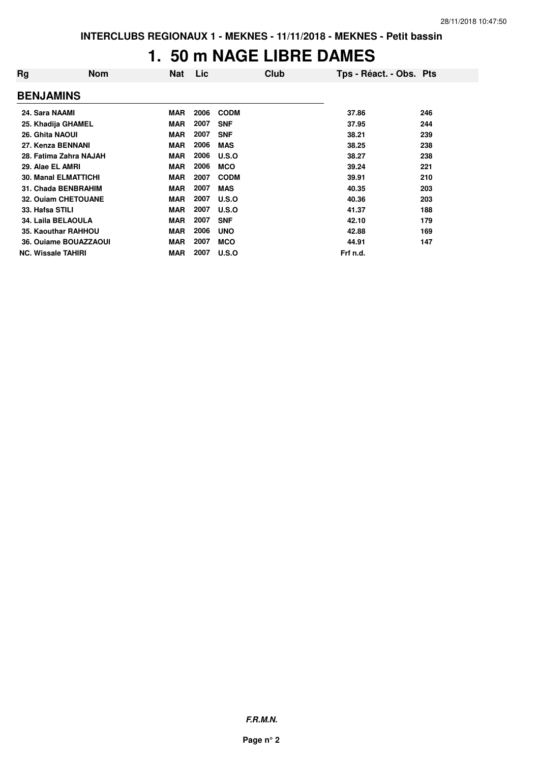# 1. 50 m NAGE LIBRE DAMES

| Rg | Nom | Nat | Lic | Club | Tps - Réact. - Obs. | Pts |
|---|---|---|---|---|---|---|
| **BENJAMINS** | | | | | | |
| 24. | Sara NAAMI | MAR | 2006 | CODM | 37.86 | 246 |
| 25. | Khadija GHAMEL | MAR | 2007 | SNF | 37.95 | 244 |
| 26. | Ghita NAOUI | MAR | 2007 | SNF | 38.21 | 239 |
| 27. | Kenza BENNANI | MAR | 2006 | MAS | 38.25 | 238 |
| 28. | Fatima Zahra NAJAH | MAR | 2006 | U.S.O | 38.27 | 238 |
| 29. | Alae EL AMRI | MAR | 2006 | MCO | 39.24 | 221 |
| 30. | Manal ELMATTICHI | MAR | 2007 | CODM | 39.91 | 210 |
| 31. | Chada BENBRAHIM | MAR | 2007 | MAS | 40.35 | 203 |
| 32. | Ouiam CHETOUANE | MAR | 2007 | U.S.O | 40.36 | 203 |
| 33. | Hafsa STILI | MAR | 2007 | U.S.O | 41.37 | 188 |
| 34. | Laila BELAOULA | MAR | 2007 | SNF | 42.10 | 179 |
| 35. | Kaouthar RAHHOU | MAR | 2006 | UNO | 42.88 | 169 |
| 36. | Ouiame BOUAZZAOUI | MAR | 2007 | MCO | 44.91 | 147 |
| NC. | Wissale TAHIRI | MAR | 2007 | U.S.O | Frf n.d. | |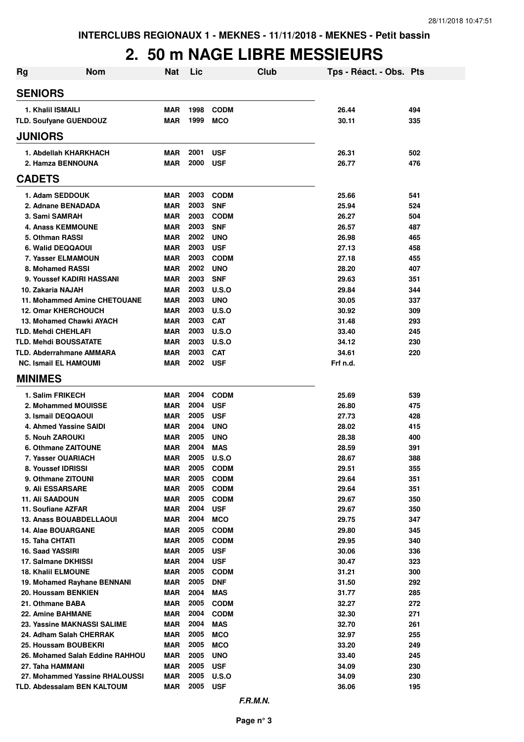INTERCLUBS REGIONAUX 1 - MEKNES - 11/11/2018 - MEKNES - Petit bassin

# 2. 50 m NAGE LIBRE MESSIEURS

| Rg | Nom | Nat | Lic | Club | Tps - Réact. - Obs. | Pts |
|---|---|---|---|---|---|---|
| **SENIORS** | | | | | | |
| 1. Khalil ISMAILI | | MAR | 1998 | CODM | 26.44 | 494 |
| TLD. Soufyane GUENDOUZ | | MAR | 1999 | MCO | 30.11 | 335 |
| **JUNIORS** | | | | | | |
| 1. Abdellah KHARKHACH | | MAR | 2001 | USF | 26.31 | 502 |
| 2. Hamza BENNOUNA | | MAR | 2000 | USF | 26.77 | 476 |
| **CADETS** | | | | | | |
| 1. Adam SEDDOUK | | MAR | 2003 | CODM | 25.66 | 541 |
| 2. Adnane BENADADA | | MAR | 2003 | SNF | 25.94 | 524 |
| 3. Sami SAMRAH | | MAR | 2003 | CODM | 26.27 | 504 |
| 4. Anass KEMMOUNE | | MAR | 2003 | SNF | 26.57 | 487 |
| 5. Othman RASSI | | MAR | 2002 | UNO | 26.98 | 465 |
| 6. Walid DEQQAOUI | | MAR | 2003 | USF | 27.13 | 458 |
| 7. Yasser ELMAMOUN | | MAR | 2003 | CODM | 27.18 | 455 |
| 8. Mohamed RASSI | | MAR | 2002 | UNO | 28.20 | 407 |
| 9. Youssef KADIRI HASSANI | | MAR | 2003 | SNF | 29.63 | 351 |
| 10. Zakaria NAJAH | | MAR | 2003 | U.S.O | 29.84 | 344 |
| 11. Mohammed Amine CHETOUANE | | MAR | 2003 | UNO | 30.05 | 337 |
| 12. Omar KHERCHOUCH | | MAR | 2003 | U.S.O | 30.92 | 309 |
| 13. Mohamed Chawki AYACH | | MAR | 2003 | CAT | 31.48 | 293 |
| TLD. Mehdi CHEHLAFI | | MAR | 2003 | U.S.O | 33.40 | 245 |
| TLD. Mehdi BOUSSATATE | | MAR | 2003 | U.S.O | 34.12 | 230 |
| TLD. Abderrahmane AMMARA | | MAR | 2003 | CAT | 34.61 | 220 |
| NC. Ismail EL HAMOUMI | | MAR | 2002 | USF | Frf n.d. | |
| **MINIMES** | | | | | | |
| 1. Salim FRIKECH | | MAR | 2004 | CODM | 25.69 | 539 |
| 2. Mohammed MOUISSE | | MAR | 2004 | USF | 26.80 | 475 |
| 3. Ismail DEQQAOUI | | MAR | 2005 | USF | 27.73 | 428 |
| 4. Ahmed Yassine SAIDI | | MAR | 2004 | UNO | 28.02 | 415 |
| 5. Nouh ZAROUKI | | MAR | 2005 | UNO | 28.38 | 400 |
| 6. Othmane ZAITOUNE | | MAR | 2004 | MAS | 28.59 | 391 |
| 7. Yasser OUARIACH | | MAR | 2005 | U.S.O | 28.67 | 388 |
| 8. Youssef IDRISSI | | MAR | 2005 | CODM | 29.51 | 355 |
| 9. Othmane ZITOUNI | | MAR | 2005 | CODM | 29.64 | 351 |
| 9. Ali ESSARSARE | | MAR | 2005 | CODM | 29.64 | 351 |
| 11. Ali SAADOUN | | MAR | 2005 | CODM | 29.67 | 350 |
| 11. Soufiane AZFAR | | MAR | 2004 | USF | 29.67 | 350 |
| 13. Anass BOUABDELLAOUI | | MAR | 2004 | MCO | 29.75 | 347 |
| 14. Alae BOUARGANE | | MAR | 2005 | CODM | 29.80 | 345 |
| 15. Taha CHTATI | | MAR | 2005 | CODM | 29.95 | 340 |
| 16. Saad YASSIRI | | MAR | 2005 | USF | 30.06 | 336 |
| 17. Salmane DKHISSI | | MAR | 2004 | USF | 30.47 | 323 |
| 18. Khalil ELMOUNE | | MAR | 2005 | CODM | 31.21 | 300 |
| 19. Mohamed Rayhane BENNANI | | MAR | 2005 | DNF | 31.50 | 292 |
| 20. Houssam BENKIEN | | MAR | 2004 | MAS | 31.77 | 285 |
| 21. Othmane BABA | | MAR | 2005 | CODM | 32.27 | 272 |
| 22. Amine BAHMANE | | MAR | 2004 | CODM | 32.30 | 271 |
| 23. Yassine MAKNASSI SALIME | | MAR | 2004 | MAS | 32.70 | 261 |
| 24. Adham Salah CHERRAK | | MAR | 2005 | MCO | 32.97 | 255 |
| 25. Houssam BOUBEKRI | | MAR | 2005 | MCO | 33.20 | 249 |
| 26. Mohamed Salah Eddine RAHHOU | | MAR | 2005 | UNO | 33.40 | 245 |
| 27. Taha HAMMANI | | MAR | 2005 | USF | 34.09 | 230 |
| 27. Mohammed Yassine RHALOUSSI | | MAR | 2005 | U.S.O | 34.09 | 230 |
| TLD. Abdessalam BEN KALTOUM | | MAR | 2005 | USF | 36.06 | 195 |

*F.R.M.N.*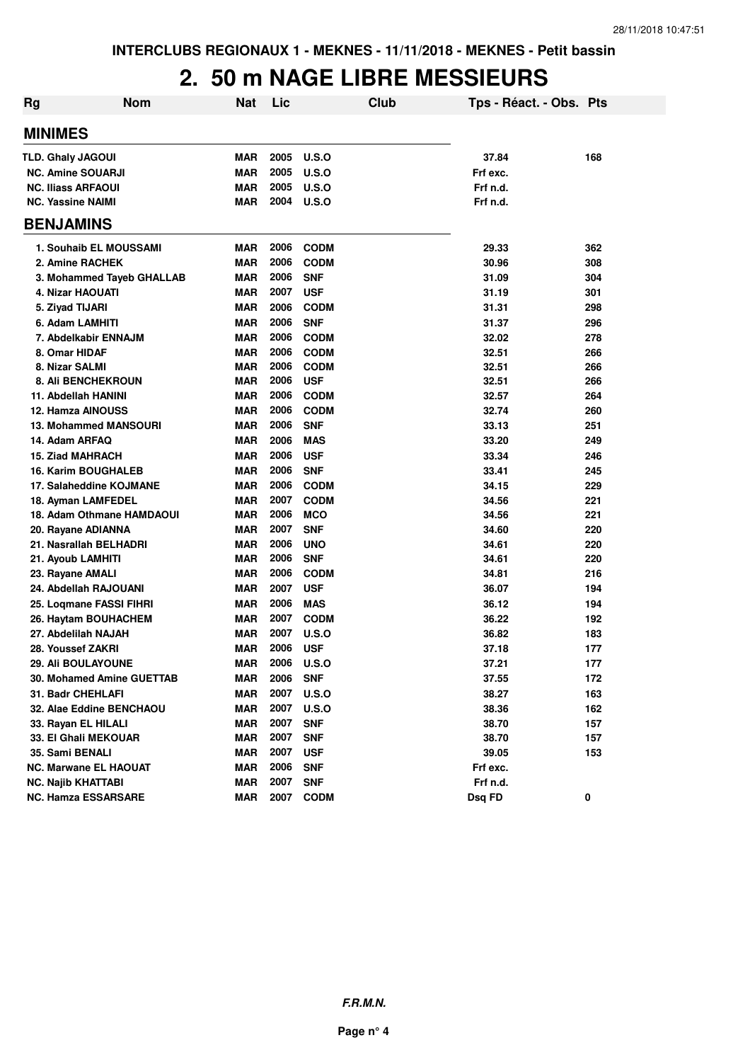INTERCLUBS REGIONAUX 1 - MEKNES - 11/11/2018 - MEKNES - Petit bassin

# 2. 50 m NAGE LIBRE MESSIEURS

| Rg | Nom | Nat | Lic | Club | Tps - Réact. - Obs. | Pts |
|---|---|---|---|---|---|---|
| **MINIMES** | | | | | | |
| TLD. | Ghaly JAGOUI | MAR | 2005 | U.S.O | 37.84 | 168 |
| NC. | Amine SOUARJI | MAR | 2005 | U.S.O | Frf exc. | |
| NC. | Iliass ARFAOUI | MAR | 2005 | U.S.O | Frf n.d. | |
| NC. | Yassine NAIMI | MAR | 2004 | U.S.O | Frf n.d. | |
| **BENJAMINS** | | | | | | |
| 1. | Souhaib EL MOUSSAMI | MAR | 2006 | CODM | 29.33 | 362 |
| 2. | Amine RACHEK | MAR | 2006 | CODM | 30.96 | 308 |
| 3. | Mohammed Tayeb GHALLAB | MAR | 2006 | SNF | 31.09 | 304 |
| 4. | Nizar HAOUATI | MAR | 2007 | USF | 31.19 | 301 |
| 5. | Ziyad TIJARI | MAR | 2006 | CODM | 31.31 | 298 |
| 6. | Adam LAMHITI | MAR | 2006 | SNF | 31.37 | 296 |
| 7. | Abdelkabir ENNAJM | MAR | 2006 | CODM | 32.02 | 278 |
| 8. | Omar HIDAF | MAR | 2006 | CODM | 32.51 | 266 |
| 8. | Nizar SALMI | MAR | 2006 | CODM | 32.51 | 266 |
| 8. | Ali BENCHEKROUN | MAR | 2006 | USF | 32.51 | 266 |
| 11. | Abdellah HANINI | MAR | 2006 | CODM | 32.57 | 264 |
| 12. | Hamza AINOUSS | MAR | 2006 | CODM | 32.74 | 260 |
| 13. | Mohammed MANSOURI | MAR | 2006 | SNF | 33.13 | 251 |
| 14. | Adam ARFAQ | MAR | 2006 | MAS | 33.20 | 249 |
| 15. | Ziad MAHRACH | MAR | 2006 | USF | 33.34 | 246 |
| 16. | Karim BOUGHALEB | MAR | 2006 | SNF | 33.41 | 245 |
| 17. | Salaheddine KOJMANE | MAR | 2006 | CODM | 34.15 | 229 |
| 18. | Ayman LAMFEDEL | MAR | 2007 | CODM | 34.56 | 221 |
| 18. | Adam Othmane HAMDAOUI | MAR | 2006 | MCO | 34.56 | 221 |
| 20. | Rayane ADIANNA | MAR | 2007 | SNF | 34.60 | 220 |
| 21. | Nasrallah BELHADRI | MAR | 2006 | UNO | 34.61 | 220 |
| 21. | Ayoub LAMHITI | MAR | 2006 | SNF | 34.61 | 220 |
| 23. | Rayane AMALI | MAR | 2006 | CODM | 34.81 | 216 |
| 24. | Abdellah RAJOUANI | MAR | 2007 | USF | 36.07 | 194 |
| 25. | Loqmane FASSI FIHRI | MAR | 2006 | MAS | 36.12 | 194 |
| 26. | Haytam BOUHACHEM | MAR | 2007 | CODM | 36.22 | 192 |
| 27. | Abdelilah NAJAH | MAR | 2007 | U.S.O | 36.82 | 183 |
| 28. | Youssef ZAKRI | MAR | 2006 | USF | 37.18 | 177 |
| 29. | Ali BOULAYOUNE | MAR | 2006 | U.S.O | 37.21 | 177 |
| 30. | Mohamed Amine GUETTAB | MAR | 2006 | SNF | 37.55 | 172 |
| 31. | Badr CHEHLAFI | MAR | 2007 | U.S.O | 38.27 | 163 |
| 32. | Alae Eddine BENCHAOU | MAR | 2007 | U.S.O | 38.36 | 162 |
| 33. | Rayan EL HILALI | MAR | 2007 | SNF | 38.70 | 157 |
| 33. | El Ghali MEKOUAR | MAR | 2007 | SNF | 38.70 | 157 |
| 35. | Sami BENALI | MAR | 2007 | USF | 39.05 | 153 |
| NC. | Marwane EL HAOUAT | MAR | 2006 | SNF | Frf exc. | |
| NC. | Najib KHATTABI | MAR | 2007 | SNF | Frf n.d. | |
| NC. | Hamza ESSARSARE | MAR | 2007 | CODM | Dsq FD | 0 |

F.R.M.N.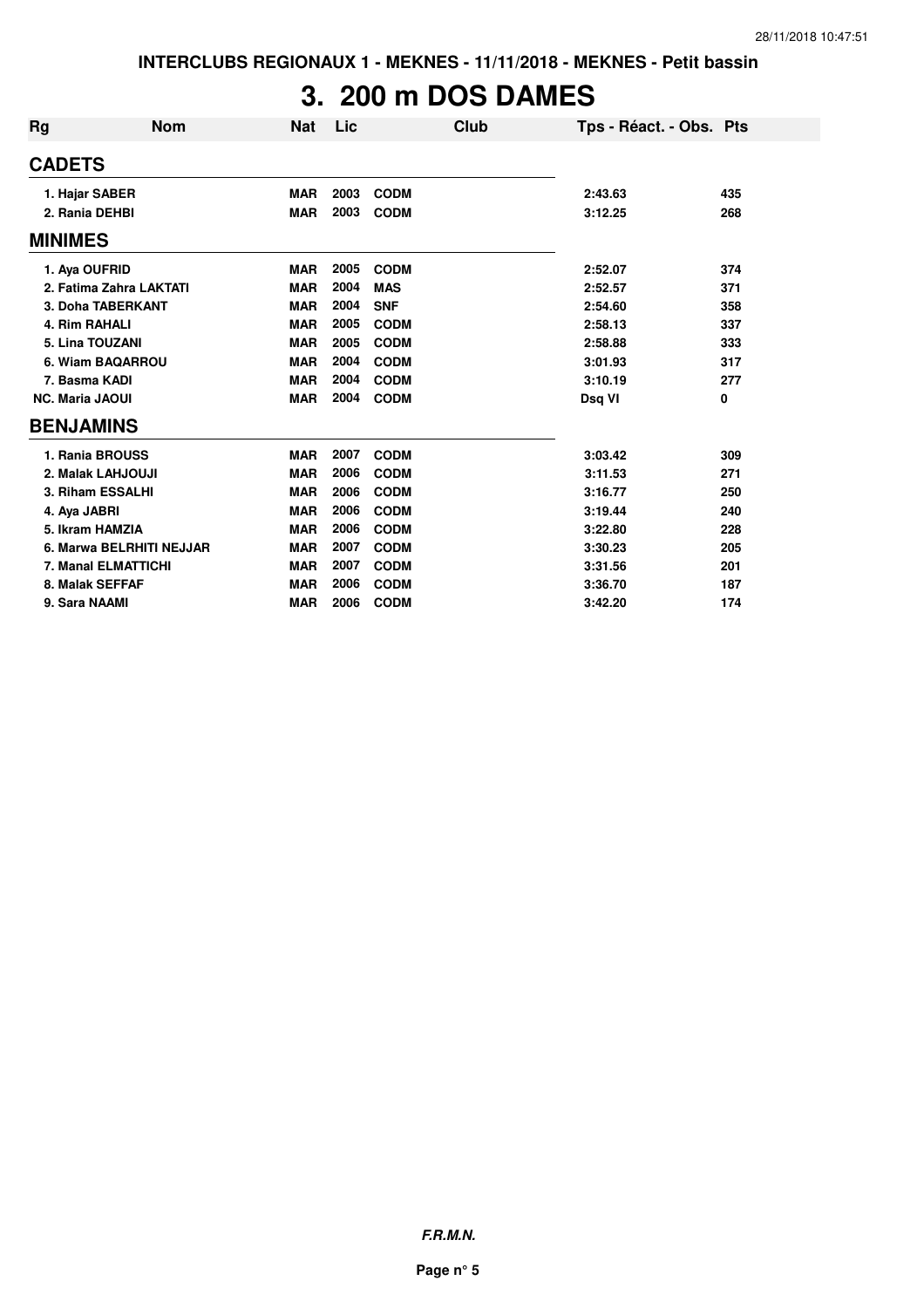INTERCLUBS REGIONAUX 1 - MEKNES - 11/11/2018 - MEKNES - Petit bassin

# 3. 200 m DOS DAMES

| Rg | Nom | Nat | Lic | Club | Tps - Réact. - Obs. | Pts |
|---|---|---|---|---|---|---|
| **CADETS** | | | | | | |
| 1. Hajar SABER | | MAR | 2003 | CODM | 2:43.63 | 435 |
| 2. Rania DEHBI | | MAR | 2003 | CODM | 3:12.25 | 268 |
| **MINIMES** | | | | | | |
| 1. Aya OUFRID | | MAR | 2005 | CODM | 2:52.07 | 374 |
| 2. Fatima Zahra LAKTATI | | MAR | 2004 | MAS | 2:52.57 | 371 |
| 3. Doha TABERKANT | | MAR | 2004 | SNF | 2:54.60 | 358 |
| 4. Rim RAHALI | | MAR | 2005 | CODM | 2:58.13 | 337 |
| 5. Lina TOUZANI | | MAR | 2005 | CODM | 2:58.88 | 333 |
| 6. Wiam BAQARROU | | MAR | 2004 | CODM | 3:01.93 | 317 |
| 7. Basma KADI | | MAR | 2004 | CODM | 3:10.19 | 277 |
| NC. Maria JAOUI | | MAR | 2004 | CODM | Dsq VI | 0 |
| **BENJAMINS** | | | | | | |
| 1. Rania BROUSS | | MAR | 2007 | CODM | 3:03.42 | 309 |
| 2. Malak LAHJOUJI | | MAR | 2006 | CODM | 3:11.53 | 271 |
| 3. Riham ESSALHI | | MAR | 2006 | CODM | 3:16.77 | 250 |
| 4. Aya JABRI | | MAR | 2006 | CODM | 3:19.44 | 240 |
| 5. Ikram HAMZIA | | MAR | 2006 | CODM | 3:22.80 | 228 |
| 6. Marwa BELRHITI NEJJAR | | MAR | 2007 | CODM | 3:30.23 | 205 |
| 7. Manal ELMATTICHI | | MAR | 2007 | CODM | 3:31.56 | 201 |
| 8. Malak SEFFAF | | MAR | 2006 | CODM | 3:36.70 | 187 |
| 9. Sara NAAMI | | MAR | 2006 | CODM | 3:42.20 | 174 |

*F.R.M.N.*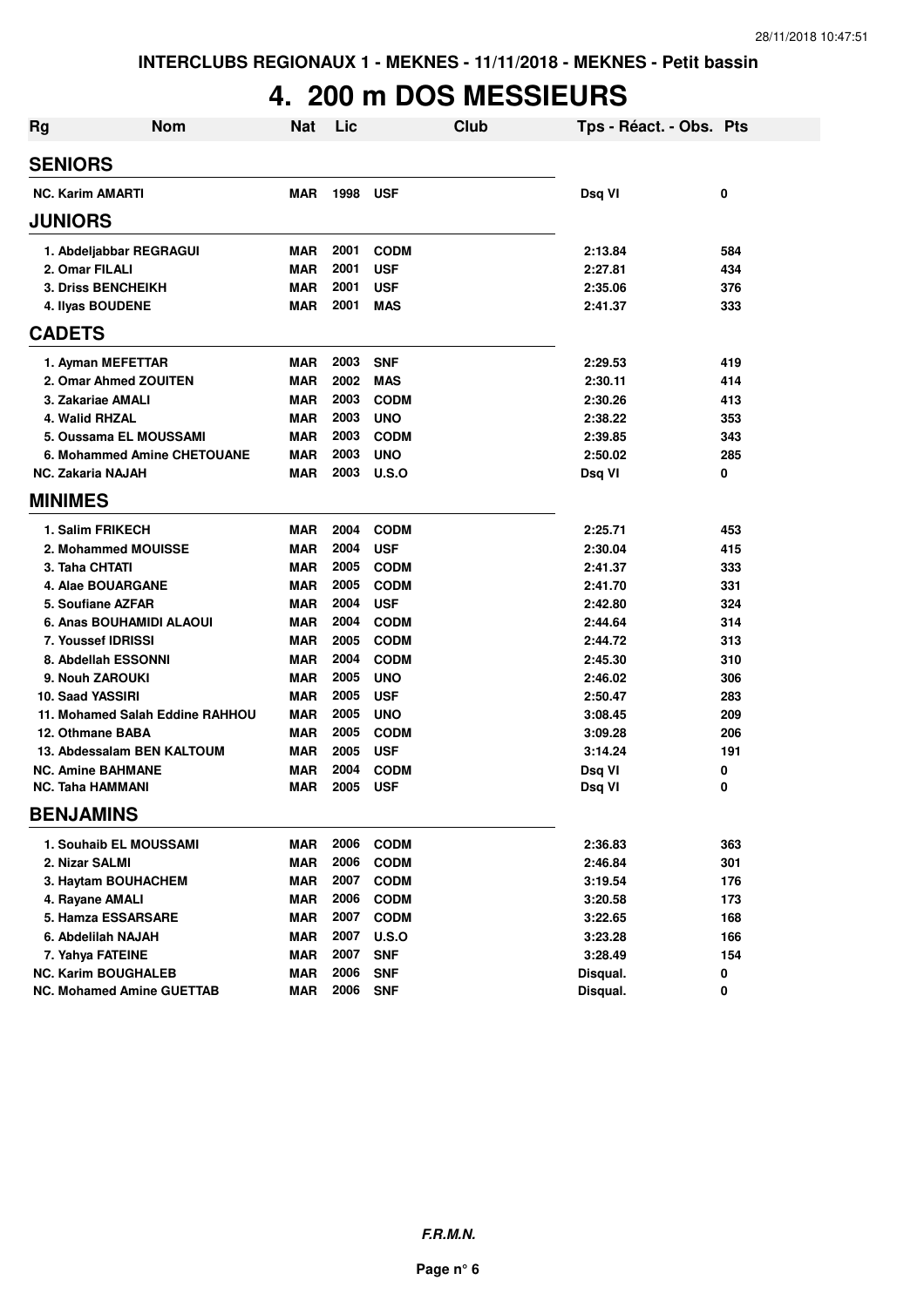INTERCLUBS REGIONAUX 1 - MEKNES - 11/11/2018 - MEKNES - Petit bassin

# 4. 200 m DOS MESSIEURS

| Rg | Nom | Nat | Lic | Club | Tps - Réact. - Obs. | Pts |
|---|---|---|---|---|---|---|
| **SENIORS** | | | | | | |
| NC. | Karim AMARTI | MAR | 1998 | USF | Dsq VI | 0 |
| **JUNIORS** | | | | | | |
| 1. | Abdeljabbar REGRAGUI | MAR | 2001 | CODM | 2:13.84 | 584 |
| 2. | Omar FILALI | MAR | 2001 | USF | 2:27.81 | 434 |
| 3. | Driss BENCHEIKH | MAR | 2001 | USF | 2:35.06 | 376 |
| 4. | Ilyas BOUDENE | MAR | 2001 | MAS | 2:41.37 | 333 |
| **CADETS** | | | | | | |
| 1. | Ayman MEFETTAR | MAR | 2003 | SNF | 2:29.53 | 419 |
| 2. | Omar Ahmed ZOUITEN | MAR | 2002 | MAS | 2:30.11 | 414 |
| 3. | Zakariae AMALI | MAR | 2003 | CODM | 2:30.26 | 413 |
| 4. | Walid RHZAL | MAR | 2003 | UNO | 2:38.22 | 353 |
| 5. | Oussama EL MOUSSAMI | MAR | 2003 | CODM | 2:39.85 | 343 |
| 6. | Mohammed Amine CHETOUANE | MAR | 2003 | UNO | 2:50.02 | 285 |
| NC. | Zakaria NAJAH | MAR | 2003 | U.S.O | Dsq VI | 0 |
| **MINIMES** | | | | | | |
| 1. | Salim FRIKECH | MAR | 2004 | CODM | 2:25.71 | 453 |
| 2. | Mohammed MOUISSE | MAR | 2004 | USF | 2:30.04 | 415 |
| 3. | Taha CHTATI | MAR | 2005 | CODM | 2:41.37 | 333 |
| 4. | Alae BOUARGANE | MAR | 2005 | CODM | 2:41.70 | 331 |
| 5. | Soufiane AZFAR | MAR | 2004 | USF | 2:42.80 | 324 |
| 6. | Anas BOUHAMIDI ALAOUI | MAR | 2004 | CODM | 2:44.64 | 314 |
| 7. | Youssef IDRISSI | MAR | 2005 | CODM | 2:44.72 | 313 |
| 8. | Abdellah ESSONNI | MAR | 2004 | CODM | 2:45.30 | 310 |
| 9. | Nouh ZAROUKI | MAR | 2005 | UNO | 2:46.02 | 306 |
| 10. | Saad YASSIRI | MAR | 2005 | USF | 2:50.47 | 283 |
| 11. | Mohamed Salah Eddine RAHHOU | MAR | 2005 | UNO | 3:08.45 | 209 |
| 12. | Othmane BABA | MAR | 2005 | CODM | 3:09.28 | 206 |
| 13. | Abdessalam BEN KALTOUM | MAR | 2005 | USF | 3:14.24 | 191 |
| NC. | Amine BAHMANE | MAR | 2004 | CODM | Dsq VI | 0 |
| NC. | Taha HAMMANI | MAR | 2005 | USF | Dsq VI | 0 |
| **BENJAMINS** | | | | | | |
| 1. | Souhaib EL MOUSSAMI | MAR | 2006 | CODM | 2:36.83 | 363 |
| 2. | Nizar SALMI | MAR | 2006 | CODM | 2:46.84 | 301 |
| 3. | Haytam BOUHACHEM | MAR | 2007 | CODM | 3:19.54 | 176 |
| 4. | Rayane AMALI | MAR | 2006 | CODM | 3:20.58 | 173 |
| 5. | Hamza ESSARSARE | MAR | 2007 | CODM | 3:22.65 | 168 |
| 6. | Abdelilah NAJAH | MAR | 2007 | U.S.O | 3:23.28 | 166 |
| 7. | Yahya FATEINE | MAR | 2007 | SNF | 3:28.49 | 154 |
| NC. | Karim BOUGHALEB | MAR | 2006 | SNF | Disqual. | 0 |
| NC. | Mohamed Amine GUETTAB | MAR | 2006 | SNF | Disqual. | 0 |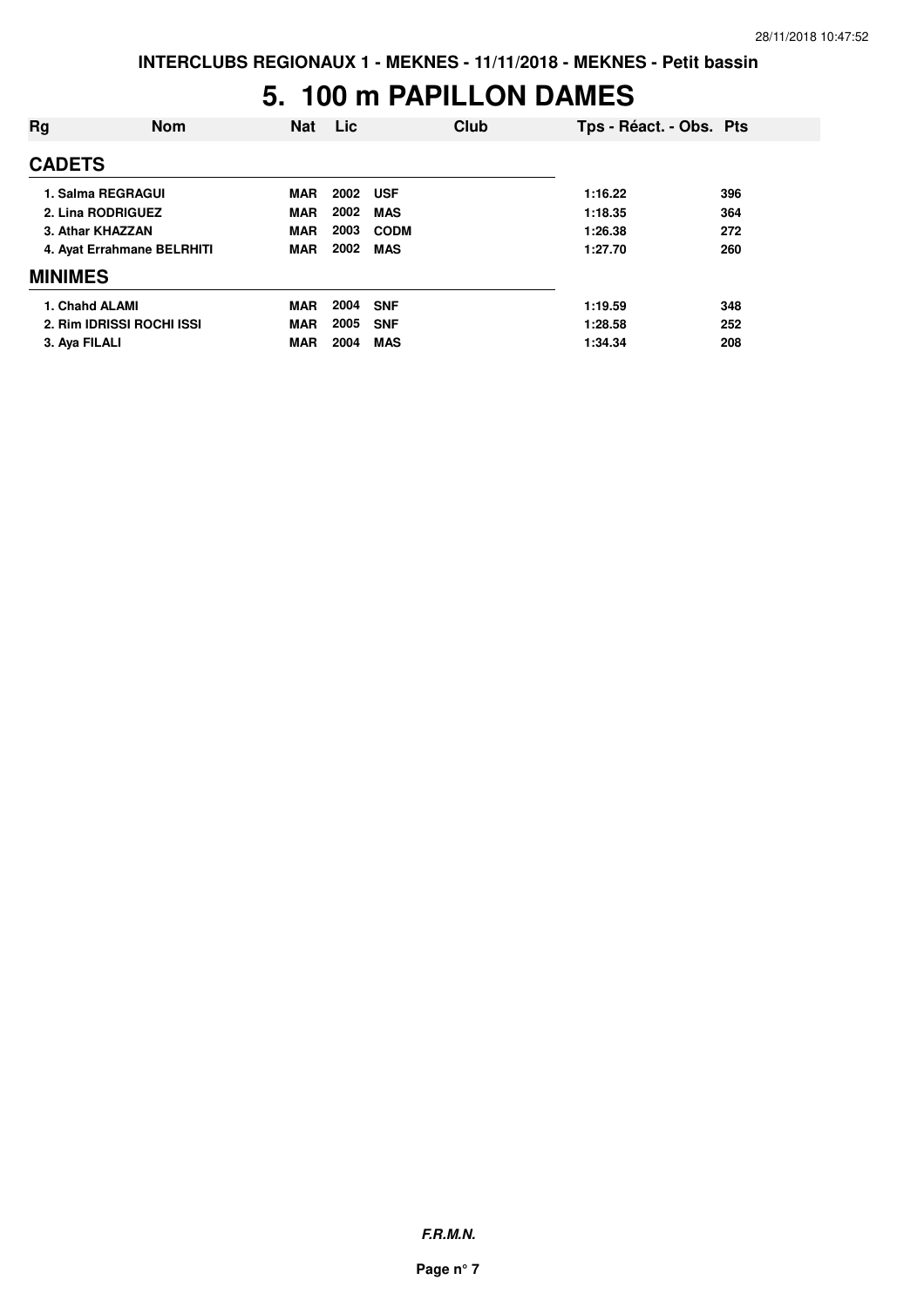# 5. 100 m PAPILLON DAMES

| Rg | Nom | Nat | Lic | Club | Tps - Réact. - Obs. | Pts |
|---|---|---|---|---|---|---|
| **CADETS** | | | | | | |
| 1. Salma REGRAGUI | | MAR | 2002 | USF | 1:16.22 | 396 |
| 2. Lina RODRIGUEZ | | MAR | 2002 | MAS | 1:18.35 | 364 |
| 3. Athar KHAZZAN | | MAR | 2003 | CODM | 1:26.38 | 272 |
| 4. Ayat Errahmane BELRHITI | | MAR | 2002 | MAS | 1:27.70 | 260 |
| **MINIMES** | | | | | | |
| 1. Chahd ALAMI | | MAR | 2004 | SNF | 1:19.59 | 348 |
| 2. Rim IDRISSI ROCHI ISSI | | MAR | 2005 | SNF | 1:28.58 | 252 |
| 3. Aya FILALI | | MAR | 2004 | MAS | 1:34.34 | 208 |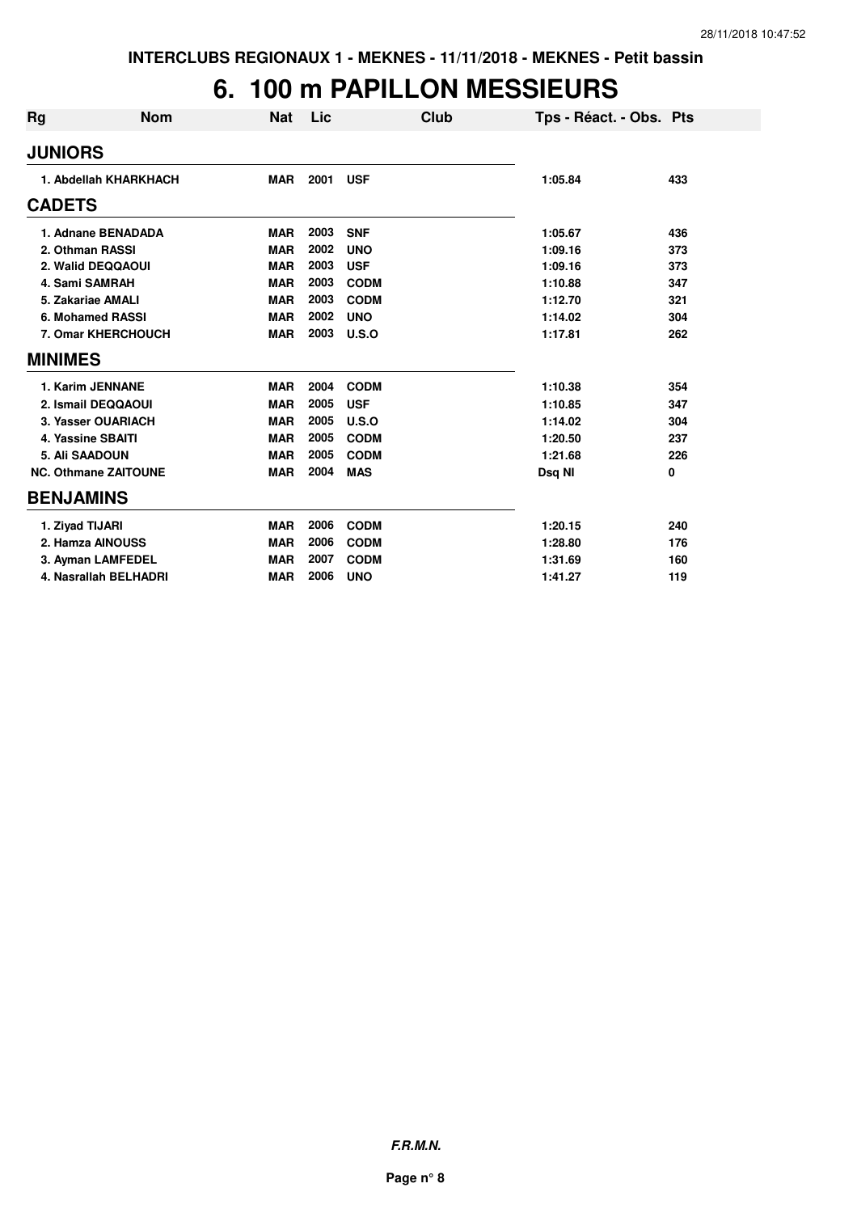INTERCLUBS REGIONAUX 1 - MEKNES - 11/11/2018 - MEKNES - Petit bassin

# 6. 100 m PAPILLON MESSIEURS

| Rg | Nom | Nat | Lic | Club | Tps - Réact. - Obs. | Pts |
|---|---|---|---|---|---|---|
| **JUNIORS** | | | | | | |
| 1. Abdellah KHARKHACH | | MAR | 2001 | USF | 1:05.84 | 433 |
| **CADETS** | | | | | | |
| 1. Adnane BENADADA | | MAR | 2003 | SNF | 1:05.67 | 436 |
| 2. Othman RASSI | | MAR | 2002 | UNO | 1:09.16 | 373 |
| 2. Walid DEQQAOUI | | MAR | 2003 | USF | 1:09.16 | 373 |
| 4. Sami SAMRAH | | MAR | 2003 | CODM | 1:10.88 | 347 |
| 5. Zakariae AMALI | | MAR | 2003 | CODM | 1:12.70 | 321 |
| 6. Mohamed RASSI | | MAR | 2002 | UNO | 1:14.02 | 304 |
| 7. Omar KHERCHOUCH | | MAR | 2003 | U.S.O | 1:17.81 | 262 |
| **MINIMES** | | | | | | |
| 1. Karim JENNANE | | MAR | 2004 | CODM | 1:10.38 | 354 |
| 2. Ismail DEQQAOUI | | MAR | 2005 | USF | 1:10.85 | 347 |
| 3. Yasser OUARIACH | | MAR | 2005 | U.S.O | 1:14.02 | 304 |
| 4. Yassine SBAITI | | MAR | 2005 | CODM | 1:20.50 | 237 |
| 5. Ali SAADOUN | | MAR | 2005 | CODM | 1:21.68 | 226 |
| NC. Othmane ZAITOUNE | | MAR | 2004 | MAS | Dsq NI | 0 |
| **BENJAMINS** | | | | | | |
| 1. Ziyad TIJARI | | MAR | 2006 | CODM | 1:20.15 | 240 |
| 2. Hamza AINOUSS | | MAR | 2006 | CODM | 1:28.80 | 176 |
| 3. Ayman LAMFEDEL | | MAR | 2007 | CODM | 1:31.69 | 160 |
| 4. Nasrallah BELHADRI | | MAR | 2006 | UNO | 1:41.27 | 119 |

*F.R.M.N.*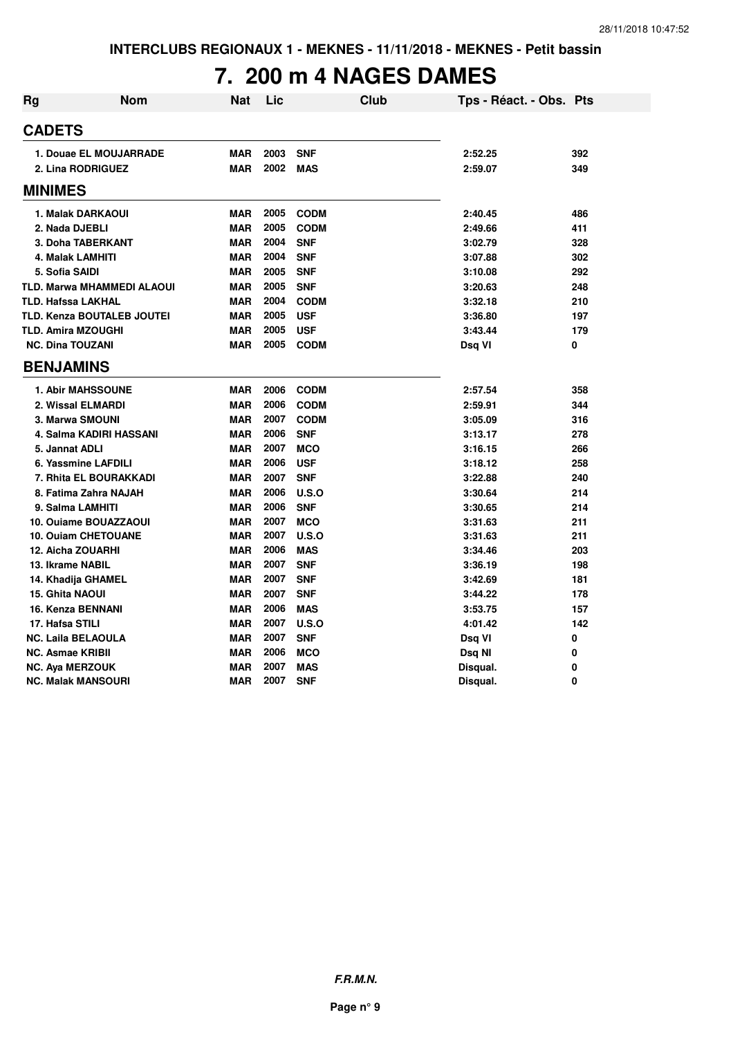INTERCLUBS REGIONAUX 1 - MEKNES - 11/11/2018 - MEKNES - Petit bassin

# 7. 200 m 4 NAGES DAMES

| Rg | Nom | Nat | Lic | Club | Tps - Réact. - Obs. | Pts |
|---|---|---|---|---|---|---|
| **CADETS** | | | | | | |
| 1. Douae EL MOUJARRADE | | MAR | 2003 | SNF | 2:52.25 | 392 |
| 2. Lina RODRIGUEZ | | MAR | 2002 | MAS | 2:59.07 | 349 |
| **MINIMES** | | | | | | |
| 1. Malak DARKAOUI | | MAR | 2005 | CODM | 2:40.45 | 486 |
| 2. Nada DJEBLI | | MAR | 2005 | CODM | 2:49.66 | 411 |
| 3. Doha TABERKANT | | MAR | 2004 | SNF | 3:02.79 | 328 |
| 4. Malak LAMHITI | | MAR | 2004 | SNF | 3:07.88 | 302 |
| 5. Sofia SAIDI | | MAR | 2005 | SNF | 3:10.08 | 292 |
| TLD. Marwa MHAMMEDI ALAOUI | | MAR | 2005 | SNF | 3:20.63 | 248 |
| TLD. Hafssa LAKHAL | | MAR | 2004 | CODM | 3:32.18 | 210 |
| TLD. Kenza BOUTALEB JOUTEI | | MAR | 2005 | USF | 3:36.80 | 197 |
| TLD. Amira MZOUGHI | | MAR | 2005 | USF | 3:43.44 | 179 |
| NC. Dina TOUZANI | | MAR | 2005 | CODM | Dsq VI | 0 |
| **BENJAMINS** | | | | | | |
| 1. Abir MAHSSOUNE | | MAR | 2006 | CODM | 2:57.54 | 358 |
| 2. Wissal ELMARDI | | MAR | 2006 | CODM | 2:59.91 | 344 |
| 3. Marwa SMOUNI | | MAR | 2007 | CODM | 3:05.09 | 316 |
| 4. Salma KADIRI HASSANI | | MAR | 2006 | SNF | 3:13.17 | 278 |
| 5. Jannat ADLI | | MAR | 2007 | MCO | 3:16.15 | 266 |
| 6. Yassmine LAFDILI | | MAR | 2006 | USF | 3:18.12 | 258 |
| 7. Rhita EL BOURAKKADI | | MAR | 2007 | SNF | 3:22.88 | 240 |
| 8. Fatima Zahra NAJAH | | MAR | 2006 | U.S.O | 3:30.64 | 214 |
| 9. Salma LAMHITI | | MAR | 2006 | SNF | 3:30.65 | 214 |
| 10. Ouiame BOUAZZAOUI | | MAR | 2007 | MCO | 3:31.63 | 211 |
| 10. Ouiam CHETOUANE | | MAR | 2007 | U.S.O | 3:31.63 | 211 |
| 12. Aicha ZOUARHI | | MAR | 2006 | MAS | 3:34.46 | 203 |
| 13. Ikrame NABIL | | MAR | 2007 | SNF | 3:36.19 | 198 |
| 14. Khadija GHAMEL | | MAR | 2007 | SNF | 3:42.69 | 181 |
| 15. Ghita NAOUI | | MAR | 2007 | SNF | 3:44.22 | 178 |
| 16. Kenza BENNANI | | MAR | 2006 | MAS | 3:53.75 | 157 |
| 17. Hafsa STILI | | MAR | 2007 | U.S.O | 4:01.42 | 142 |
| NC. Laila BELAOULA | | MAR | 2007 | SNF | Dsq VI | 0 |
| NC. Asmae KRIBII | | MAR | 2006 | MCO | Dsq NI | 0 |
| NC. Aya MERZOUK | | MAR | 2007 | MAS | Disqual. | 0 |
| NC. Malak MANSOURI | | MAR | 2007 | SNF | Disqual. | 0 |

***F.R.M.N.***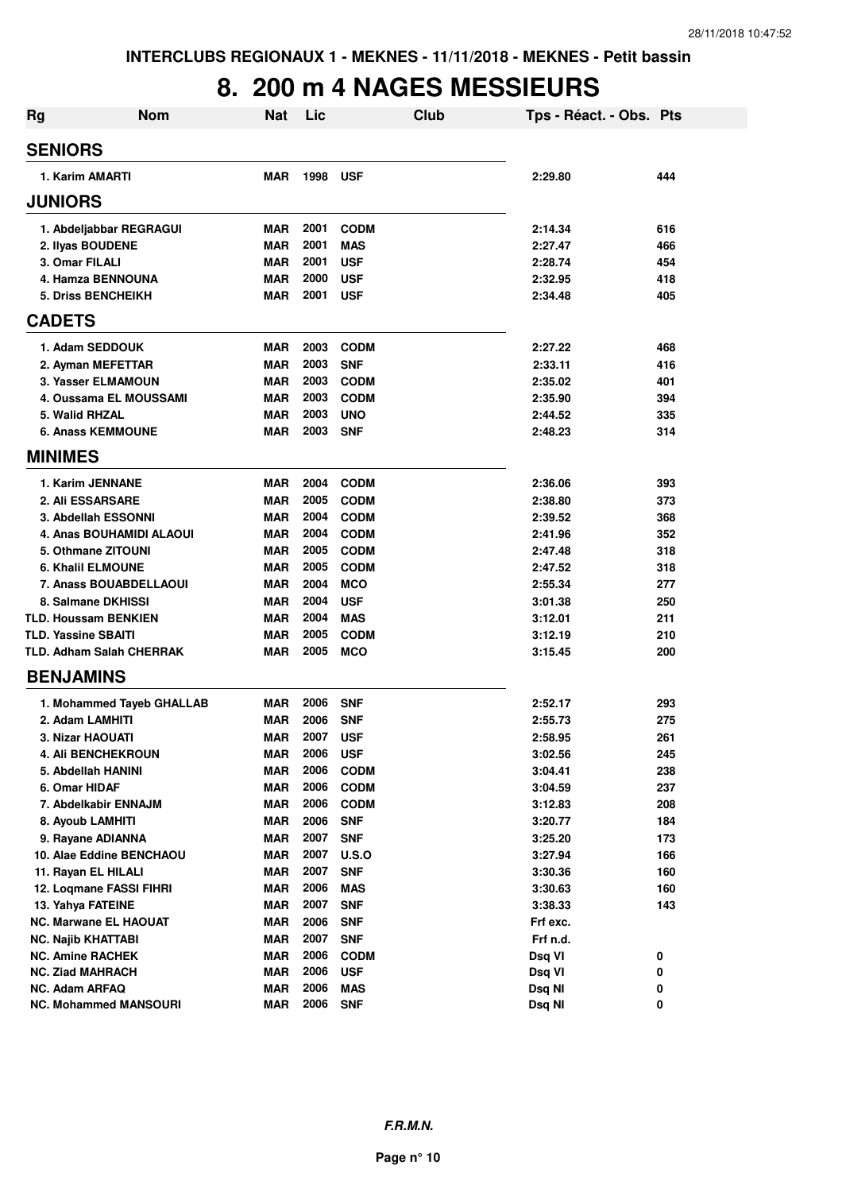INTERCLUBS REGIONAUX 1 - MEKNES - 11/11/2018 - MEKNES - Petit bassin

# 8. 200 m 4 NAGES MESSIEURS

| Rg | Nom | Nat | Lic | Club | Tps - Réact. - Obs. | Pts |
|---|---|---|---|---|---|---|
| **SENIORS** | | | | | | |
| 1. Karim AMARTI | | MAR | 1998 | USF | 2:29.80 | 444 |
| **JUNIORS** | | | | | | |
| 1. Abdeljabbar REGRAGUI | | MAR | 2001 | CODM | 2:14.34 | 616 |
| 2. Ilyas BOUDENE | | MAR | 2001 | MAS | 2:27.47 | 466 |
| 3. Omar FILALI | | MAR | 2001 | USF | 2:28.74 | 454 |
| 4. Hamza BENNOUNA | | MAR | 2000 | USF | 2:32.95 | 418 |
| 5. Driss BENCHEIKH | | MAR | 2001 | USF | 2:34.48 | 405 |
| **CADETS** | | | | | | |
| 1. Adam SEDDOUK | | MAR | 2003 | CODM | 2:27.22 | 468 |
| 2. Ayman MEFETTAR | | MAR | 2003 | SNF | 2:33.11 | 416 |
| 3. Yasser ELMAMOUN | | MAR | 2003 | CODM | 2:35.02 | 401 |
| 4. Oussama EL MOUSSAMI | | MAR | 2003 | CODM | 2:35.90 | 394 |
| 5. Walid RHZAL | | MAR | 2003 | UNO | 2:44.52 | 335 |
| 6. Anass KEMMOUNE | | MAR | 2003 | SNF | 2:48.23 | 314 |
| **MINIMES** | | | | | | |
| 1. Karim JENNANE | | MAR | 2004 | CODM | 2:36.06 | 393 |
| 2. Ali ESSARSARE | | MAR | 2005 | CODM | 2:38.80 | 373 |
| 3. Abdellah ESSONNI | | MAR | 2004 | CODM | 2:39.52 | 368 |
| 4. Anas BOUHAMIDI ALAOUI | | MAR | 2004 | CODM | 2:41.96 | 352 |
| 5. Othmane ZITOUNI | | MAR | 2005 | CODM | 2:47.48 | 318 |
| 6. Khalil ELMOUNE | | MAR | 2005 | CODM | 2:47.52 | 318 |
| 7. Anass BOUABDELLAOUI | | MAR | 2004 | MCO | 2:55.34 | 277 |
| 8. Salmane DKHISSI | | MAR | 2004 | USF | 3:01.38 | 250 |
| TLD. Houssam BENKIEN | | MAR | 2004 | MAS | 3:12.01 | 211 |
| TLD. Yassine SBAITI | | MAR | 2005 | CODM | 3:12.19 | 210 |
| TLD. Adham Salah CHERRAK | | MAR | 2005 | MCO | 3:15.45 | 200 |
| **BENJAMINS** | | | | | | |
| 1. Mohammed Tayeb GHALLAB | | MAR | 2006 | SNF | 2:52.17 | 293 |
| 2. Adam LAMHITI | | MAR | 2006 | SNF | 2:55.73 | 275 |
| 3. Nizar HAOUATI | | MAR | 2007 | USF | 2:58.95 | 261 |
| 4. Ali BENCHEKROUN | | MAR | 2006 | USF | 3:02.56 | 245 |
| 5. Abdellah HANINI | | MAR | 2006 | CODM | 3:04.41 | 238 |
| 6. Omar HIDAF | | MAR | 2006 | CODM | 3:04.59 | 237 |
| 7. Abdelkabir ENNAJM | | MAR | 2006 | CODM | 3:12.83 | 208 |
| 8. Ayoub LAMHITI | | MAR | 2006 | SNF | 3:20.77 | 184 |
| 9. Rayane ADIANNA | | MAR | 2007 | SNF | 3:25.20 | 173 |
| 10. Alae Eddine BENCHAOU | | MAR | 2007 | U.S.O | 3:27.94 | 166 |
| 11. Rayan EL HILALI | | MAR | 2007 | SNF | 3:30.36 | 160 |
| 12. Loqmane FASSI FIHRI | | MAR | 2006 | MAS | 3:30.63 | 160 |
| 13. Yahya FATEINE | | MAR | 2007 | SNF | 3:38.33 | 143 |
| NC. Marwane EL HAOUAT | | MAR | 2006 | SNF | Frf exc. | |
| NC. Najib KHATTABI | | MAR | 2007 | SNF | Frf n.d. | |
| NC. Amine RACHEK | | MAR | 2006 | CODM | Dsq VI | 0 |
| NC. Ziad MAHRACH | | MAR | 2006 | USF | Dsq VI | 0 |
| NC. Adam ARFAQ | | MAR | 2006 | MAS | Dsq NI | 0 |
| NC. Mohammed MANSOURI | | MAR | 2006 | SNF | Dsq NI | 0 |

F.R.M.N.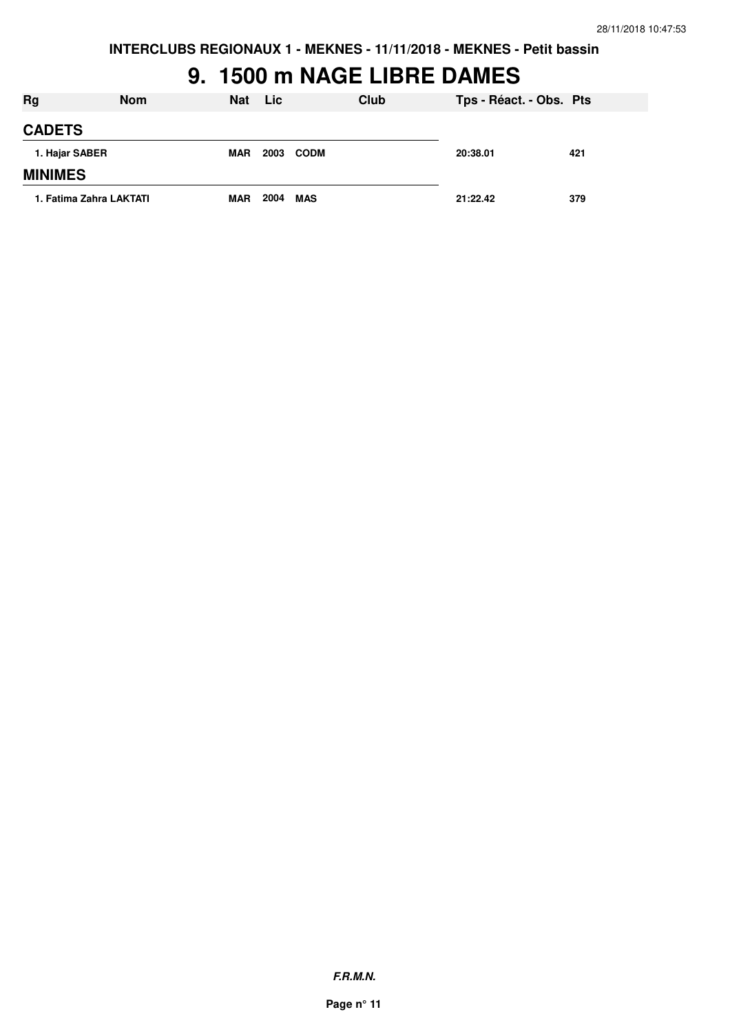# 9. 1500 m NAGE LIBRE DAMES

| Rg | Nom | Nat | Lic | Club | Tps - Réact. - Obs. | Pts |
|---|---|---|---|---|---|---|
| **CADETS** | | | | | | |
| 1. | Hajar SABER | MAR | 2003 | CODM | 20:38.01 | 421 |
| **MINIMES** | | | | | | |
| 1. | Fatima Zahra LAKTATI | MAR | 2004 | MAS | 21:22.42 | 379 |

***F.R.M.N.***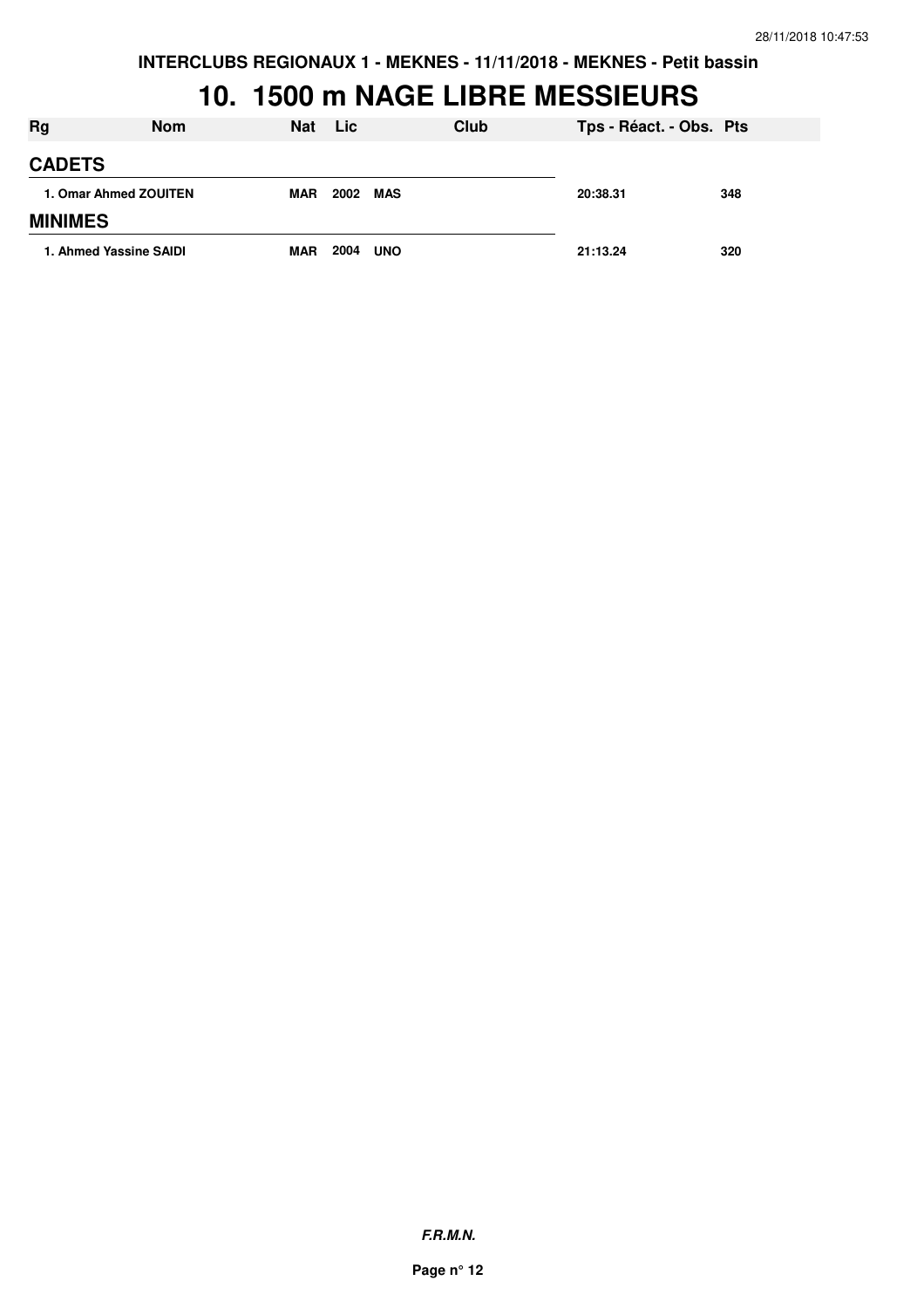INTERCLUBS REGIONAUX 1 - MEKNES - 11/11/2018 - MEKNES - Petit bassin

# 10. 1500 m NAGE LIBRE MESSIEURS

| Rg | Nom | Nat | Lic | Club | Tps - Réact. - Obs. | Pts |
|---|---|---|---|---|---|---|
| **CADETS** | | | | | | |
| 1. Omar Ahmed ZOUITEN | | MAR | 2002 | MAS | 20:38.31 | 348 |
| **MINIMES** | | | | | | |
| 1. Ahmed Yassine SAIDI | | MAR | 2004 | UNO | 21:13.24 | 320 |

***F.R.M.N.***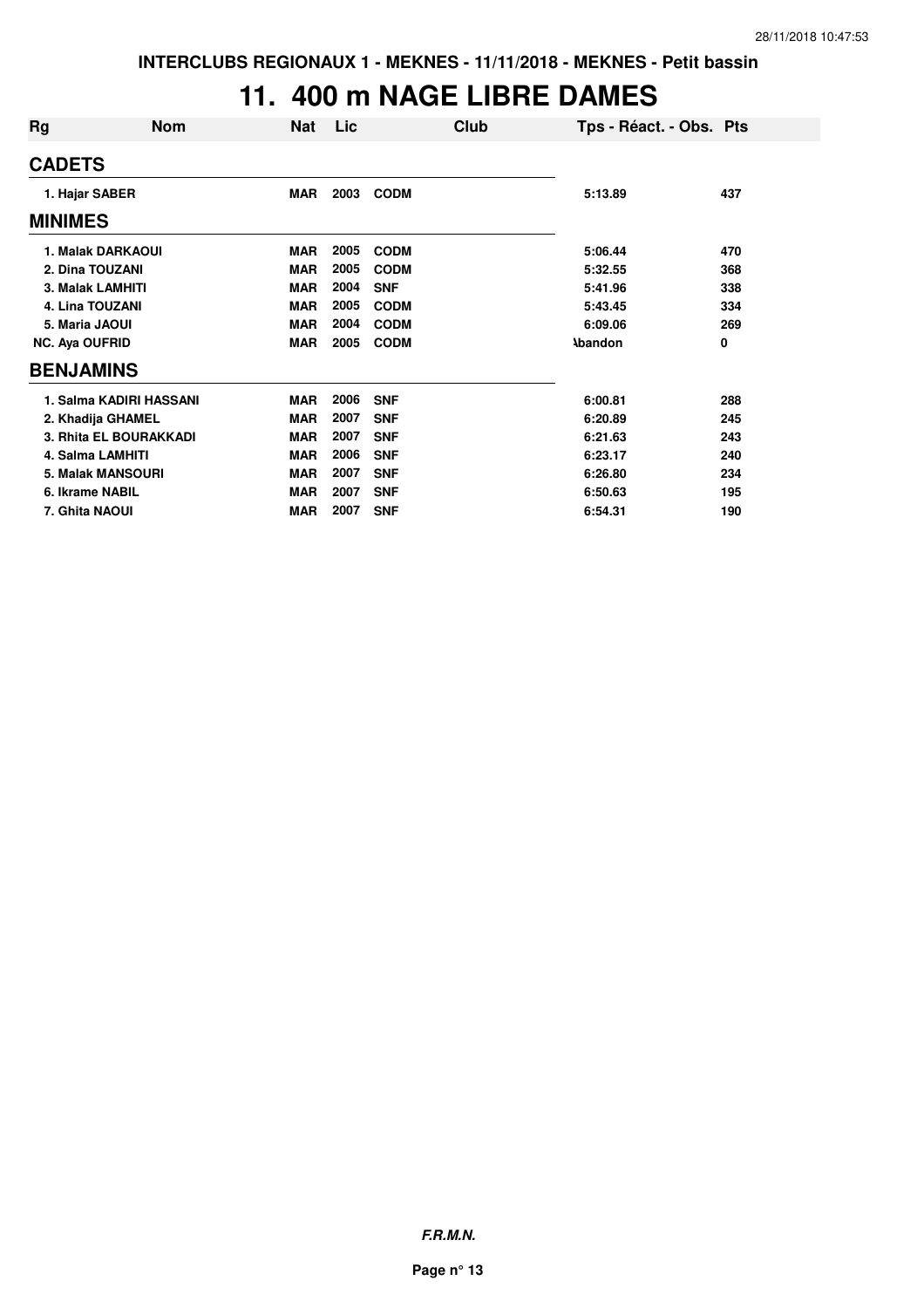# 11. 400 m NAGE LIBRE DAMES

| Rg | Nom | Nat | Lic | Club | Tps - Réact. - Obs. | Pts |
|---|---|---|---|---|---|---|
| **CADETS** | | | | | | |
| 1. Hajar SABER | | MAR | 2003 | CODM | 5:13.89 | 437 |
| **MINIMES** | | | | | | |
| 1. Malak DARKAOUI | | MAR | 2005 | CODM | 5:06.44 | 470 |
| 2. Dina TOUZANI | | MAR | 2005 | CODM | 5:32.55 | 368 |
| 3. Malak LAMHITI | | MAR | 2004 | SNF | 5:41.96 | 338 |
| 4. Lina TOUZANI | | MAR | 2005 | CODM | 5:43.45 | 334 |
| 5. Maria JAOUI | | MAR | 2004 | CODM | 6:09.06 | 269 |
| NC. Aya OUFRID | | MAR | 2005 | CODM | Abandon | 0 |
| **BENJAMINS** | | | | | | |
| 1. Salma KADIRI HASSANI | | MAR | 2006 | SNF | 6:00.81 | 288 |
| 2. Khadija GHAMEL | | MAR | 2007 | SNF | 6:20.89 | 245 |
| 3. Rhita EL BOURAKKADI | | MAR | 2007 | SNF | 6:21.63 | 243 |
| 4. Salma LAMHITI | | MAR | 2006 | SNF | 6:23.17 | 240 |
| 5. Malak MANSOURI | | MAR | 2007 | SNF | 6:26.80 | 234 |
| 6. Ikrame NABIL | | MAR | 2007 | SNF | 6:50.63 | 195 |
| 7. Ghita NAOUI | | MAR | 2007 | SNF | 6:54.31 | 190 |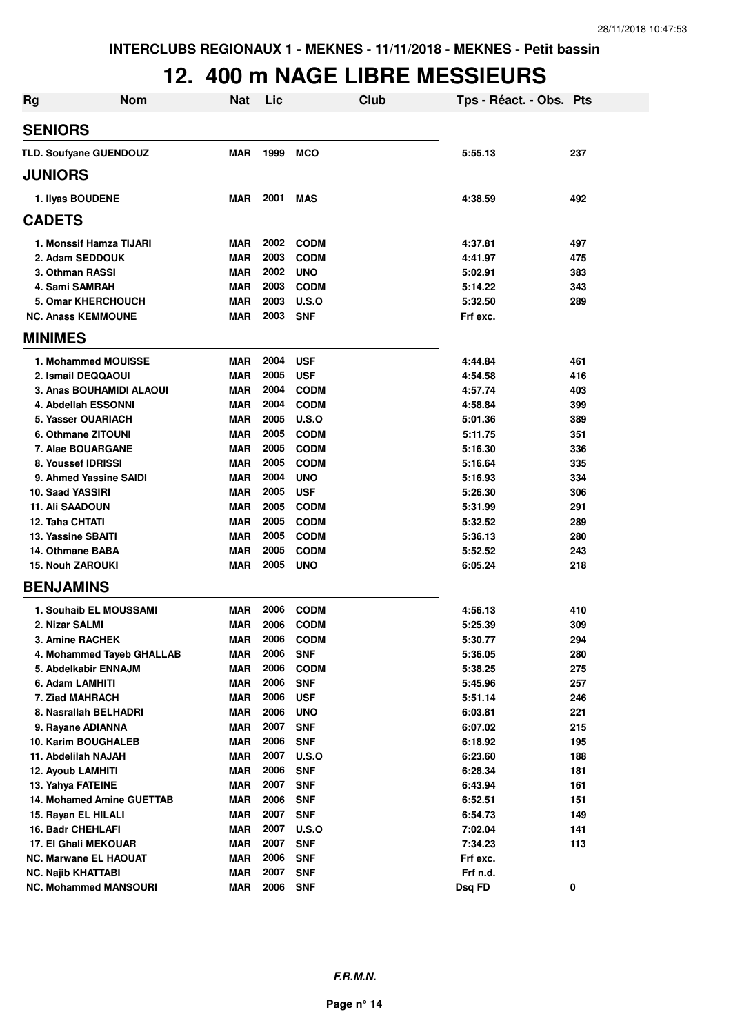INTERCLUBS REGIONAUX 1 - MEKNES - 11/11/2018 - MEKNES - Petit bassin

# 12. 400 m NAGE LIBRE MESSIEURS

| Rg | Nom | Nat | Lic | Club | Tps - Réact. - Obs. | Pts |
|---|---|---|---|---|---|---|
| **SENIORS** | | | | | | |
| TLD. | Soufyane GUENDOUZ | MAR | 1999 | MCO | 5:55.13 | 237 |
| **JUNIORS** | | | | | | |
| 1. | Ilyas BOUDENE | MAR | 2001 | MAS | 4:38.59 | 492 |
| **CADETS** | | | | | | |
| 1. | Monssif Hamza TIJARI | MAR | 2002 | CODM | 4:37.81 | 497 |
| 2. | Adam SEDDOUK | MAR | 2003 | CODM | 4:41.97 | 475 |
| 3. | Othman RASSI | MAR | 2002 | UNO | 5:02.91 | 383 |
| 4. | Sami SAMRAH | MAR | 2003 | CODM | 5:14.22 | 343 |
| 5. | Omar KHERCHOUCH | MAR | 2003 | U.S.O | 5:32.50 | 289 |
| NC. | Anass KEMMOUNE | MAR | 2003 | SNF | Frf exc. | |
| **MINIMES** | | | | | | |
| 1. | Mohammed MOUISSE | MAR | 2004 | USF | 4:44.84 | 461 |
| 2. | Ismail DEQQAOUI | MAR | 2005 | USF | 4:54.58 | 416 |
| 3. | Anas BOUHAMIDI ALAOUI | MAR | 2004 | CODM | 4:57.74 | 403 |
| 4. | Abdellah ESSONNI | MAR | 2004 | CODM | 4:58.84 | 399 |
| 5. | Yasser OUARIACH | MAR | 2005 | U.S.O | 5:01.36 | 389 |
| 6. | Othmane ZITOUNI | MAR | 2005 | CODM | 5:11.75 | 351 |
| 7. | Alae BOUARGANE | MAR | 2005 | CODM | 5:16.30 | 336 |
| 8. | Youssef IDRISSI | MAR | 2005 | CODM | 5:16.64 | 335 |
| 9. | Ahmed Yassine SAIDI | MAR | 2004 | UNO | 5:16.93 | 334 |
| 10. | Saad YASSIRI | MAR | 2005 | USF | 5:26.30 | 306 |
| 11. | Ali SAADOUN | MAR | 2005 | CODM | 5:31.99 | 291 |
| 12. | Taha CHTATI | MAR | 2005 | CODM | 5:32.52 | 289 |
| 13. | Yassine SBAITI | MAR | 2005 | CODM | 5:36.13 | 280 |
| 14. | Othmane BABA | MAR | 2005 | CODM | 5:52.52 | 243 |
| 15. | Nouh ZAROUKI | MAR | 2005 | UNO | 6:05.24 | 218 |
| **BENJAMINS** | | | | | | |
| 1. | Souhaib EL MOUSSAMI | MAR | 2006 | CODM | 4:56.13 | 410 |
| 2. | Nizar SALMI | MAR | 2006 | CODM | 5:25.39 | 309 |
| 3. | Amine RACHEK | MAR | 2006 | CODM | 5:30.77 | 294 |
| 4. | Mohammed Tayeb GHALLAB | MAR | 2006 | SNF | 5:36.05 | 280 |
| 5. | Abdelkabir ENNAJM | MAR | 2006 | CODM | 5:38.25 | 275 |
| 6. | Adam LAMHITI | MAR | 2006 | SNF | 5:45.96 | 257 |
| 7. | Ziad MAHRACH | MAR | 2006 | USF | 5:51.14 | 246 |
| 8. | Nasrallah BELHADRI | MAR | 2006 | UNO | 6:03.81 | 221 |
| 9. | Rayane ADIANNA | MAR | 2007 | SNF | 6:07.02 | 215 |
| 10. | Karim BOUGHALEB | MAR | 2006 | SNF | 6:18.92 | 195 |
| 11. | Abdelilah NAJAH | MAR | 2007 | U.S.O | 6:23.60 | 188 |
| 12. | Ayoub LAMHITI | MAR | 2006 | SNF | 6:28.34 | 181 |
| 13. | Yahya FATEINE | MAR | 2007 | SNF | 6:43.94 | 161 |
| 14. | Mohamed Amine GUETTAB | MAR | 2006 | SNF | 6:52.51 | 151 |
| 15. | Rayan EL HILALI | MAR | 2007 | SNF | 6:54.73 | 149 |
| 16. | Badr CHEHLAFI | MAR | 2007 | U.S.O | 7:02.04 | 141 |
| 17. | El Ghali MEKOUAR | MAR | 2007 | SNF | 7:34.23 | 113 |
| NC. | Marwane EL HAOUAT | MAR | 2006 | SNF | Frf exc. | |
| NC. | Najib KHATTABI | MAR | 2007 | SNF | Frf n.d. | |
| NC. | Mohammed MANSOURI | MAR | 2006 | SNF | Dsq FD | 0 |

*F.R.M.N.*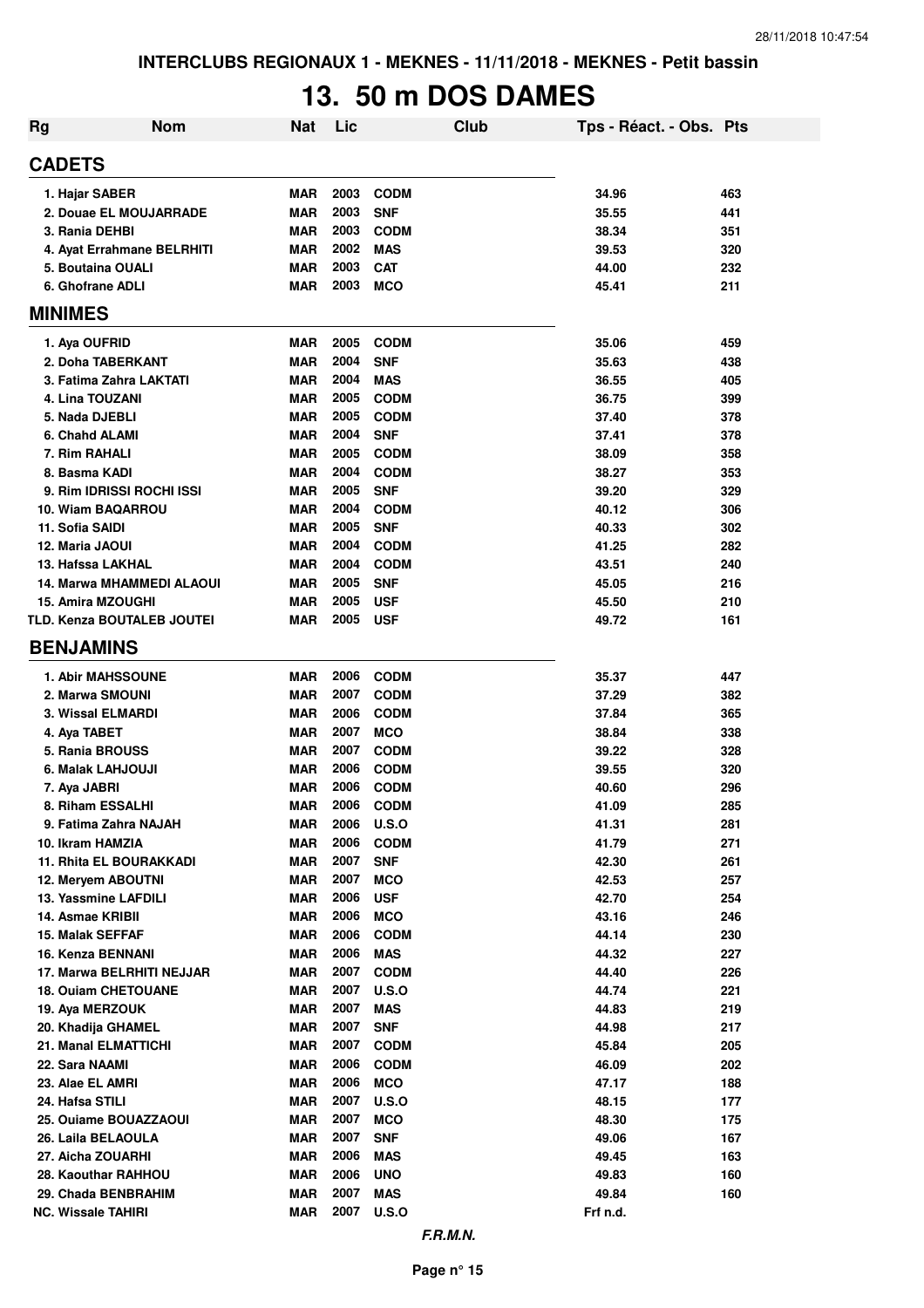INTERCLUBS REGIONAUX 1 - MEKNES - 11/11/2018 - MEKNES - Petit bassin

# 13. 50 m DOS DAMES

| Rg | Nom | Nat | Lic | Club | Tps - Réact. - Obs. | Pts |
|---|---|---|---|---|---|---|
| **CADETS** | | | | | | |
| 1. Hajar SABER | | MAR | 2003 | CODM | 34.96 | 463 |
| 2. Douae EL MOUJARRADE | | MAR | 2003 | SNF | 35.55 | 441 |
| 3. Rania DEHBI | | MAR | 2003 | CODM | 38.34 | 351 |
| 4. Ayat Errahmane BELRHITI | | MAR | 2002 | MAS | 39.53 | 320 |
| 5. Boutaina OUALI | | MAR | 2003 | CAT | 44.00 | 232 |
| 6. Ghofrane ADLI | | MAR | 2003 | MCO | 45.41 | 211 |
| **MINIMES** | | | | | | |
| 1. Aya OUFRID | | MAR | 2005 | CODM | 35.06 | 459 |
| 2. Doha TABERKANT | | MAR | 2004 | SNF | 35.63 | 438 |
| 3. Fatima Zahra LAKTATI | | MAR | 2004 | MAS | 36.55 | 405 |
| 4. Lina TOUZANI | | MAR | 2005 | CODM | 36.75 | 399 |
| 5. Nada DJEBLI | | MAR | 2005 | CODM | 37.40 | 378 |
| 6. Chahd ALAMI | | MAR | 2004 | SNF | 37.41 | 378 |
| 7. Rim RAHALI | | MAR | 2005 | CODM | 38.09 | 358 |
| 8. Basma KADI | | MAR | 2004 | CODM | 38.27 | 353 |
| 9. Rim IDRISSI ROCHI ISSI | | MAR | 2005 | SNF | 39.20 | 329 |
| 10. Wiam BAQARROU | | MAR | 2004 | CODM | 40.12 | 306 |
| 11. Sofia SAIDI | | MAR | 2005 | SNF | 40.33 | 302 |
| 12. Maria JAOUI | | MAR | 2004 | CODM | 41.25 | 282 |
| 13. Hafssa LAKHAL | | MAR | 2004 | CODM | 43.51 | 240 |
| 14. Marwa MHAMMEDI ALAOUI | | MAR | 2005 | SNF | 45.05 | 216 |
| 15. Amira MZOUGHI | | MAR | 2005 | USF | 45.50 | 210 |
| TLD. Kenza BOUTALEB JOUTEI | | MAR | 2005 | USF | 49.72 | 161 |
| **BENJAMINS** | | | | | | |
| 1. Abir MAHSSOUNE | | MAR | 2006 | CODM | 35.37 | 447 |
| 2. Marwa SMOUNI | | MAR | 2007 | CODM | 37.29 | 382 |
| 3. Wissal ELMARDI | | MAR | 2006 | CODM | 37.84 | 365 |
| 4. Aya TABET | | MAR | 2007 | MCO | 38.84 | 338 |
| 5. Rania BROUSS | | MAR | 2007 | CODM | 39.22 | 328 |
| 6. Malak LAHJOUJI | | MAR | 2006 | CODM | 39.55 | 320 |
| 7. Aya JABRI | | MAR | 2006 | CODM | 40.60 | 296 |
| 8. Riham ESSALHI | | MAR | 2006 | CODM | 41.09 | 285 |
| 9. Fatima Zahra NAJAH | | MAR | 2006 | U.S.O | 41.31 | 281 |
| 10. Ikram HAMZIA | | MAR | 2006 | CODM | 41.79 | 271 |
| 11. Rhita EL BOURAKKADI | | MAR | 2007 | SNF | 42.30 | 261 |
| 12. Meryem ABOUTNI | | MAR | 2007 | MCO | 42.53 | 257 |
| 13. Yassmine LAFDILI | | MAR | 2006 | USF | 42.70 | 254 |
| 14. Asmae KRIBII | | MAR | 2006 | MCO | 43.16 | 246 |
| 15. Malak SEFFAF | | MAR | 2006 | CODM | 44.14 | 230 |
| 16. Kenza BENNANI | | MAR | 2006 | MAS | 44.32 | 227 |
| 17. Marwa BELRHITI NEJJAR | | MAR | 2007 | CODM | 44.40 | 226 |
| 18. Ouiam CHETOUANE | | MAR | 2007 | U.S.O | 44.74 | 221 |
| 19. Aya MERZOUK | | MAR | 2007 | MAS | 44.83 | 219 |
| 20. Khadija GHAMEL | | MAR | 2007 | SNF | 44.98 | 217 |
| 21. Manal ELMATTICHI | | MAR | 2007 | CODM | 45.84 | 205 |
| 22. Sara NAAMI | | MAR | 2006 | CODM | 46.09 | 202 |
| 23. Alae EL AMRI | | MAR | 2006 | MCO | 47.17 | 188 |
| 24. Hafsa STILI | | MAR | 2007 | U.S.O | 48.15 | 177 |
| 25. Ouiame BOUAZZAOUI | | MAR | 2007 | MCO | 48.30 | 175 |
| 26. Laila BELAOULA | | MAR | 2007 | SNF | 49.06 | 167 |
| 27. Aicha ZOUARHI | | MAR | 2006 | MAS | 49.45 | 163 |
| 28. Kaouthar RAHHOU | | MAR | 2006 | UNO | 49.83 | 160 |
| 29. Chada BENBRAHIM | | MAR | 2007 | MAS | 49.84 | 160 |
| NC. Wissale TAHIRI | | MAR | 2007 | U.S.O | Frf n.d. | |

*F.R.M.N.*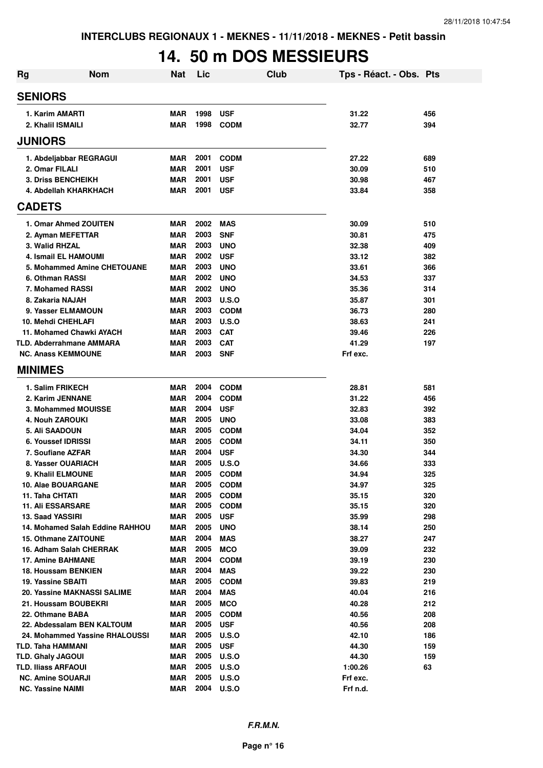INTERCLUBS REGIONAUX 1 - MEKNES - 11/11/2018 - MEKNES - Petit bassin

# 14. 50 m DOS MESSIEURS

| Rg | Nom | Nat | Lic | Club | Tps - Réact. - Obs. | Pts |
|---|---|---|---|---|---|---|
| **SENIORS** | | | | | | |
| 1. Karim AMARTI | | MAR | 1998 | USF | 31.22 | 456 |
| 2. Khalil ISMAILI | | MAR | 1998 | CODM | 32.77 | 394 |
| **JUNIORS** | | | | | | |
| 1. Abdeljabbar REGRAGUI | | MAR | 2001 | CODM | 27.22 | 689 |
| 2. Omar FILALI | | MAR | 2001 | USF | 30.09 | 510 |
| 3. Driss BENCHEIKH | | MAR | 2001 | USF | 30.98 | 467 |
| 4. Abdellah KHARKHACH | | MAR | 2001 | USF | 33.84 | 358 |
| **CADETS** | | | | | | |
| 1. Omar Ahmed ZOUITEN | | MAR | 2002 | MAS | 30.09 | 510 |
| 2. Ayman MEFETTAR | | MAR | 2003 | SNF | 30.81 | 475 |
| 3. Walid RHZAL | | MAR | 2003 | UNO | 32.38 | 409 |
| 4. Ismail EL HAMOUMI | | MAR | 2002 | USF | 33.12 | 382 |
| 5. Mohammed Amine CHETOUANE | | MAR | 2003 | UNO | 33.61 | 366 |
| 6. Othman RASSI | | MAR | 2002 | UNO | 34.53 | 337 |
| 7. Mohamed RASSI | | MAR | 2002 | UNO | 35.36 | 314 |
| 8. Zakaria NAJAH | | MAR | 2003 | U.S.O | 35.87 | 301 |
| 9. Yasser ELMAMOUN | | MAR | 2003 | CODM | 36.73 | 280 |
| 10. Mehdi CHEHLAFI | | MAR | 2003 | U.S.O | 38.63 | 241 |
| 11. Mohamed Chawki AYACH | | MAR | 2003 | CAT | 39.46 | 226 |
| TLD. Abderrahmane AMMARA | | MAR | 2003 | CAT | 41.29 | 197 |
| NC. Anass KEMMOUNE | | MAR | 2003 | SNF | Frf exc. | |
| **MINIMES** | | | | | | |
| 1. Salim FRIKECH | | MAR | 2004 | CODM | 28.81 | 581 |
| 2. Karim JENNANE | | MAR | 2004 | CODM | 31.22 | 456 |
| 3. Mohammed MOUISSE | | MAR | 2004 | USF | 32.83 | 392 |
| 4. Nouh ZAROUKI | | MAR | 2005 | UNO | 33.08 | 383 |
| 5. Ali SAADOUN | | MAR | 2005 | CODM | 34.04 | 352 |
| 6. Youssef IDRISSI | | MAR | 2005 | CODM | 34.11 | 350 |
| 7. Soufiane AZFAR | | MAR | 2004 | USF | 34.30 | 344 |
| 8. Yasser OUARIACH | | MAR | 2005 | U.S.O | 34.66 | 333 |
| 9. Khalil ELMOUNE | | MAR | 2005 | CODM | 34.94 | 325 |
| 10. Alae BOUARGANE | | MAR | 2005 | CODM | 34.97 | 325 |
| 11. Taha CHTATI | | MAR | 2005 | CODM | 35.15 | 320 |
| 11. Ali ESSARSARE | | MAR | 2005 | CODM | 35.15 | 320 |
| 13. Saad YASSIRI | | MAR | 2005 | USF | 35.99 | 298 |
| 14. Mohamed Salah Eddine RAHHOU | | MAR | 2005 | UNO | 38.14 | 250 |
| 15. Othmane ZAITOUNE | | MAR | 2004 | MAS | 38.27 | 247 |
| 16. Adham Salah CHERRAK | | MAR | 2005 | MCO | 39.09 | 232 |
| 17. Amine BAHMANE | | MAR | 2004 | CODM | 39.19 | 230 |
| 18. Houssam BENKIEN | | MAR | 2004 | MAS | 39.22 | 230 |
| 19. Yassine SBAITI | | MAR | 2005 | CODM | 39.83 | 219 |
| 20. Yassine MAKNASSI SALIME | | MAR | 2004 | MAS | 40.04 | 216 |
| 21. Houssam BOUBEKRI | | MAR | 2005 | MCO | 40.28 | 212 |
| 22. Othmane BABA | | MAR | 2005 | CODM | 40.56 | 208 |
| 22. Abdessalam BEN KALTOUM | | MAR | 2005 | USF | 40.56 | 208 |
| 24. Mohammed Yassine RHALOUSSI | | MAR | 2005 | U.S.O | 42.10 | 186 |
| TLD. Taha HAMMANI | | MAR | 2005 | USF | 44.30 | 159 |
| TLD. Ghaly JAGOUI | | MAR | 2005 | U.S.O | 44.30 | 159 |
| TLD. Iliass ARFAOUI | | MAR | 2005 | U.S.O | 1:00.26 | 63 |
| NC. Amine SOUARJI | | MAR | 2005 | U.S.O | Frf exc. | |
| NC. Yassine NAIMI | | MAR | 2004 | U.S.O | Frf n.d. | |

*F.R.M.N.*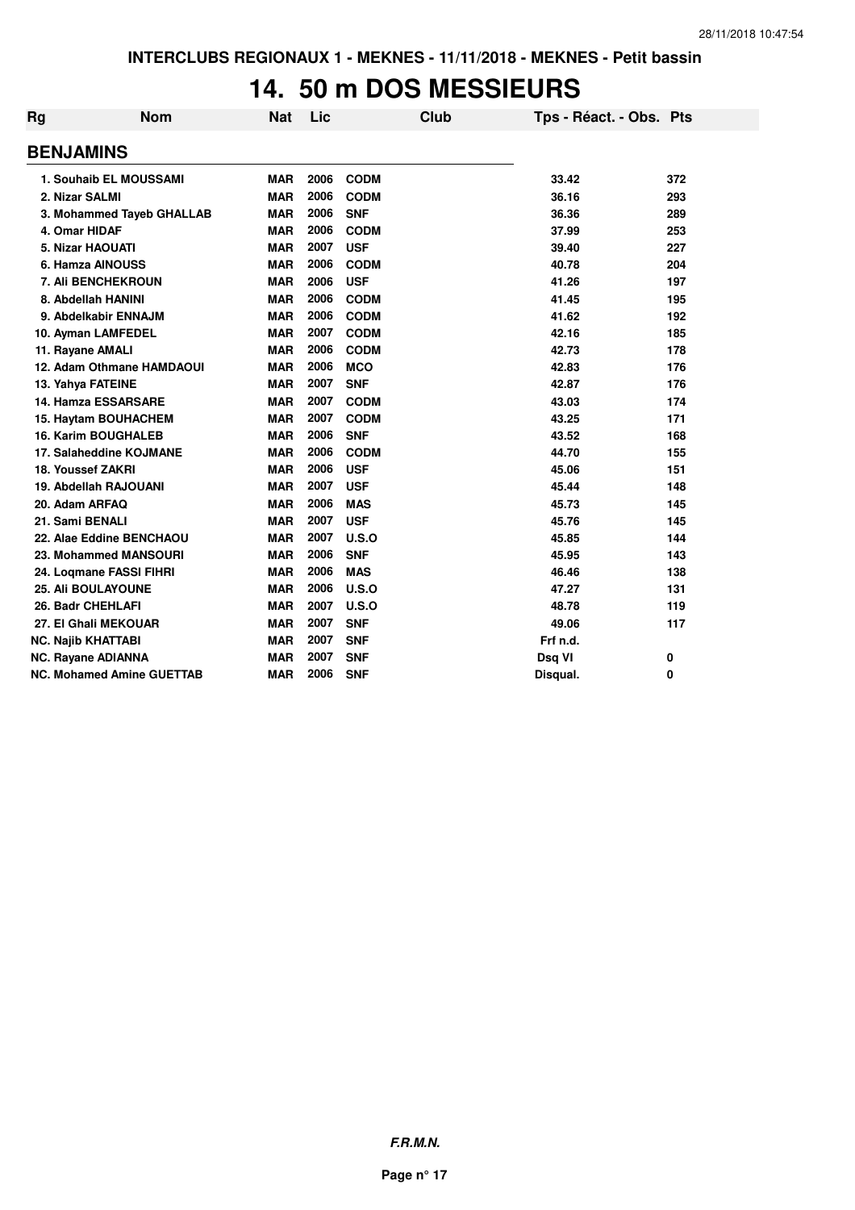# 14. 50 m DOS MESSIEURS

| Rg | Nom | Nat | Lic | Club | Tps - Réact. - Obs. | Pts |
|---|---|---|---|---|---|---|
| **BENJAMINS** | | | | | | |
| 1. | Souhaib EL MOUSSAMI | MAR | 2006 | CODM | 33.42 | 372 |
| 2. | Nizar SALMI | MAR | 2006 | CODM | 36.16 | 293 |
| 3. | Mohammed Tayeb GHALLAB | MAR | 2006 | SNF | 36.36 | 289 |
| 4. | Omar HIDAF | MAR | 2006 | CODM | 37.99 | 253 |
| 5. | Nizar HAOUATI | MAR | 2007 | USF | 39.40 | 227 |
| 6. | Hamza AINOUSS | MAR | 2006 | CODM | 40.78 | 204 |
| 7. | Ali BENCHEKROUN | MAR | 2006 | USF | 41.26 | 197 |
| 8. | Abdellah HANINI | MAR | 2006 | CODM | 41.45 | 195 |
| 9. | Abdelkabir ENNAJM | MAR | 2006 | CODM | 41.62 | 192 |
| 10. | Ayman LAMFEDEL | MAR | 2007 | CODM | 42.16 | 185 |
| 11. | Rayane AMALI | MAR | 2006 | CODM | 42.73 | 178 |
| 12. | Adam Othmane HAMDAOUI | MAR | 2006 | MCO | 42.83 | 176 |
| 13. | Yahya FATEINE | MAR | 2007 | SNF | 42.87 | 176 |
| 14. | Hamza ESSARSARE | MAR | 2007 | CODM | 43.03 | 174 |
| 15. | Haytam BOUHACHEM | MAR | 2007 | CODM | 43.25 | 171 |
| 16. | Karim BOUGHALEB | MAR | 2006 | SNF | 43.52 | 168 |
| 17. | Salaheddine KOJMANE | MAR | 2006 | CODM | 44.70 | 155 |
| 18. | Youssef ZAKRI | MAR | 2006 | USF | 45.06 | 151 |
| 19. | Abdellah RAJOUANI | MAR | 2007 | USF | 45.44 | 148 |
| 20. | Adam ARFAQ | MAR | 2006 | MAS | 45.73 | 145 |
| 21. | Sami BENALI | MAR | 2007 | USF | 45.76 | 145 |
| 22. | Alae Eddine BENCHAOU | MAR | 2007 | U.S.O | 45.85 | 144 |
| 23. | Mohammed MANSOURI | MAR | 2006 | SNF | 45.95 | 143 |
| 24. | Loqmane FASSI FIHRI | MAR | 2006 | MAS | 46.46 | 138 |
| 25. | Ali BOULAYOUNE | MAR | 2006 | U.S.O | 47.27 | 131 |
| 26. | Badr CHEHLAFI | MAR | 2007 | U.S.O | 48.78 | 119 |
| 27. | El Ghali MEKOUAR | MAR | 2007 | SNF | 49.06 | 117 |
| NC. | Najib KHATTABI | MAR | 2007 | SNF | Frf n.d. | |
| NC. | Rayane ADIANNA | MAR | 2007 | SNF | Dsq VI | 0 |
| NC. | Mohamed Amine GUETTAB | MAR | 2006 | SNF | Disqual. | 0 |

***F.R.M.N.***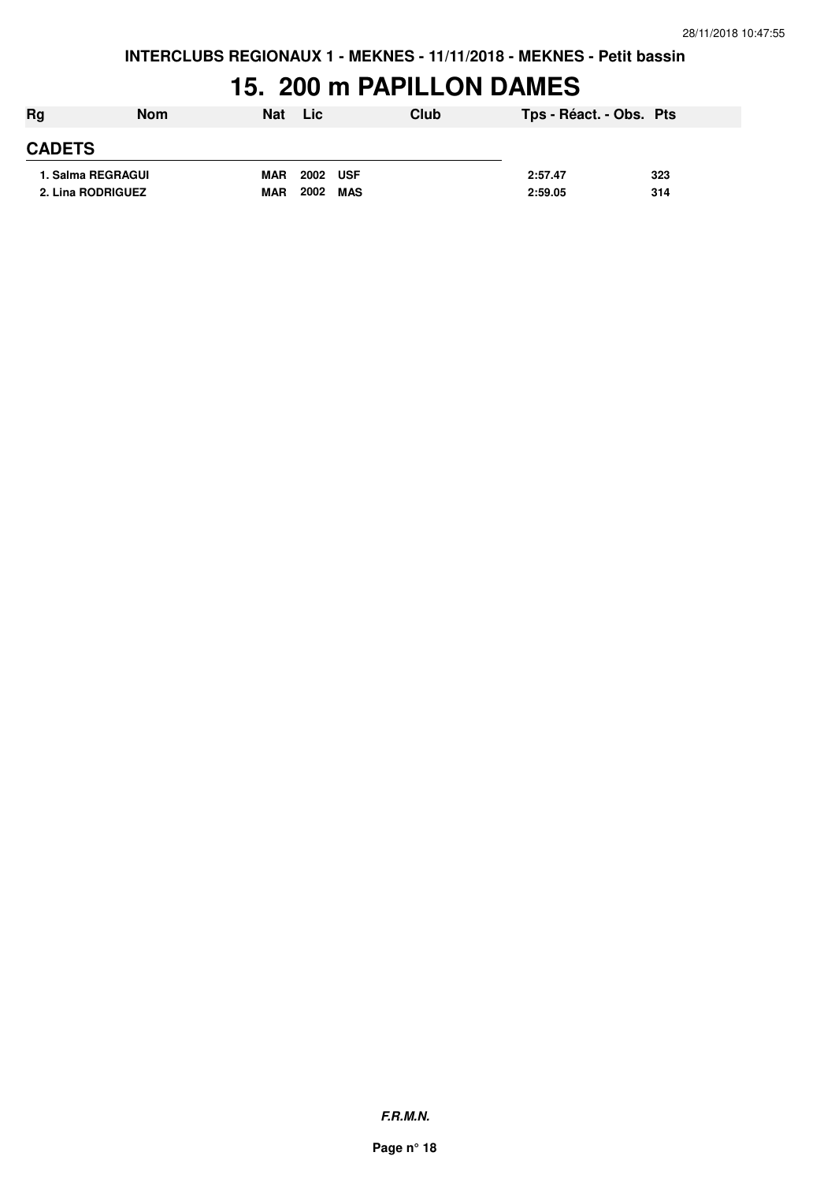# 15. 200 m PAPILLON DAMES

| Rg | Nom | Nat | Lic | Club | Tps - Réact. - Obs. | Pts |
|---|---|---|---|---|---|---|
| **CADETS** | | | | | | |
| 1. Salma REGRAGUI | | MAR | 2002 | USF | 2:57.47 | 323 |
| 2. Lina RODRIGUEZ | | MAR | 2002 | MAS | 2:59.05 | 314 |

***F.R.M.N.***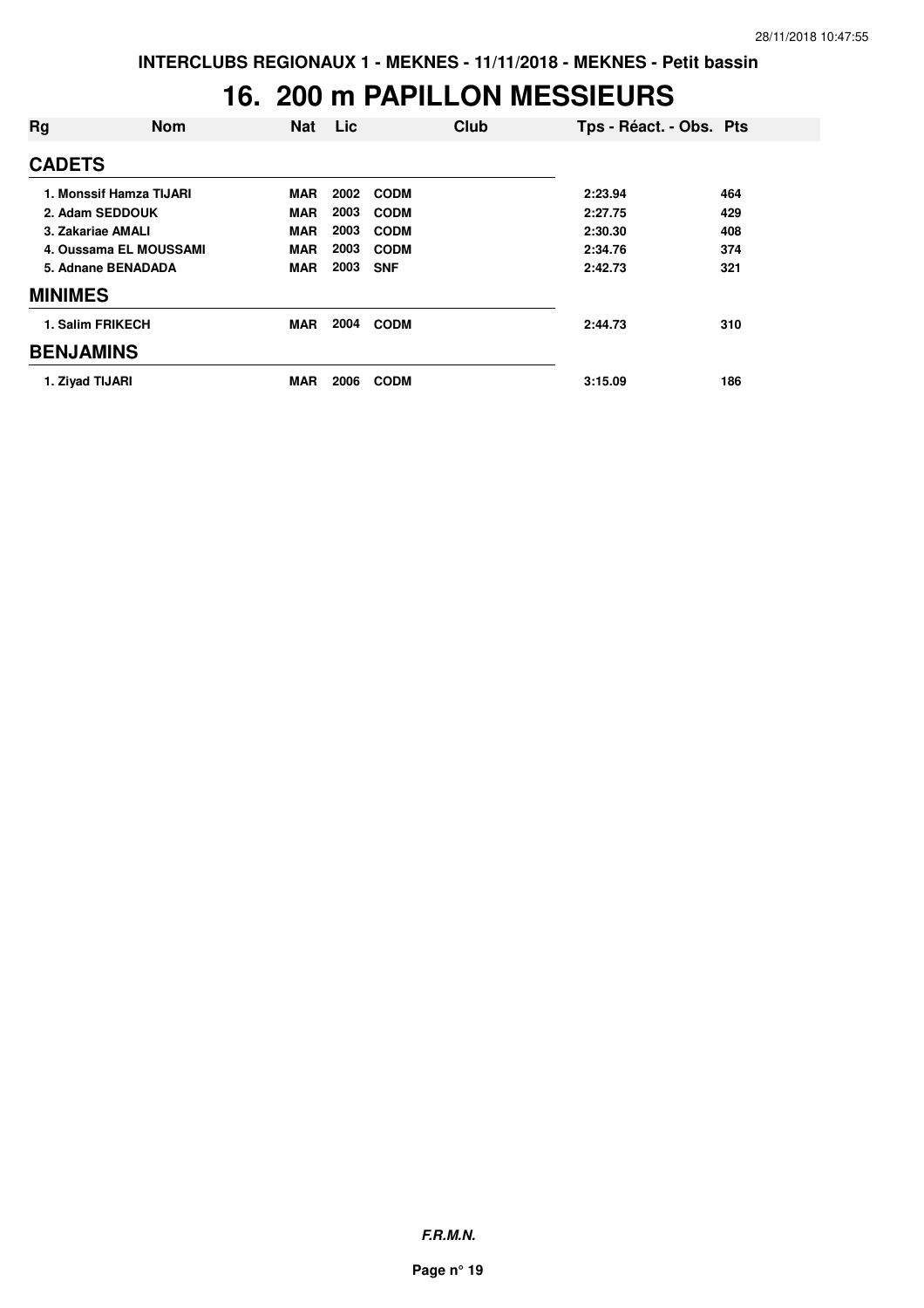# 16. 200 m PAPILLON MESSIEURS

| Rg | Nom | Nat | Lic | Club | Tps - Réact. - Obs. | Pts |
|---|---|---|---|---|---|---|
| **CADETS** | | | | | | |
| 1. Monssif Hamza TIJARI | | MAR | 2002 | CODM | 2:23.94 | 464 |
| 2. Adam SEDDOUK | | MAR | 2003 | CODM | 2:27.75 | 429 |
| 3. Zakariae AMALI | | MAR | 2003 | CODM | 2:30.30 | 408 |
| 4. Oussama EL MOUSSAMI | | MAR | 2003 | CODM | 2:34.76 | 374 |
| 5. Adnane BENADADA | | MAR | 2003 | SNF | 2:42.73 | 321 |
| **MINIMES** | | | | | | |
| 1. Salim FRIKECH | | MAR | 2004 | CODM | 2:44.73 | 310 |
| **BENJAMINS** | | | | | | |
| 1. Ziyad TIJARI | | MAR | 2006 | CODM | 3:15.09 | 186 |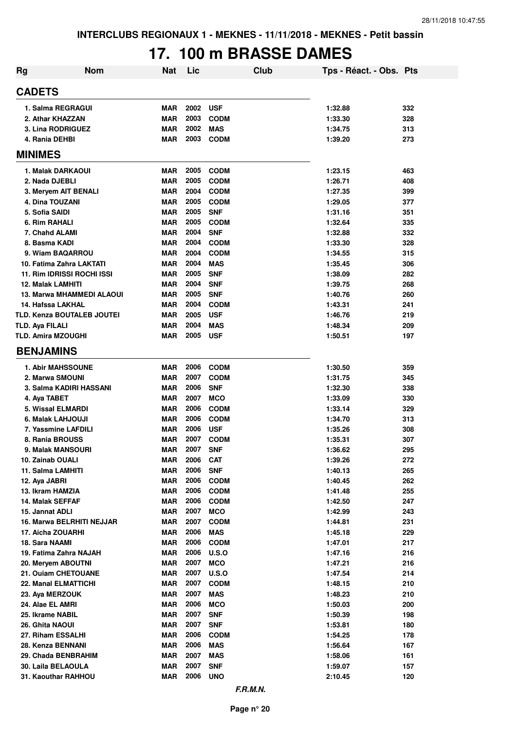INTERCLUBS REGIONAUX 1 - MEKNES - 11/11/2018 - MEKNES - Petit bassin

# 17. 100 m BRASSE DAMES

| Rg | Nom | Nat | Lic | Club | Tps - Réact. - Obs. | Pts |
|---|---|---|---|---|---|---|
| **CADETS** | | | | | | |
| 1. Salma REGRAGUI | | MAR | 2002 | USF | 1:32.88 | 332 |
| 2. Athar KHAZZAN | | MAR | 2003 | CODM | 1:33.30 | 328 |
| 3. Lina RODRIGUEZ | | MAR | 2002 | MAS | 1:34.75 | 313 |
| 4. Rania DEHBI | | MAR | 2003 | CODM | 1:39.20 | 273 |
| **MINIMES** | | | | | | |
| 1. Malak DARKAOUI | | MAR | 2005 | CODM | 1:23.15 | 463 |
| 2. Nada DJEBLI | | MAR | 2005 | CODM | 1:26.71 | 408 |
| 3. Meryem AIT BENALI | | MAR | 2004 | CODM | 1:27.35 | 399 |
| 4. Dina TOUZANI | | MAR | 2005 | CODM | 1:29.05 | 377 |
| 5. Sofia SAIDI | | MAR | 2005 | SNF | 1:31.16 | 351 |
| 6. Rim RAHALI | | MAR | 2005 | CODM | 1:32.64 | 335 |
| 7. Chahd ALAMI | | MAR | 2004 | SNF | 1:32.88 | 332 |
| 8. Basma KADI | | MAR | 2004 | CODM | 1:33.30 | 328 |
| 9. Wiam BAQARROU | | MAR | 2004 | CODM | 1:34.55 | 315 |
| 10. Fatima Zahra LAKTATI | | MAR | 2004 | MAS | 1:35.45 | 306 |
| 11. Rim IDRISSI ROCHI ISSI | | MAR | 2005 | SNF | 1:38.09 | 282 |
| 12. Malak LAMHITI | | MAR | 2004 | SNF | 1:39.75 | 268 |
| 13. Marwa MHAMMEDI ALAOUI | | MAR | 2005 | SNF | 1:40.76 | 260 |
| 14. Hafssa LAKHAL | | MAR | 2004 | CODM | 1:43.31 | 241 |
| TLD. Kenza BOUTALEB JOUTEI | | MAR | 2005 | USF | 1:46.76 | 219 |
| TLD. Aya FILALI | | MAR | 2004 | MAS | 1:48.34 | 209 |
| TLD. Amira MZOUGHI | | MAR | 2005 | USF | 1:50.51 | 197 |
| **BENJAMINS** | | | | | | |
| 1. Abir MAHSSOUNE | | MAR | 2006 | CODM | 1:30.50 | 359 |
| 2. Marwa SMOUNI | | MAR | 2007 | CODM | 1:31.75 | 345 |
| 3. Salma KADIRI HASSANI | | MAR | 2006 | SNF | 1:32.30 | 338 |
| 4. Aya TABET | | MAR | 2007 | MCO | 1:33.09 | 330 |
| 5. Wissal ELMARDI | | MAR | 2006 | CODM | 1:33.14 | 329 |
| 6. Malak LAHJOUJI | | MAR | 2006 | CODM | 1:34.70 | 313 |
| 7. Yassmine LAFDILI | | MAR | 2006 | USF | 1:35.26 | 308 |
| 8. Rania BROUSS | | MAR | 2007 | CODM | 1:35.31 | 307 |
| 9. Malak MANSOURI | | MAR | 2007 | SNF | 1:36.62 | 295 |
| 10. Zainab OUALI | | MAR | 2006 | CAT | 1:39.26 | 272 |
| 11. Salma LAMHITI | | MAR | 2006 | SNF | 1:40.13 | 265 |
| 12. Aya JABRI | | MAR | 2006 | CODM | 1:40.45 | 262 |
| 13. Ikram HAMZIA | | MAR | 2006 | CODM | 1:41.48 | 255 |
| 14. Malak SEFFAF | | MAR | 2006 | CODM | 1:42.50 | 247 |
| 15. Jannat ADLI | | MAR | 2007 | MCO | 1:42.99 | 243 |
| 16. Marwa BELRHITI NEJJAR | | MAR | 2007 | CODM | 1:44.81 | 231 |
| 17. Aicha ZOUARHI | | MAR | 2006 | MAS | 1:45.18 | 229 |
| 18. Sara NAAMI | | MAR | 2006 | CODM | 1:47.01 | 217 |
| 19. Fatima Zahra NAJAH | | MAR | 2006 | U.S.O | 1:47.16 | 216 |
| 20. Meryem ABOUTNI | | MAR | 2007 | MCO | 1:47.21 | 216 |
| 21. Ouiam CHETOUANE | | MAR | 2007 | U.S.O | 1:47.54 | 214 |
| 22. Manal ELMATTICHI | | MAR | 2007 | CODM | 1:48.15 | 210 |
| 23. Aya MERZOUK | | MAR | 2007 | MAS | 1:48.23 | 210 |
| 24. Alae EL AMRI | | MAR | 2006 | MCO | 1:50.03 | 200 |
| 25. Ikrame NABIL | | MAR | 2007 | SNF | 1:50.39 | 198 |
| 26. Ghita NAOUI | | MAR | 2007 | SNF | 1:53.81 | 180 |
| 27. Riham ESSALHI | | MAR | 2006 | CODM | 1:54.25 | 178 |
| 28. Kenza BENNANI | | MAR | 2006 | MAS | 1:56.64 | 167 |
| 29. Chada BENBRAHIM | | MAR | 2007 | MAS | 1:58.06 | 161 |
| 30. Laila BELAOULA | | MAR | 2007 | SNF | 1:59.07 | 157 |
| 31. Kaouthar RAHHOU | | MAR | 2006 | UNO | 2:10.45 | 120 |

*F.R.M.N.*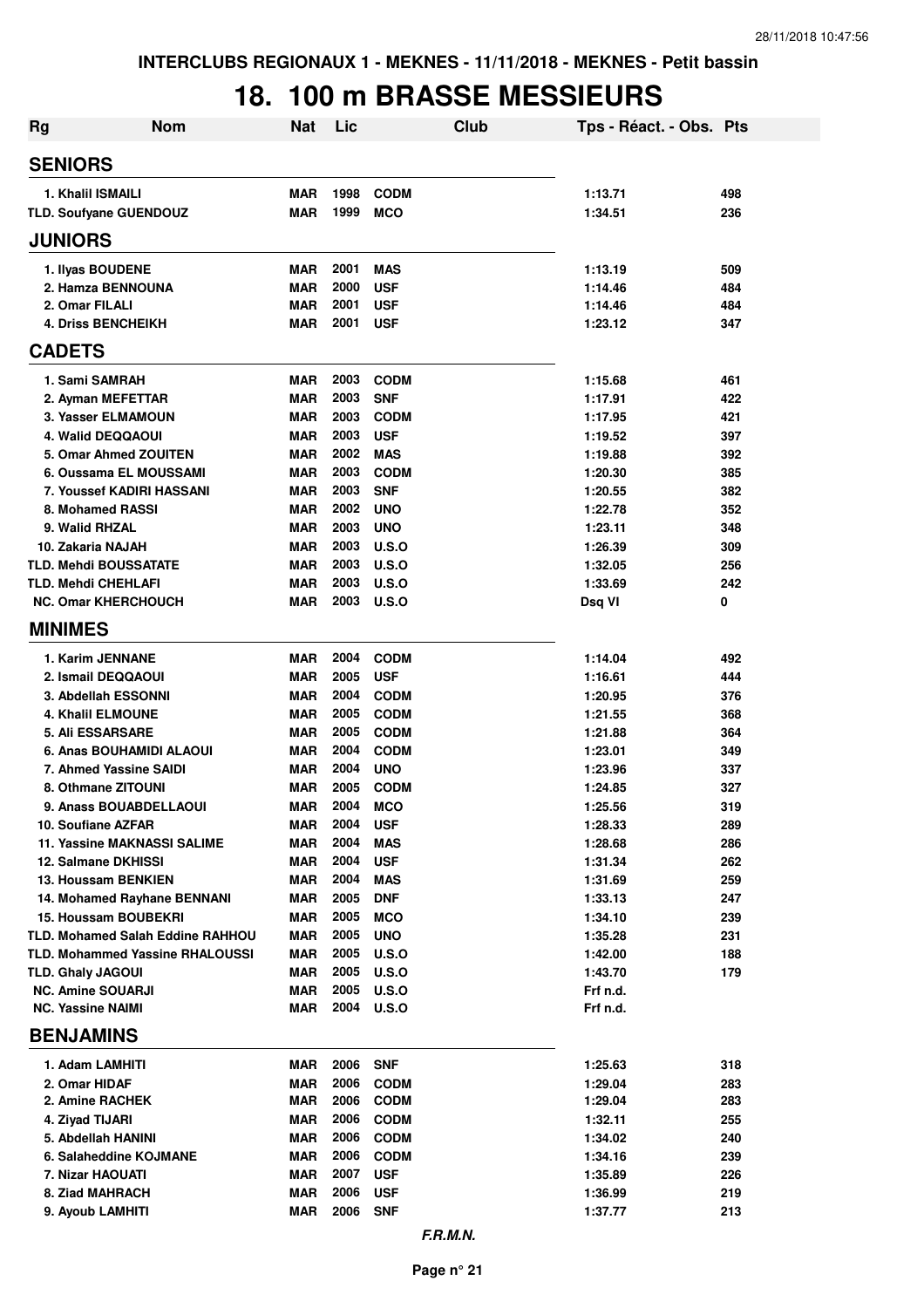INTERCLUBS REGIONAUX 1 - MEKNES - 11/11/2018 - MEKNES - Petit bassin

# 18. 100 m BRASSE MESSIEURS

| Rg | Nom | Nat | Lic | Club | Tps - Réact. - Obs. | Pts |
|---|---|---|---|---|---|---|
| **SENIORS** | | | | | | |
| 1. Khalil ISMAILI | | MAR | 1998 | CODM | 1:13.71 | 498 |
| TLD. Soufyane GUENDOUZ | | MAR | 1999 | MCO | 1:34.51 | 236 |
| **JUNIORS** | | | | | | |
| 1. Ilyas BOUDENE | | MAR | 2001 | MAS | 1:13.19 | 509 |
| 2. Hamza BENNOUNA | | MAR | 2000 | USF | 1:14.46 | 484 |
| 2. Omar FILALI | | MAR | 2001 | USF | 1:14.46 | 484 |
| 4. Driss BENCHEIKH | | MAR | 2001 | USF | 1:23.12 | 347 |
| **CADETS** | | | | | | |
| 1. Sami SAMRAH | | MAR | 2003 | CODM | 1:15.68 | 461 |
| 2. Ayman MEFETTAR | | MAR | 2003 | SNF | 1:17.91 | 422 |
| 3. Yasser ELMAMOUN | | MAR | 2003 | CODM | 1:17.95 | 421 |
| 4. Walid DEQQAOUI | | MAR | 2003 | USF | 1:19.52 | 397 |
| 5. Omar Ahmed ZOUITEN | | MAR | 2002 | MAS | 1:19.88 | 392 |
| 6. Oussama EL MOUSSAMI | | MAR | 2003 | CODM | 1:20.30 | 385 |
| 7. Youssef KADIRI HASSANI | | MAR | 2003 | SNF | 1:20.55 | 382 |
| 8. Mohamed RASSI | | MAR | 2002 | UNO | 1:22.78 | 352 |
| 9. Walid RHZAL | | MAR | 2003 | UNO | 1:23.11 | 348 |
| 10. Zakaria NAJAH | | MAR | 2003 | U.S.O | 1:26.39 | 309 |
| TLD. Mehdi BOUSSATATE | | MAR | 2003 | U.S.O | 1:32.05 | 256 |
| TLD. Mehdi CHEHLAFI | | MAR | 2003 | U.S.O | 1:33.69 | 242 |
| NC. Omar KHERCHOUCH | | MAR | 2003 | U.S.O | Dsq VI | 0 |
| **MINIMES** | | | | | | |
| 1. Karim JENNANE | | MAR | 2004 | CODM | 1:14.04 | 492 |
| 2. Ismail DEQQAOUI | | MAR | 2005 | USF | 1:16.61 | 444 |
| 3. Abdellah ESSONNI | | MAR | 2004 | CODM | 1:20.95 | 376 |
| 4. Khalil ELMOUNE | | MAR | 2005 | CODM | 1:21.55 | 368 |
| 5. Ali ESSARSARE | | MAR | 2005 | CODM | 1:21.88 | 364 |
| 6. Anas BOUHAMIDI ALAOUI | | MAR | 2004 | CODM | 1:23.01 | 349 |
| 7. Ahmed Yassine SAIDI | | MAR | 2004 | UNO | 1:23.96 | 337 |
| 8. Othmane ZITOUNI | | MAR | 2005 | CODM | 1:24.85 | 327 |
| 9. Anass BOUABDELLAOUI | | MAR | 2004 | MCO | 1:25.56 | 319 |
| 10. Soufiane AZFAR | | MAR | 2004 | USF | 1:28.33 | 289 |
| 11. Yassine MAKNASSI SALIME | | MAR | 2004 | MAS | 1:28.68 | 286 |
| 12. Salmane DKHISSI | | MAR | 2004 | USF | 1:31.34 | 262 |
| 13. Houssam BENKIEN | | MAR | 2004 | MAS | 1:31.69 | 259 |
| 14. Mohamed Rayhane BENNANI | | MAR | 2005 | DNF | 1:33.13 | 247 |
| 15. Houssam BOUBEKRI | | MAR | 2005 | MCO | 1:34.10 | 239 |
| TLD. Mohamed Salah Eddine RAHHOU | | MAR | 2005 | UNO | 1:35.28 | 231 |
| TLD. Mohammed Yassine RHALOUSSI | | MAR | 2005 | U.S.O | 1:42.00 | 188 |
| TLD. Ghaly JAGOUI | | MAR | 2005 | U.S.O | 1:43.70 | 179 |
| NC. Amine SOUARJI | | MAR | 2005 | U.S.O | Frf n.d. | |
| NC. Yassine NAIMI | | MAR | 2004 | U.S.O | Frf n.d. | |
| **BENJAMINS** | | | | | | |
| 1. Adam LAMHITI | | MAR | 2006 | SNF | 1:25.63 | 318 |
| 2. Omar HIDAF | | MAR | 2006 | CODM | 1:29.04 | 283 |
| 2. Amine RACHEK | | MAR | 2006 | CODM | 1:29.04 | 283 |
| 4. Ziyad TIJARI | | MAR | 2006 | CODM | 1:32.11 | 255 |
| 5. Abdellah HANINI | | MAR | 2006 | CODM | 1:34.02 | 240 |
| 6. Salaheddine KOJMANE | | MAR | 2006 | CODM | 1:34.16 | 239 |
| 7. Nizar HAOUATI | | MAR | 2007 | USF | 1:35.89 | 226 |
| 8. Ziad MAHRACH | | MAR | 2006 | USF | 1:36.99 | 219 |
| 9. Ayoub LAMHITI | | MAR | 2006 | SNF | 1:37.77 | 213 |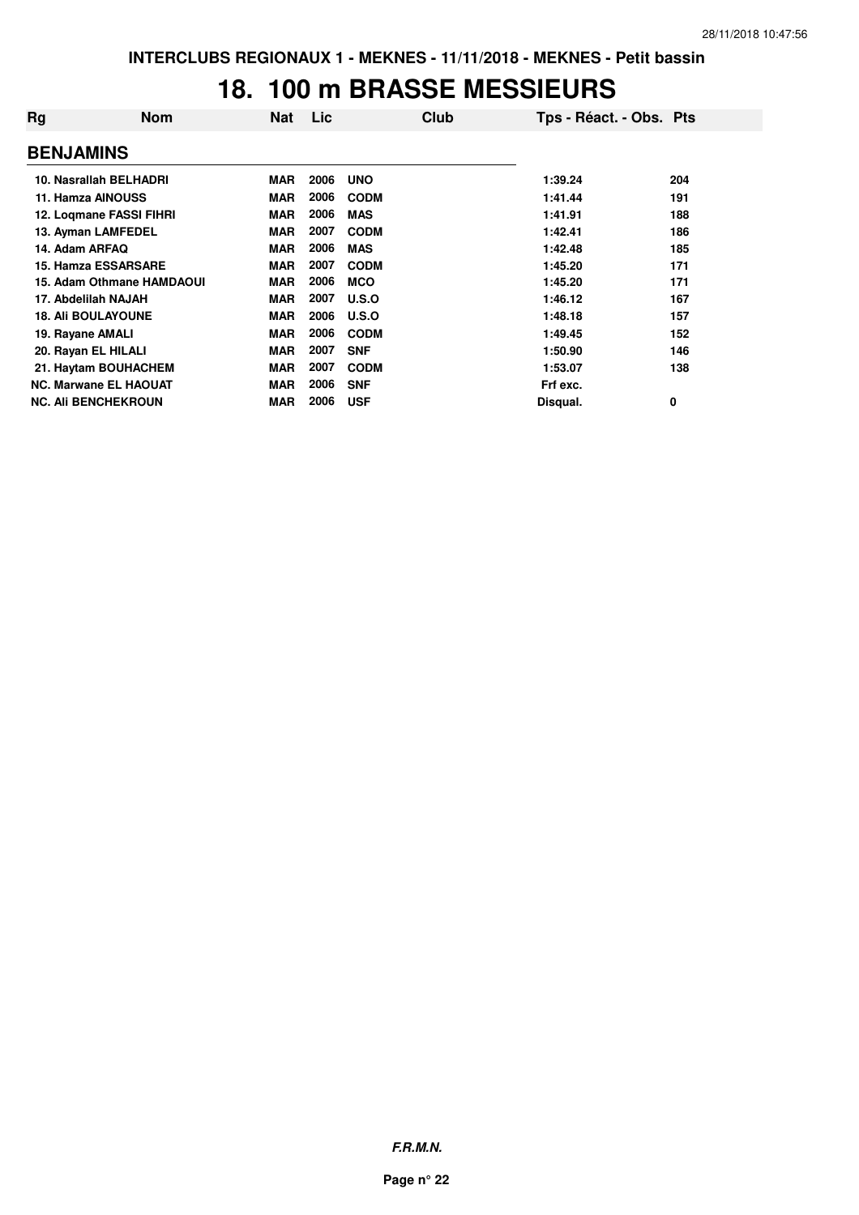INTERCLUBS REGIONAUX 1 - MEKNES - 11/11/2018 - MEKNES - Petit bassin

# 18. 100 m BRASSE MESSIEURS

| Rg | Nom | Nat | Lic | Club | Tps - Réact. - Obs. | Pts |
|---|---|---|---|---|---|---|
| **BENJAMINS** | | | | | | |
| 10. | Nasrallah BELHADRI | MAR | 2006 | UNO | 1:39.24 | 204 |
| 11. | Hamza AINOUSS | MAR | 2006 | CODM | 1:41.44 | 191 |
| 12. | Loqmane FASSI FIHRI | MAR | 2006 | MAS | 1:41.91 | 188 |
| 13. | Ayman LAMFEDEL | MAR | 2007 | CODM | 1:42.41 | 186 |
| 14. | Adam ARFAQ | MAR | 2006 | MAS | 1:42.48 | 185 |
| 15. | Hamza ESSARSARE | MAR | 2007 | CODM | 1:45.20 | 171 |
| 15. | Adam Othmane HAMDAOUI | MAR | 2006 | MCO | 1:45.20 | 171 |
| 17. | Abdelilah NAJAH | MAR | 2007 | U.S.O | 1:46.12 | 167 |
| 18. | Ali BOULAYOUNE | MAR | 2006 | U.S.O | 1:48.18 | 157 |
| 19. | Rayane AMALI | MAR | 2006 | CODM | 1:49.45 | 152 |
| 20. | Rayan EL HILALI | MAR | 2007 | SNF | 1:50.90 | 146 |
| 21. | Haytam BOUHACHEM | MAR | 2007 | CODM | 1:53.07 | 138 |
| NC. | Marwane EL HAOUAT | MAR | 2006 | SNF | Frf exc. | |
| NC. | Ali BENCHEKROUN | MAR | 2006 | USF | Disqual. | 0 |

*F.R.M.N.*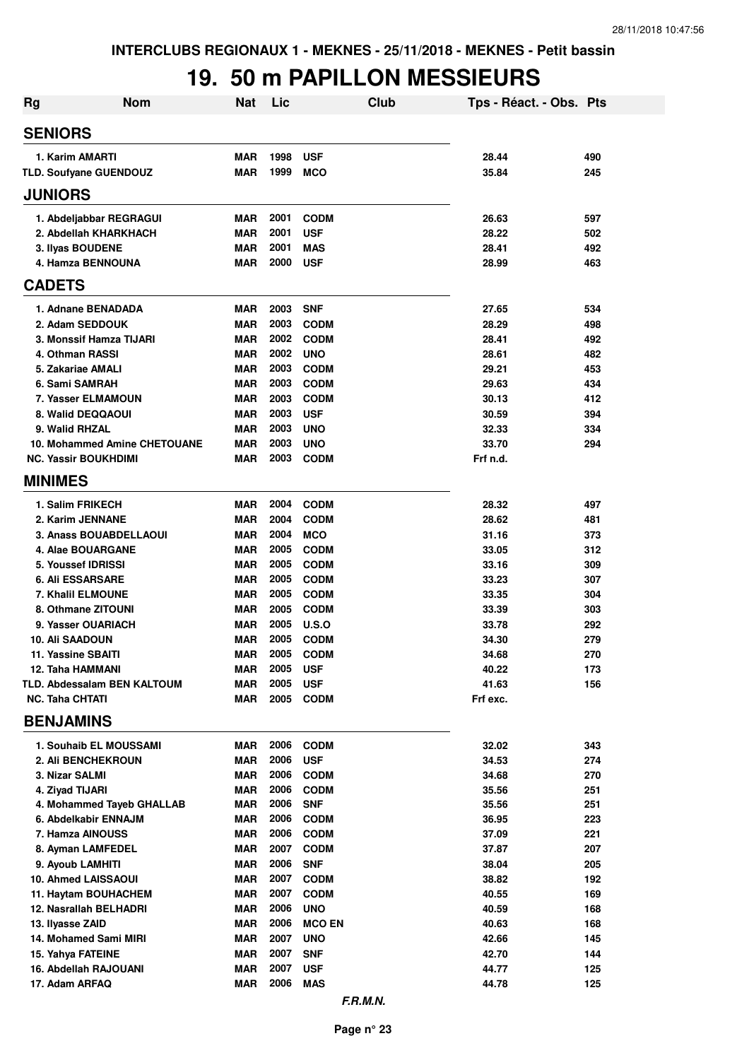INTERCLUBS REGIONAUX 1 - MEKNES - 25/11/2018 - MEKNES - Petit bassin

# 19. 50 m PAPILLON MESSIEURS

| Rg | Nom | Nat | Lic | Club | Tps - Réact. - Obs. | Pts |
|---|---|---|---|---|---|---|
| **SENIORS** | | | | | | |
| 1. Karim AMARTI | | MAR | 1998 | USF | 28.44 | 490 |
| TLD. Soufyane GUENDOUZ | | MAR | 1999 | MCO | 35.84 | 245 |
| **JUNIORS** | | | | | | |
| 1. Abdeljabbar REGRAGUI | | MAR | 2001 | CODM | 26.63 | 597 |
| 2. Abdellah KHARKHACH | | MAR | 2001 | USF | 28.22 | 502 |
| 3. Ilyas BOUDENE | | MAR | 2001 | MAS | 28.41 | 492 |
| 4. Hamza BENNOUNA | | MAR | 2000 | USF | 28.99 | 463 |
| **CADETS** | | | | | | |
| 1. Adnane BENADADA | | MAR | 2003 | SNF | 27.65 | 534 |
| 2. Adam SEDDOUK | | MAR | 2003 | CODM | 28.29 | 498 |
| 3. Monssif Hamza TIJARI | | MAR | 2002 | CODM | 28.41 | 492 |
| 4. Othman RASSI | | MAR | 2002 | UNO | 28.61 | 482 |
| 5. Zakariae AMALI | | MAR | 2003 | CODM | 29.21 | 453 |
| 6. Sami SAMRAH | | MAR | 2003 | CODM | 29.63 | 434 |
| 7. Yasser ELMAMOUN | | MAR | 2003 | CODM | 30.13 | 412 |
| 8. Walid DEQQAOUI | | MAR | 2003 | USF | 30.59 | 394 |
| 9. Walid RHZAL | | MAR | 2003 | UNO | 32.33 | 334 |
| 10. Mohammed Amine CHETOUANE | | MAR | 2003 | UNO | 33.70 | 294 |
| NC. Yassir BOUKHDIMI | | MAR | 2003 | CODM | Frf n.d. | |
| **MINIMES** | | | | | | |
| 1. Salim FRIKECH | | MAR | 2004 | CODM | 28.32 | 497 |
| 2. Karim JENNANE | | MAR | 2004 | CODM | 28.62 | 481 |
| 3. Anass BOUABDELLAOUI | | MAR | 2004 | MCO | 31.16 | 373 |
| 4. Alae BOUARGANE | | MAR | 2005 | CODM | 33.05 | 312 |
| 5. Youssef IDRISSI | | MAR | 2005 | CODM | 33.16 | 309 |
| 6. Ali ESSARSARE | | MAR | 2005 | CODM | 33.23 | 307 |
| 7. Khalil ELMOUNE | | MAR | 2005 | CODM | 33.35 | 304 |
| 8. Othmane ZITOUNI | | MAR | 2005 | CODM | 33.39 | 303 |
| 9. Yasser OUARIACH | | MAR | 2005 | U.S.O | 33.78 | 292 |
| 10. Ali SAADOUN | | MAR | 2005 | CODM | 34.30 | 279 |
| 11. Yassine SBAITI | | MAR | 2005 | CODM | 34.68 | 270 |
| 12. Taha HAMMANI | | MAR | 2005 | USF | 40.22 | 173 |
| TLD. Abdessalam BEN KALTOUM | | MAR | 2005 | USF | 41.63 | 156 |
| NC. Taha CHTATI | | MAR | 2005 | CODM | Frf exc. | |
| **BENJAMINS** | | | | | | |
| 1. Souhaib EL MOUSSAMI | | MAR | 2006 | CODM | 32.02 | 343 |
| 2. Ali BENCHEKROUN | | MAR | 2006 | USF | 34.53 | 274 |
| 3. Nizar SALMI | | MAR | 2006 | CODM | 34.68 | 270 |
| 4. Ziyad TIJARI | | MAR | 2006 | CODM | 35.56 | 251 |
| 4. Mohammed Tayeb GHALLAB | | MAR | 2006 | SNF | 35.56 | 251 |
| 6. Abdelkabir ENNAJM | | MAR | 2006 | CODM | 36.95 | 223 |
| 7. Hamza AINOUSS | | MAR | 2006 | CODM | 37.09 | 221 |
| 8. Ayman LAMFEDEL | | MAR | 2007 | CODM | 37.87 | 207 |
| 9. Ayoub LAMHITI | | MAR | 2006 | SNF | 38.04 | 205 |
| 10. Ahmed LAISSAOUI | | MAR | 2007 | CODM | 38.82 | 192 |
| 11. Haytam BOUHACHEM | | MAR | 2007 | CODM | 40.55 | 169 |
| 12. Nasrallah BELHADRI | | MAR | 2006 | UNO | 40.59 | 168 |
| 13. Ilyasse ZAID | | MAR | 2006 | MCO EN | 40.63 | 168 |
| 14. Mohamed Sami MIRI | | MAR | 2007 | UNO | 42.66 | 145 |
| 15. Yahya FATEINE | | MAR | 2007 | SNF | 42.70 | 144 |
| 16. Abdellah RAJOUANI | | MAR | 2007 | USF | 44.77 | 125 |
| 17. Adam ARFAQ | | MAR | 2006 | MAS | 44.78 | 125 |

*F.R.M.N.*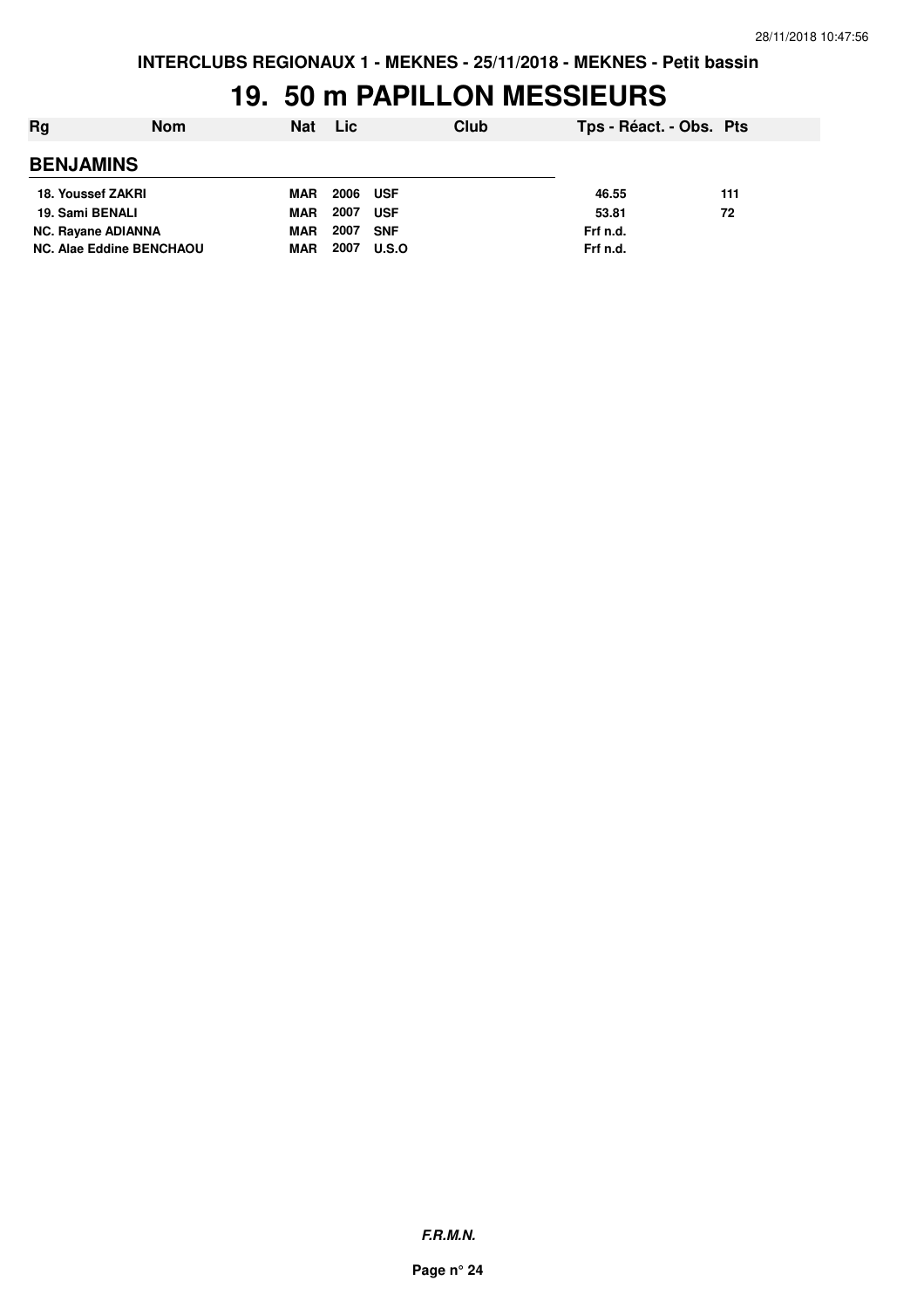INTERCLUBS REGIONAUX 1 - MEKNES - 25/11/2018 - MEKNES - Petit bassin

# 19. 50 m PAPILLON MESSIEURS

| Rg | Nom | Nat | Lic | Club | Tps - Réact. - Obs. | Pts |
|---|---|---|---|---|---|---|
| **BENJAMINS** | | | | | | |
| 18. | Youssef ZAKRI | MAR | 2006 | USF | 46.55 | 111 |
| 19. | Sami BENALI | MAR | 2007 | USF | 53.81 | 72 |
| NC. | Rayane ADIANNA | MAR | 2007 | SNF | Frf n.d. | |
| NC. | Alae Eddine BENCHAOU | MAR | 2007 | U.S.O | Frf n.d. | |

*F.R.M.N.*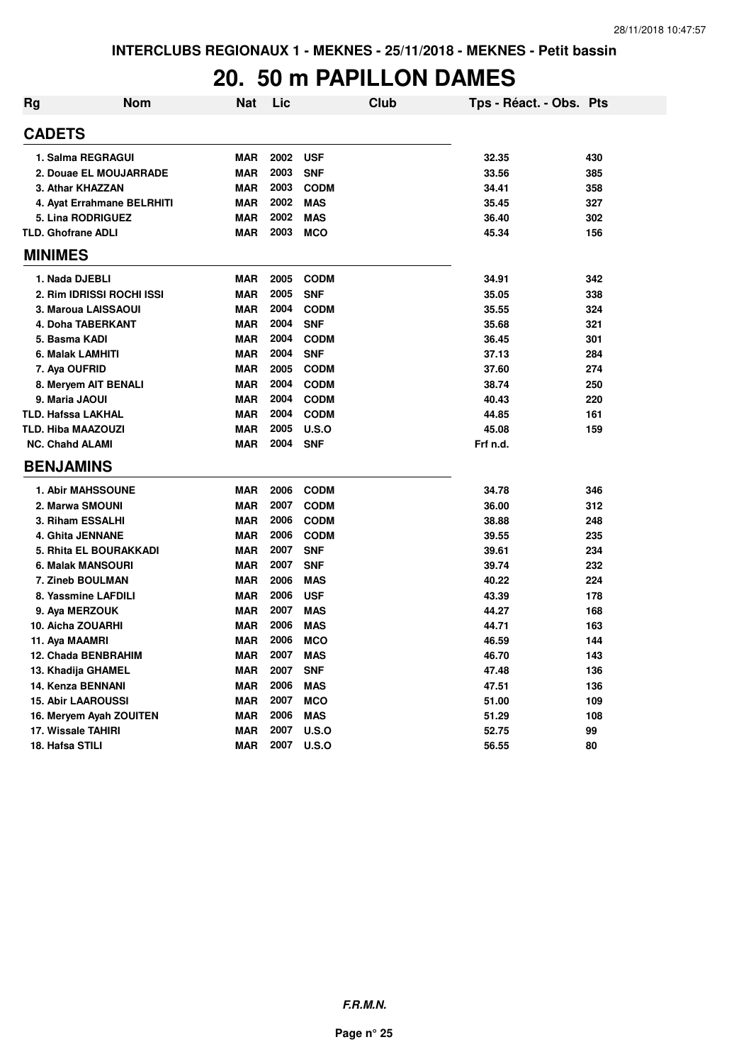INTERCLUBS REGIONAUX 1 - MEKNES - 25/11/2018 - MEKNES - Petit bassin

# 20. 50 m PAPILLON DAMES

| Rg | Nom | Nat | Lic | Club | Tps - Réact. - Obs. | Pts |
|---|---|---|---|---|---|---|
| **CADETS** | | | | | | |
| 1. | Salma REGRAGUI | MAR | 2002 | USF | 32.35 | 430 |
| 2. | Douae EL MOUJARRADE | MAR | 2003 | SNF | 33.56 | 385 |
| 3. | Athar KHAZZAN | MAR | 2003 | CODM | 34.41 | 358 |
| 4. | Ayat Errahmane BELRHITI | MAR | 2002 | MAS | 35.45 | 327 |
| 5. | Lina RODRIGUEZ | MAR | 2002 | MAS | 36.40 | 302 |
| TLD. | Ghofrane ADLI | MAR | 2003 | MCO | 45.34 | 156 |
| **MINIMES** | | | | | | |
| 1. | Nada DJEBLI | MAR | 2005 | CODM | 34.91 | 342 |
| 2. | Rim IDRISSI ROCHI ISSI | MAR | 2005 | SNF | 35.05 | 338 |
| 3. | Maroua LAISSAOUI | MAR | 2004 | CODM | 35.55 | 324 |
| 4. | Doha TABERKANT | MAR | 2004 | SNF | 35.68 | 321 |
| 5. | Basma KADI | MAR | 2004 | CODM | 36.45 | 301 |
| 6. | Malak LAMHITI | MAR | 2004 | SNF | 37.13 | 284 |
| 7. | Aya OUFRID | MAR | 2005 | CODM | 37.60 | 274 |
| 8. | Meryem AIT BENALI | MAR | 2004 | CODM | 38.74 | 250 |
| 9. | Maria JAOUI | MAR | 2004 | CODM | 40.43 | 220 |
| TLD. | Hafssa LAKHAL | MAR | 2004 | CODM | 44.85 | 161 |
| TLD. | Hiba MAAZOUZI | MAR | 2005 | U.S.O | 45.08 | 159 |
| NC. | Chahd ALAMI | MAR | 2004 | SNF | Frf n.d. | |
| **BENJAMINS** | | | | | | |
| 1. | Abir MAHSSOUNE | MAR | 2006 | CODM | 34.78 | 346 |
| 2. | Marwa SMOUNI | MAR | 2007 | CODM | 36.00 | 312 |
| 3. | Riham ESSALHI | MAR | 2006 | CODM | 38.88 | 248 |
| 4. | Ghita JENNANE | MAR | 2006 | CODM | 39.55 | 235 |
| 5. | Rhita EL BOURAKKADI | MAR | 2007 | SNF | 39.61 | 234 |
| 6. | Malak MANSOURI | MAR | 2007 | SNF | 39.74 | 232 |
| 7. | Zineb BOULMAN | MAR | 2006 | MAS | 40.22 | 224 |
| 8. | Yassmine LAFDILI | MAR | 2006 | USF | 43.39 | 178 |
| 9. | Aya MERZOUK | MAR | 2007 | MAS | 44.27 | 168 |
| 10. | Aicha ZOUARHI | MAR | 2006 | MAS | 44.71 | 163 |
| 11. | Aya MAAMRI | MAR | 2006 | MCO | 46.59 | 144 |
| 12. | Chada BENBRAHIM | MAR | 2007 | MAS | 46.70 | 143 |
| 13. | Khadija GHAMEL | MAR | 2007 | SNF | 47.48 | 136 |
| 14. | Kenza BENNANI | MAR | 2006 | MAS | 47.51 | 136 |
| 15. | Abir LAAROUSSI | MAR | 2007 | MCO | 51.00 | 109 |
| 16. | Meryem Ayah ZOUITEN | MAR | 2006 | MAS | 51.29 | 108 |
| 17. | Wissale TAHIRI | MAR | 2007 | U.S.O | 52.75 | 99 |
| 18. | Hafsa STILI | MAR | 2007 | U.S.O | 56.55 | 80 |

*F.R.M.N.*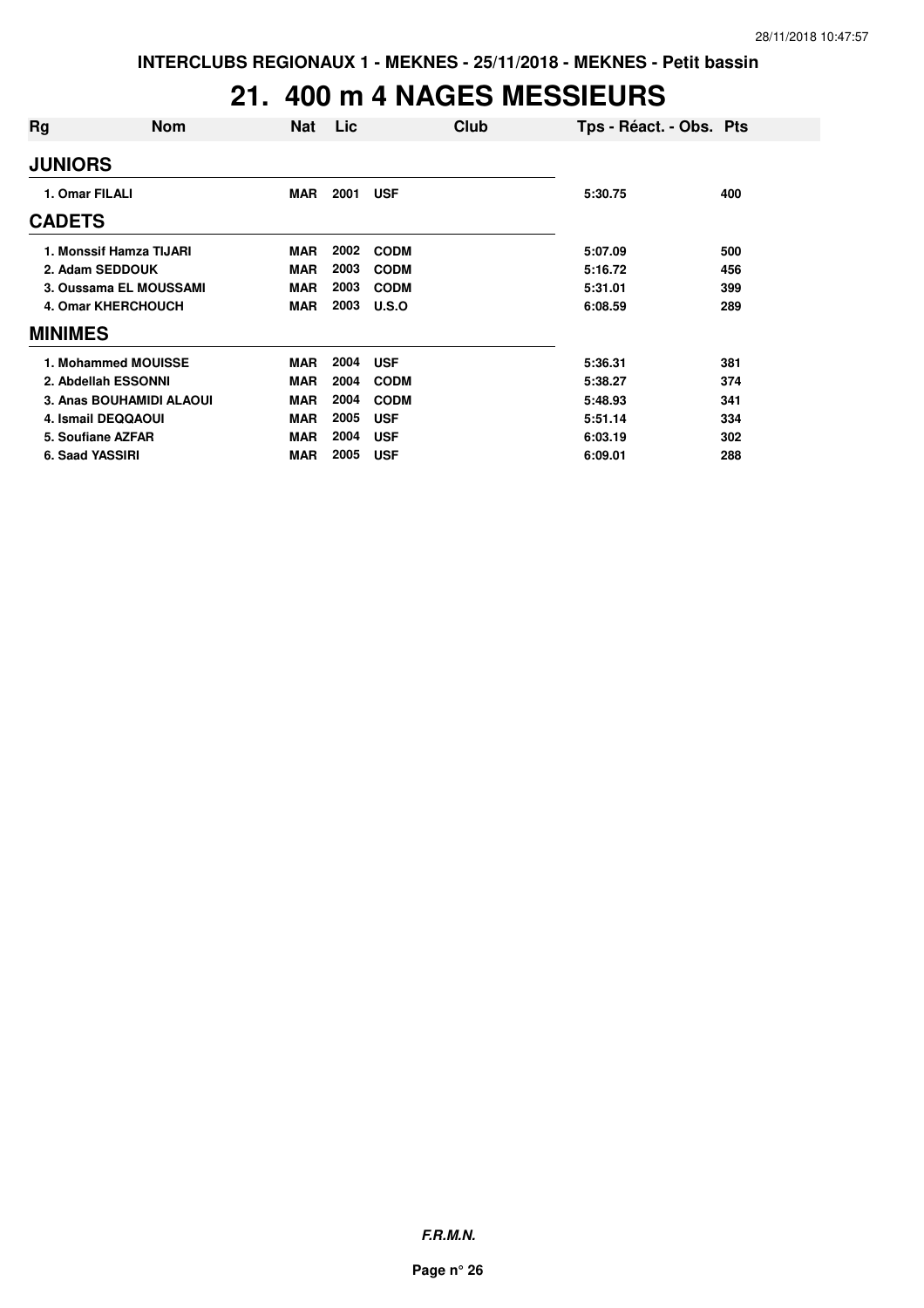# 21. 400 m 4 NAGES MESSIEURS

| Rg | Nom | Nat | Lic | Club | Tps - Réact. - Obs. | Pts |
|---|---|---|---|---|---|---|
| **JUNIORS** | | | | | | |
| 1. Omar FILALI | | MAR | 2001 | USF | 5:30.75 | 400 |
| **CADETS** | | | | | | |
| 1. Monssif Hamza TIJARI | | MAR | 2002 | CODM | 5:07.09 | 500 |
| 2. Adam SEDDOUK | | MAR | 2003 | CODM | 5:16.72 | 456 |
| 3. Oussama EL MOUSSAMI | | MAR | 2003 | CODM | 5:31.01 | 399 |
| 4. Omar KHERCHOUCH | | MAR | 2003 | U.S.O | 6:08.59 | 289 |
| **MINIMES** | | | | | | |
| 1. Mohammed MOUISSE | | MAR | 2004 | USF | 5:36.31 | 381 |
| 2. Abdellah ESSONNI | | MAR | 2004 | CODM | 5:38.27 | 374 |
| 3. Anas BOUHAMIDI ALAOUI | | MAR | 2004 | CODM | 5:48.93 | 341 |
| 4. Ismail DEQQAOUI | | MAR | 2005 | USF | 5:51.14 | 334 |
| 5. Soufiane AZFAR | | MAR | 2004 | USF | 6:03.19 | 302 |
| 6. Saad YASSIRI | | MAR | 2005 | USF | 6:09.01 | 288 |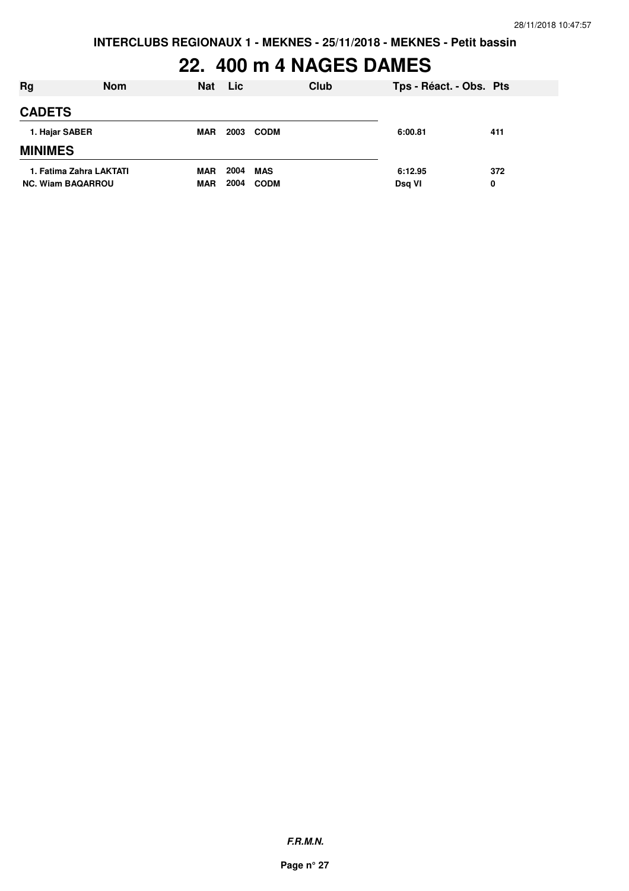INTERCLUBS REGIONAUX 1 - MEKNES - 25/11/2018 - MEKNES - Petit bassin

# 22. 400 m 4 NAGES DAMES

| Rg | Nom | Nat | Lic | Club | Tps - Réact. - Obs. | Pts |
|---|---|---|---|---|---|---|
| **CADETS** | | | | | | |
| 1. Hajar SABER | | MAR | 2003 | CODM | 6:00.81 | 411 |
| **MINIMES** | | | | | | |
| 1. Fatima Zahra LAKTATI | | MAR | 2004 | MAS | 6:12.95 | 372 |
| NC. Wiam BAQARROU | | MAR | 2004 | CODM | Dsq VI | 0 |

*F.R.M.N.*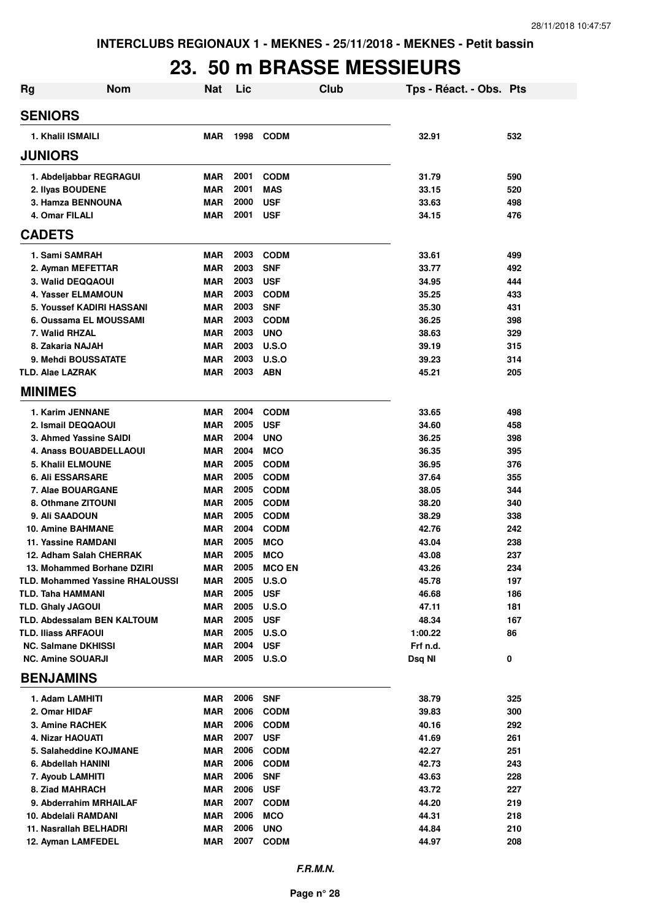INTERCLUBS REGIONAUX 1 - MEKNES - 25/11/2018 - MEKNES - Petit bassin

# 23. 50 m BRASSE MESSIEURS

| Rg | Nom | Nat | Lic | Club | Tps - Réact. - Obs. | Pts |
|---|---|---|---|---|---|---|
| **SENIORS** | | | | | | |
| 1. Khalil ISMAILI | | MAR | 1998 | CODM | 32.91 | 532 |
| **JUNIORS** | | | | | | |
| 1. Abdeljabbar REGRAGUI | | MAR | 2001 | CODM | 31.79 | 590 |
| 2. Ilyas BOUDENE | | MAR | 2001 | MAS | 33.15 | 520 |
| 3. Hamza BENNOUNA | | MAR | 2000 | USF | 33.63 | 498 |
| 4. Omar FILALI | | MAR | 2001 | USF | 34.15 | 476 |
| **CADETS** | | | | | | |
| 1. Sami SAMRAH | | MAR | 2003 | CODM | 33.61 | 499 |
| 2. Ayman MEFETTAR | | MAR | 2003 | SNF | 33.77 | 492 |
| 3. Walid DEQQAOUI | | MAR | 2003 | USF | 34.95 | 444 |
| 4. Yasser ELMAMOUN | | MAR | 2003 | CODM | 35.25 | 433 |
| 5. Youssef KADIRI HASSANI | | MAR | 2003 | SNF | 35.30 | 431 |
| 6. Oussama EL MOUSSAMI | | MAR | 2003 | CODM | 36.25 | 398 |
| 7. Walid RHZAL | | MAR | 2003 | UNO | 38.63 | 329 |
| 8. Zakaria NAJAH | | MAR | 2003 | U.S.O | 39.19 | 315 |
| 9. Mehdi BOUSSATATE | | MAR | 2003 | U.S.O | 39.23 | 314 |
| TLD. Alae LAZRAK | | MAR | 2003 | ABN | 45.21 | 205 |
| **MINIMES** | | | | | | |
| 1. Karim JENNANE | | MAR | 2004 | CODM | 33.65 | 498 |
| 2. Ismail DEQQAOUI | | MAR | 2005 | USF | 34.60 | 458 |
| 3. Ahmed Yassine SAIDI | | MAR | 2004 | UNO | 36.25 | 398 |
| 4. Anass BOUABDELLAOUI | | MAR | 2004 | MCO | 36.35 | 395 |
| 5. Khalil ELMOUNE | | MAR | 2005 | CODM | 36.95 | 376 |
| 6. Ali ESSARSARE | | MAR | 2005 | CODM | 37.64 | 355 |
| 7. Alae BOUARGANE | | MAR | 2005 | CODM | 38.05 | 344 |
| 8. Othmane ZITOUNI | | MAR | 2005 | CODM | 38.20 | 340 |
| 9. Ali SAADOUN | | MAR | 2005 | CODM | 38.29 | 338 |
| 10. Amine BAHMANE | | MAR | 2004 | CODM | 42.76 | 242 |
| 11. Yassine RAMDANI | | MAR | 2005 | MCO | 43.04 | 238 |
| 12. Adham Salah CHERRAK | | MAR | 2005 | MCO | 43.08 | 237 |
| 13. Mohammed Borhane DZIRI | | MAR | 2005 | MCO EN | 43.26 | 234 |
| TLD. Mohammed Yassine RHALOUSSI | | MAR | 2005 | U.S.O | 45.78 | 197 |
| TLD. Taha HAMMANI | | MAR | 2005 | USF | 46.68 | 186 |
| TLD. Ghaly JAGOUI | | MAR | 2005 | U.S.O | 47.11 | 181 |
| TLD. Abdessalam BEN KALTOUM | | MAR | 2005 | USF | 48.34 | 167 |
| TLD. Iliass ARFAOUI | | MAR | 2005 | U.S.O | 1:00.22 | 86 |
| NC. Salmane DKHISSI | | MAR | 2004 | USF | Frf n.d. | |
| NC. Amine SOUARJI | | MAR | 2005 | U.S.O | Dsq NI | 0 |
| **BENJAMINS** | | | | | | |
| 1. Adam LAMHITI | | MAR | 2006 | SNF | 38.79 | 325 |
| 2. Omar HIDAF | | MAR | 2006 | CODM | 39.83 | 300 |
| 3. Amine RACHEK | | MAR | 2006 | CODM | 40.16 | 292 |
| 4. Nizar HAOUATI | | MAR | 2007 | USF | 41.69 | 261 |
| 5. Salaheddine KOJMANE | | MAR | 2006 | CODM | 42.27 | 251 |
| 6. Abdellah HANINI | | MAR | 2006 | CODM | 42.73 | 243 |
| 7. Ayoub LAMHITI | | MAR | 2006 | SNF | 43.63 | 228 |
| 8. Ziad MAHRACH | | MAR | 2006 | USF | 43.72 | 227 |
| 9. Abderrahim MRHAILAF | | MAR | 2007 | CODM | 44.20 | 219 |
| 10. Abdelali RAMDANI | | MAR | 2006 | MCO | 44.31 | 218 |
| 11. Nasrallah BELHADRI | | MAR | 2006 | UNO | 44.84 | 210 |
| 12. Ayman LAMFEDEL | | MAR | 2007 | CODM | 44.97 | 208 |

*F.R.M.N.*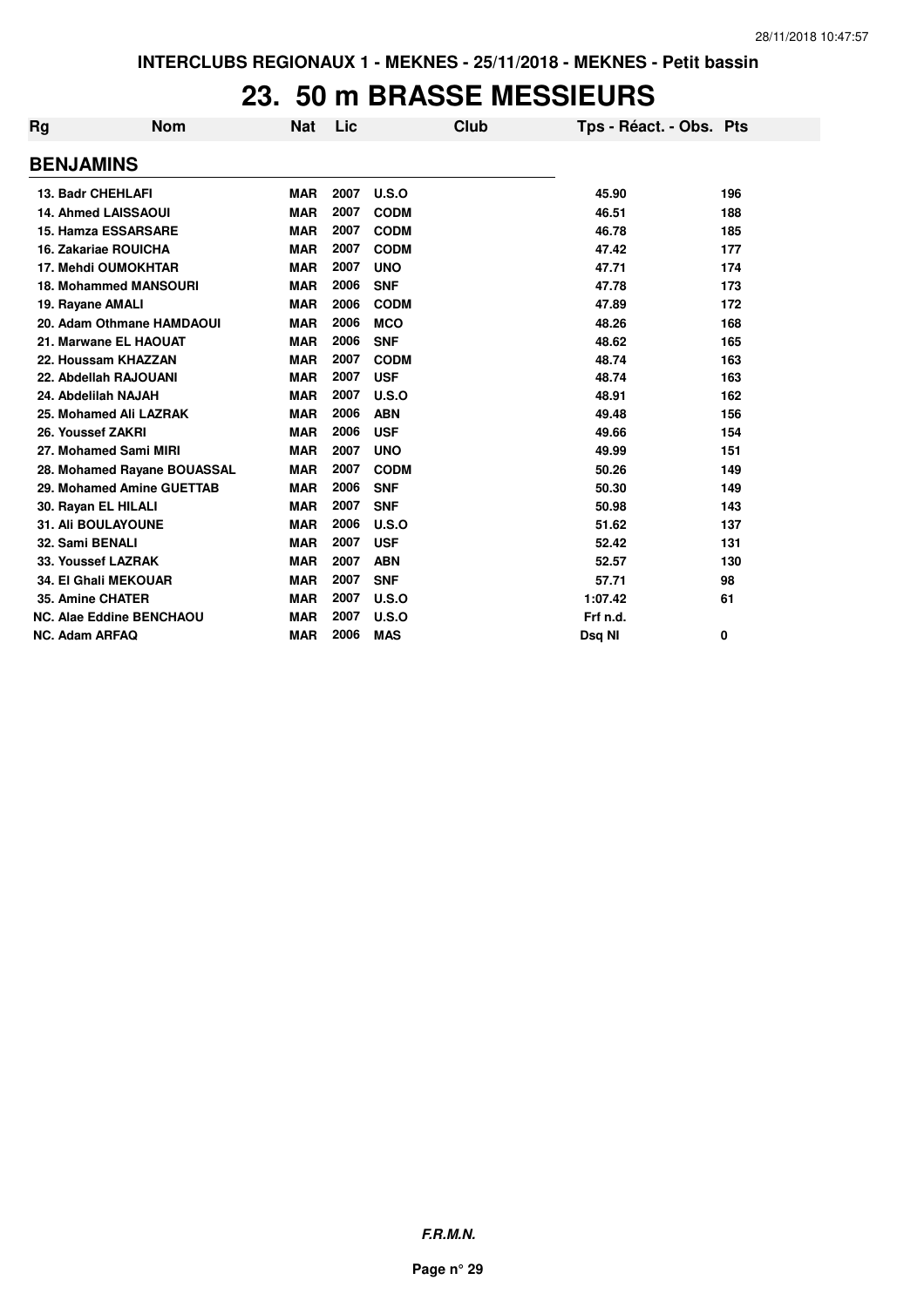# 23. 50 m BRASSE MESSIEURS

| Rg | Nom | Nat | Lic | Club | Tps - Réact. - Obs. | Pts |
|---|---|---|---|---|---|---|
| **BENJAMINS** | | | | | | |
| 13. | Badr CHEHLAFI | MAR | 2007 | U.S.O | 45.90 | 196 |
| 14. | Ahmed LAISSAOUI | MAR | 2007 | CODM | 46.51 | 188 |
| 15. | Hamza ESSARSARE | MAR | 2007 | CODM | 46.78 | 185 |
| 16. | Zakariae ROUICHA | MAR | 2007 | CODM | 47.42 | 177 |
| 17. | Mehdi OUMOKHTAR | MAR | 2007 | UNO | 47.71 | 174 |
| 18. | Mohammed MANSOURI | MAR | 2006 | SNF | 47.78 | 173 |
| 19. | Rayane AMALI | MAR | 2006 | CODM | 47.89 | 172 |
| 20. | Adam Othmane HAMDAOUI | MAR | 2006 | MCO | 48.26 | 168 |
| 21. | Marwane EL HAOUAT | MAR | 2006 | SNF | 48.62 | 165 |
| 22. | Houssam KHAZZAN | MAR | 2007 | CODM | 48.74 | 163 |
| 22. | Abdellah RAJOUANI | MAR | 2007 | USF | 48.74 | 163 |
| 24. | Abdelilah NAJAH | MAR | 2007 | U.S.O | 48.91 | 162 |
| 25. | Mohamed Ali LAZRAK | MAR | 2006 | ABN | 49.48 | 156 |
| 26. | Youssef ZAKRI | MAR | 2006 | USF | 49.66 | 154 |
| 27. | Mohamed Sami MIRI | MAR | 2007 | UNO | 49.99 | 151 |
| 28. | Mohamed Rayane BOUASSAL | MAR | 2007 | CODM | 50.26 | 149 |
| 29. | Mohamed Amine GUETTAB | MAR | 2006 | SNF | 50.30 | 149 |
| 30. | Rayan EL HILALI | MAR | 2007 | SNF | 50.98 | 143 |
| 31. | Ali BOULAYOUNE | MAR | 2006 | U.S.O | 51.62 | 137 |
| 32. | Sami BENALI | MAR | 2007 | USF | 52.42 | 131 |
| 33. | Youssef LAZRAK | MAR | 2007 | ABN | 52.57 | 130 |
| 34. | El Ghali MEKOUAR | MAR | 2007 | SNF | 57.71 | 98 |
| 35. | Amine CHATER | MAR | 2007 | U.S.O | 1:07.42 | 61 |
| NC. | Alae Eddine BENCHAOU | MAR | 2007 | U.S.O | Frf n.d. | |
| NC. | Adam ARFAQ | MAR | 2006 | MAS | Dsq NI | 0 |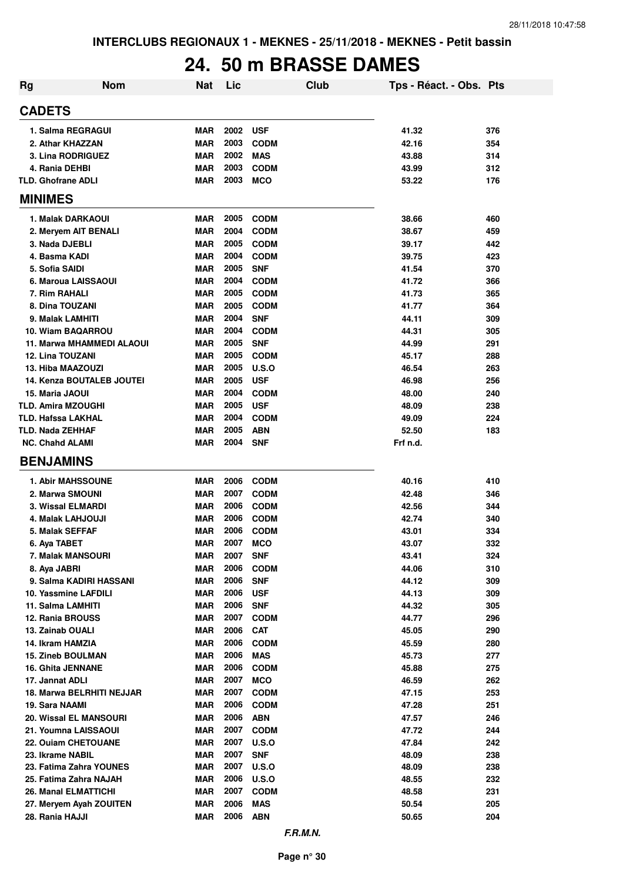# 24. 50 m BRASSE DAMES

| Rg | Nom | Nat | Lic | Club | Tps - Réact. - Obs. | Pts |
|---|---|---|---|---|---|---|
| **CADETS** | | | | | | |
| 1. Salma REGRAGUI | | MAR | 2002 | USF | 41.32 | 376 |
| 2. Athar KHAZZAN | | MAR | 2003 | CODM | 42.16 | 354 |
| 3. Lina RODRIGUEZ | | MAR | 2002 | MAS | 43.88 | 314 |
| 4. Rania DEHBI | | MAR | 2003 | CODM | 43.99 | 312 |
| TLD. Ghofrane ADLI | | MAR | 2003 | MCO | 53.22 | 176 |
| **MINIMES** | | | | | | |
| 1. Malak DARKAOUI | | MAR | 2005 | CODM | 38.66 | 460 |
| 2. Meryem AIT BENALI | | MAR | 2004 | CODM | 38.67 | 459 |
| 3. Nada DJEBLI | | MAR | 2005 | CODM | 39.17 | 442 |
| 4. Basma KADI | | MAR | 2004 | CODM | 39.75 | 423 |
| 5. Sofia SAIDI | | MAR | 2005 | SNF | 41.54 | 370 |
| 6. Maroua LAISSAOUI | | MAR | 2004 | CODM | 41.72 | 366 |
| 7. Rim RAHALI | | MAR | 2005 | CODM | 41.73 | 365 |
| 8. Dina TOUZANI | | MAR | 2005 | CODM | 41.77 | 364 |
| 9. Malak LAMHITI | | MAR | 2004 | SNF | 44.11 | 309 |
| 10. Wiam BAQARROU | | MAR | 2004 | CODM | 44.31 | 305 |
| 11. Marwa MHAMMEDI ALAOUI | | MAR | 2005 | SNF | 44.99 | 291 |
| 12. Lina TOUZANI | | MAR | 2005 | CODM | 45.17 | 288 |
| 13. Hiba MAAZOUZI | | MAR | 2005 | U.S.O | 46.54 | 263 |
| 14. Kenza BOUTALEB JOUTEI | | MAR | 2005 | USF | 46.98 | 256 |
| 15. Maria JAOUI | | MAR | 2004 | CODM | 48.00 | 240 |
| TLD. Amira MZOUGHI | | MAR | 2005 | USF | 48.09 | 238 |
| TLD. Hafssa LAKHAL | | MAR | 2004 | CODM | 49.09 | 224 |
| TLD. Nada ZEHHAF | | MAR | 2005 | ABN | 52.50 | 183 |
| NC. Chahd ALAMI | | MAR | 2004 | SNF | Frf n.d. | |
| **BENJAMINS** | | | | | | |
| 1. Abir MAHSSOUNE | | MAR | 2006 | CODM | 40.16 | 410 |
| 2. Marwa SMOUNI | | MAR | 2007 | CODM | 42.48 | 346 |
| 3. Wissal ELMARDI | | MAR | 2006 | CODM | 42.56 | 344 |
| 4. Malak LAHJOUJI | | MAR | 2006 | CODM | 42.74 | 340 |
| 5. Malak SEFFAF | | MAR | 2006 | CODM | 43.01 | 334 |
| 6. Aya TABET | | MAR | 2007 | MCO | 43.07 | 332 |
| 7. Malak MANSOURI | | MAR | 2007 | SNF | 43.41 | 324 |
| 8. Aya JABRI | | MAR | 2006 | CODM | 44.06 | 310 |
| 9. Salma KADIRI HASSANI | | MAR | 2006 | SNF | 44.12 | 309 |
| 10. Yassmine LAFDILI | | MAR | 2006 | USF | 44.13 | 309 |
| 11. Salma LAMHITI | | MAR | 2006 | SNF | 44.32 | 305 |
| 12. Rania BROUSS | | MAR | 2007 | CODM | 44.77 | 296 |
| 13. Zainab OUALI | | MAR | 2006 | CAT | 45.05 | 290 |
| 14. Ikram HAMZIA | | MAR | 2006 | CODM | 45.59 | 280 |
| 15. Zineb BOULMAN | | MAR | 2006 | MAS | 45.73 | 277 |
| 16. Ghita JENNANE | | MAR | 2006 | CODM | 45.88 | 275 |
| 17. Jannat ADLI | | MAR | 2007 | MCO | 46.59 | 262 |
| 18. Marwa BELRHITI NEJJAR | | MAR | 2007 | CODM | 47.15 | 253 |
| 19. Sara NAAMI | | MAR | 2006 | CODM | 47.28 | 251 |
| 20. Wissal EL MANSOURI | | MAR | 2006 | ABN | 47.57 | 246 |
| 21. Youmna LAISSAOUI | | MAR | 2007 | CODM | 47.72 | 244 |
| 22. Ouiam CHETOUANE | | MAR | 2007 | U.S.O | 47.84 | 242 |
| 23. Ikrame NABIL | | MAR | 2007 | SNF | 48.09 | 238 |
| 23. Fatima Zahra YOUNES | | MAR | 2007 | U.S.O | 48.09 | 238 |
| 25. Fatima Zahra NAJAH | | MAR | 2006 | U.S.O | 48.55 | 232 |
| 26. Manal ELMATTICHI | | MAR | 2007 | CODM | 48.58 | 231 |
| 27. Meryem Ayah ZOUITEN | | MAR | 2006 | MAS | 50.54 | 205 |
| 28. Rania HAJJI | | MAR | 2006 | ABN | 50.65 | 204 |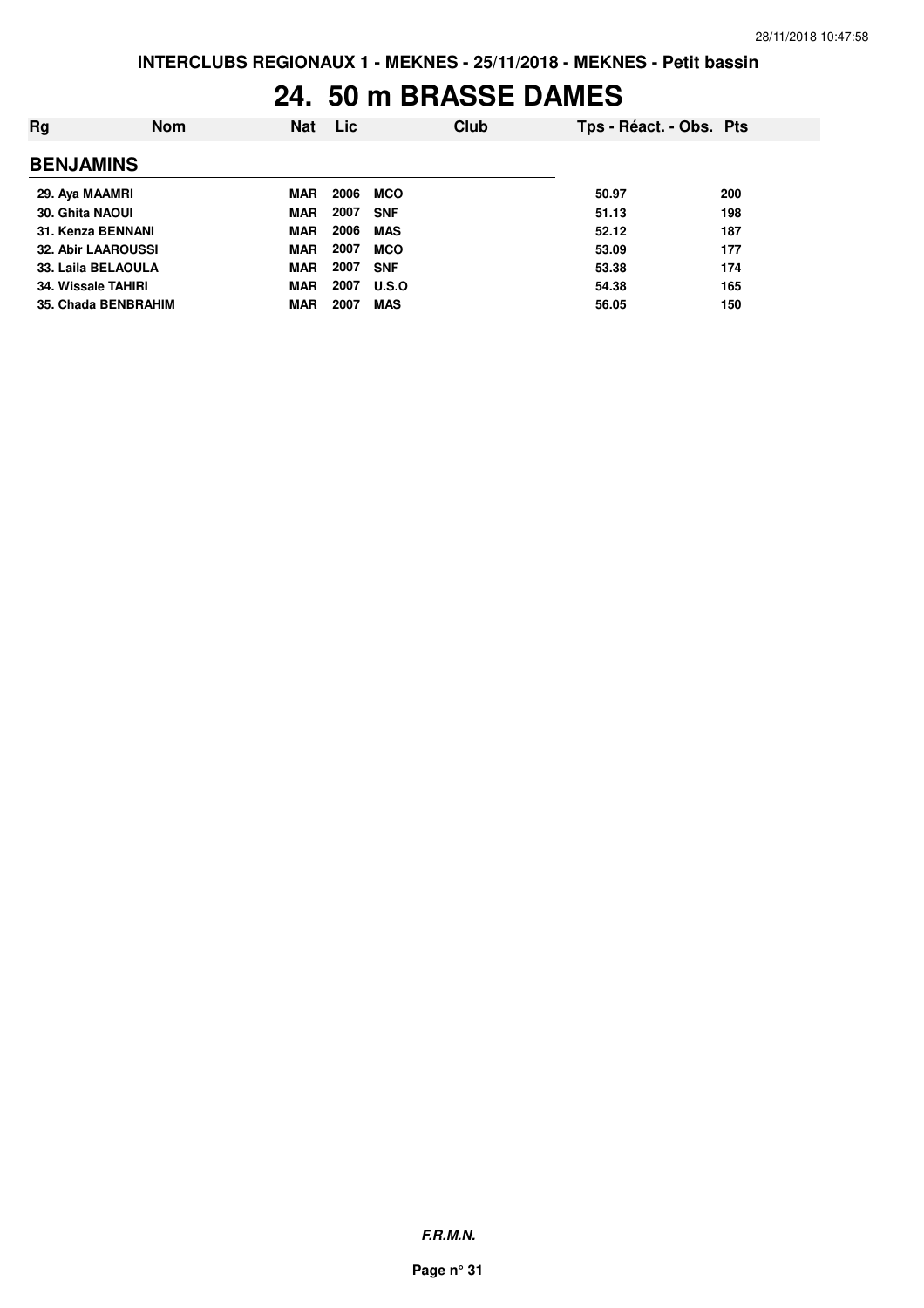# 24. 50 m BRASSE DAMES

| Rg | Nom | Nat | Lic | Club | Tps - Réact. - Obs. | Pts |
|---|---|---|---|---|---|---|
| **BENJAMINS** | | | | | | |
| 29. Aya MAAMRI | | MAR | 2006 | MCO | 50.97 | 200 |
| 30. Ghita NAOUI | | MAR | 2007 | SNF | 51.13 | 198 |
| 31. Kenza BENNANI | | MAR | 2006 | MAS | 52.12 | 187 |
| 32. Abir LAAROUSSI | | MAR | 2007 | MCO | 53.09 | 177 |
| 33. Laila BELAOULA | | MAR | 2007 | SNF | 53.38 | 174 |
| 34. Wissale TAHIRI | | MAR | 2007 | U.S.O | 54.38 | 165 |
| 35. Chada BENBRAHIM | | MAR | 2007 | MAS | 56.05 | 150 |

***F.R.M.N.***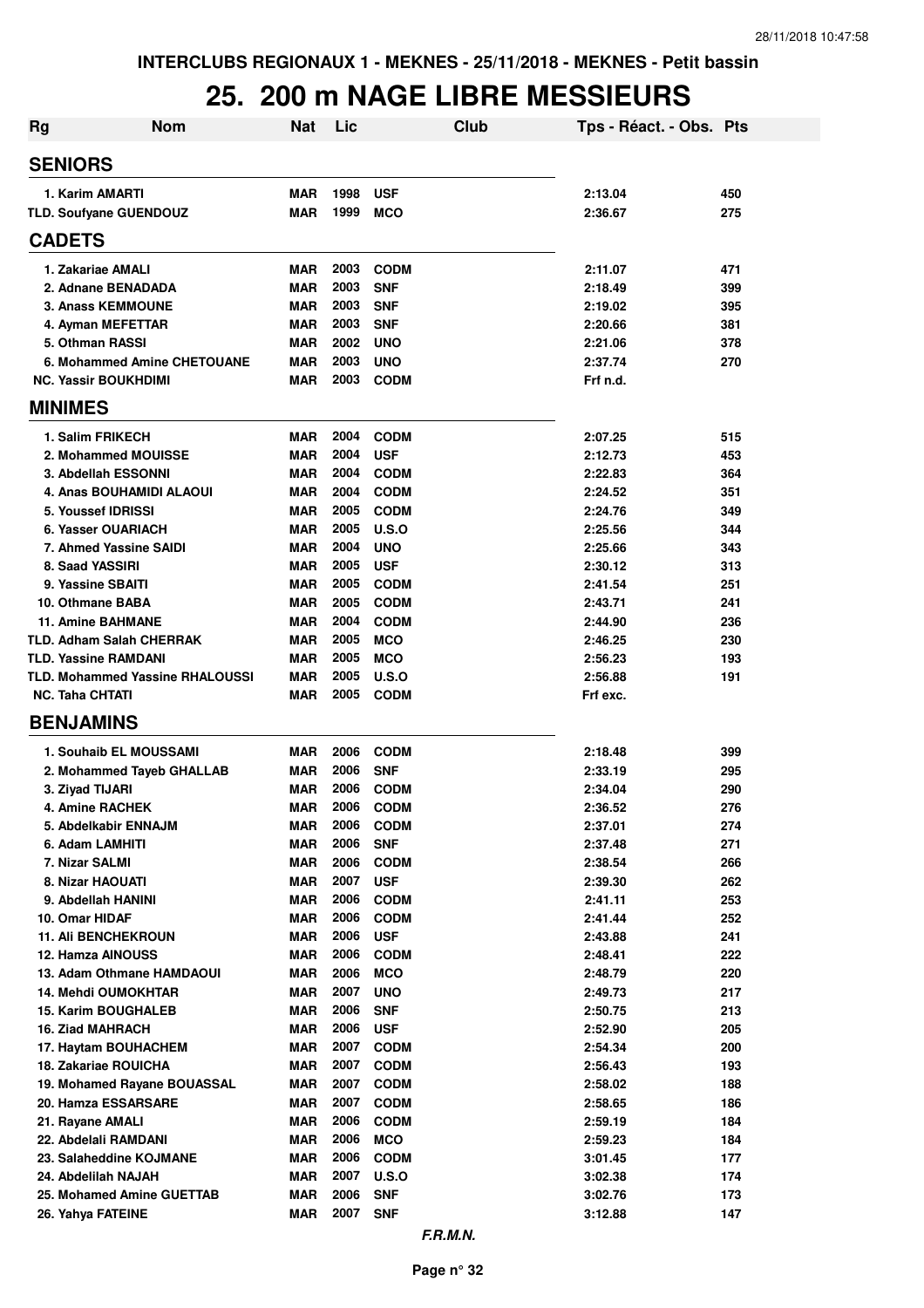INTERCLUBS REGIONAUX 1 - MEKNES - 25/11/2018 - MEKNES - Petit bassin

# 25. 200 m NAGE LIBRE MESSIEURS

| Rg | Nom | Nat | Lic | Club | Tps - Réact. - Obs. | Pts |
|---|---|---|---|---|---|---|
| **SENIORS** | | | | | | |
| 1. Karim AMARTI | | MAR | 1998 | USF | 2:13.04 | 450 |
| TLD. Soufyane GUENDOUZ | | MAR | 1999 | MCO | 2:36.67 | 275 |
| **CADETS** | | | | | | |
| 1. Zakariae AMALI | | MAR | 2003 | CODM | 2:11.07 | 471 |
| 2. Adnane BENADADA | | MAR | 2003 | SNF | 2:18.49 | 399 |
| 3. Anass KEMMOUNE | | MAR | 2003 | SNF | 2:19.02 | 395 |
| 4. Ayman MEFETTAR | | MAR | 2003 | SNF | 2:20.66 | 381 |
| 5. Othman RASSI | | MAR | 2002 | UNO | 2:21.06 | 378 |
| 6. Mohammed Amine CHETOUANE | | MAR | 2003 | UNO | 2:37.74 | 270 |
| NC. Yassir BOUKHDIMI | | MAR | 2003 | CODM | Frf n.d. | |
| **MINIMES** | | | | | | |
| 1. Salim FRIKECH | | MAR | 2004 | CODM | 2:07.25 | 515 |
| 2. Mohammed MOUISSE | | MAR | 2004 | USF | 2:12.73 | 453 |
| 3. Abdellah ESSONNI | | MAR | 2004 | CODM | 2:22.83 | 364 |
| 4. Anas BOUHAMIDI ALAOUI | | MAR | 2004 | CODM | 2:24.52 | 351 |
| 5. Youssef IDRISSI | | MAR | 2005 | CODM | 2:24.76 | 349 |
| 6. Yasser OUARIACH | | MAR | 2005 | U.S.O | 2:25.56 | 344 |
| 7. Ahmed Yassine SAIDI | | MAR | 2004 | UNO | 2:25.66 | 343 |
| 8. Saad YASSIRI | | MAR | 2005 | USF | 2:30.12 | 313 |
| 9. Yassine SBAITI | | MAR | 2005 | CODM | 2:41.54 | 251 |
| 10. Othmane BABA | | MAR | 2005 | CODM | 2:43.71 | 241 |
| 11. Amine BAHMANE | | MAR | 2004 | CODM | 2:44.90 | 236 |
| TLD. Adham Salah CHERRAK | | MAR | 2005 | MCO | 2:46.25 | 230 |
| TLD. Yassine RAMDANI | | MAR | 2005 | MCO | 2:56.23 | 193 |
| TLD. Mohammed Yassine RHALOUSSI | | MAR | 2005 | U.S.O | 2:56.88 | 191 |
| NC. Taha CHTATI | | MAR | 2005 | CODM | Frf exc. | |
| **BENJAMINS** | | | | | | |
| 1. Souhaib EL MOUSSAMI | | MAR | 2006 | CODM | 2:18.48 | 399 |
| 2. Mohammed Tayeb GHALLAB | | MAR | 2006 | SNF | 2:33.19 | 295 |
| 3. Ziyad TIJARI | | MAR | 2006 | CODM | 2:34.04 | 290 |
| 4. Amine RACHEK | | MAR | 2006 | CODM | 2:36.52 | 276 |
| 5. Abdelkabir ENNAJM | | MAR | 2006 | CODM | 2:37.01 | 274 |
| 6. Adam LAMHITI | | MAR | 2006 | SNF | 2:37.48 | 271 |
| 7. Nizar SALMI | | MAR | 2006 | CODM | 2:38.54 | 266 |
| 8. Nizar HAOUATI | | MAR | 2007 | USF | 2:39.30 | 262 |
| 9. Abdellah HANINI | | MAR | 2006 | CODM | 2:41.11 | 253 |
| 10. Omar HIDAF | | MAR | 2006 | CODM | 2:41.44 | 252 |
| 11. Ali BENCHEKROUN | | MAR | 2006 | USF | 2:43.88 | 241 |
| 12. Hamza AINOUSS | | MAR | 2006 | CODM | 2:48.41 | 222 |
| 13. Adam Othmane HAMDAOUI | | MAR | 2006 | MCO | 2:48.79 | 220 |
| 14. Mehdi OUMOKHTAR | | MAR | 2007 | UNO | 2:49.73 | 217 |
| 15. Karim BOUGHALEB | | MAR | 2006 | SNF | 2:50.75 | 213 |
| 16. Ziad MAHRACH | | MAR | 2006 | USF | 2:52.90 | 205 |
| 17. Haytam BOUHACHEM | | MAR | 2007 | CODM | 2:54.34 | 200 |
| 18. Zakariae ROUICHA | | MAR | 2007 | CODM | 2:56.43 | 193 |
| 19. Mohamed Rayane BOUASSAL | | MAR | 2007 | CODM | 2:58.02 | 188 |
| 20. Hamza ESSARSARE | | MAR | 2007 | CODM | 2:58.65 | 186 |
| 21. Rayane AMALI | | MAR | 2006 | CODM | 2:59.19 | 184 |
| 22. Abdelali RAMDANI | | MAR | 2006 | MCO | 2:59.23 | 184 |
| 23. Salaheddine KOJMANE | | MAR | 2006 | CODM | 3:01.45 | 177 |
| 24. Abdelilah NAJAH | | MAR | 2007 | U.S.O | 3:02.38 | 174 |
| 25. Mohamed Amine GUETTAB | | MAR | 2006 | SNF | 3:02.76 | 173 |
| 26. Yahya FATEINE | | MAR | 2007 | SNF | 3:12.88 | 147 |

*F.R.M.N.*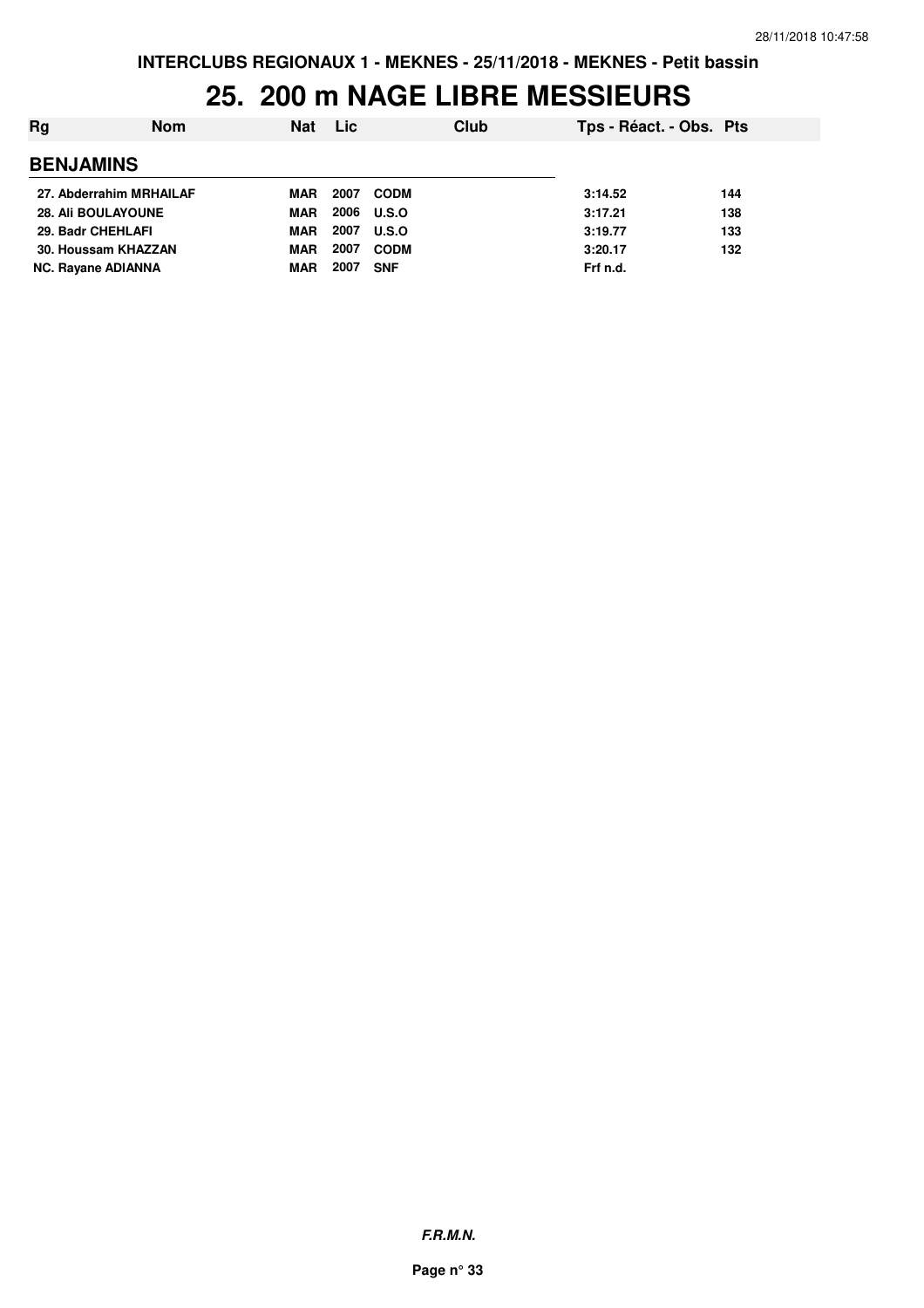# 25. 200 m NAGE LIBRE MESSIEURS

| Rg | Nom | Nat | Lic | Club | Tps - Réact. - Obs. | Pts |
|---|---|---|---|---|---|---|
| **BENJAMINS** | | | | | | |
| 27. | Abderrahim MRHAILAF | MAR | 2007 | CODM | 3:14.52 | 144 |
| 28. | Ali BOULAYOUNE | MAR | 2006 | U.S.O | 3:17.21 | 138 |
| 29. | Badr CHEHLAFI | MAR | 2007 | U.S.O | 3:19.77 | 133 |
| 30. | Houssam KHAZZAN | MAR | 2007 | CODM | 3:20.17 | 132 |
| NC. | Rayane ADIANNA | MAR | 2007 | SNF | Frf n.d. | |

*F.R.M.N.*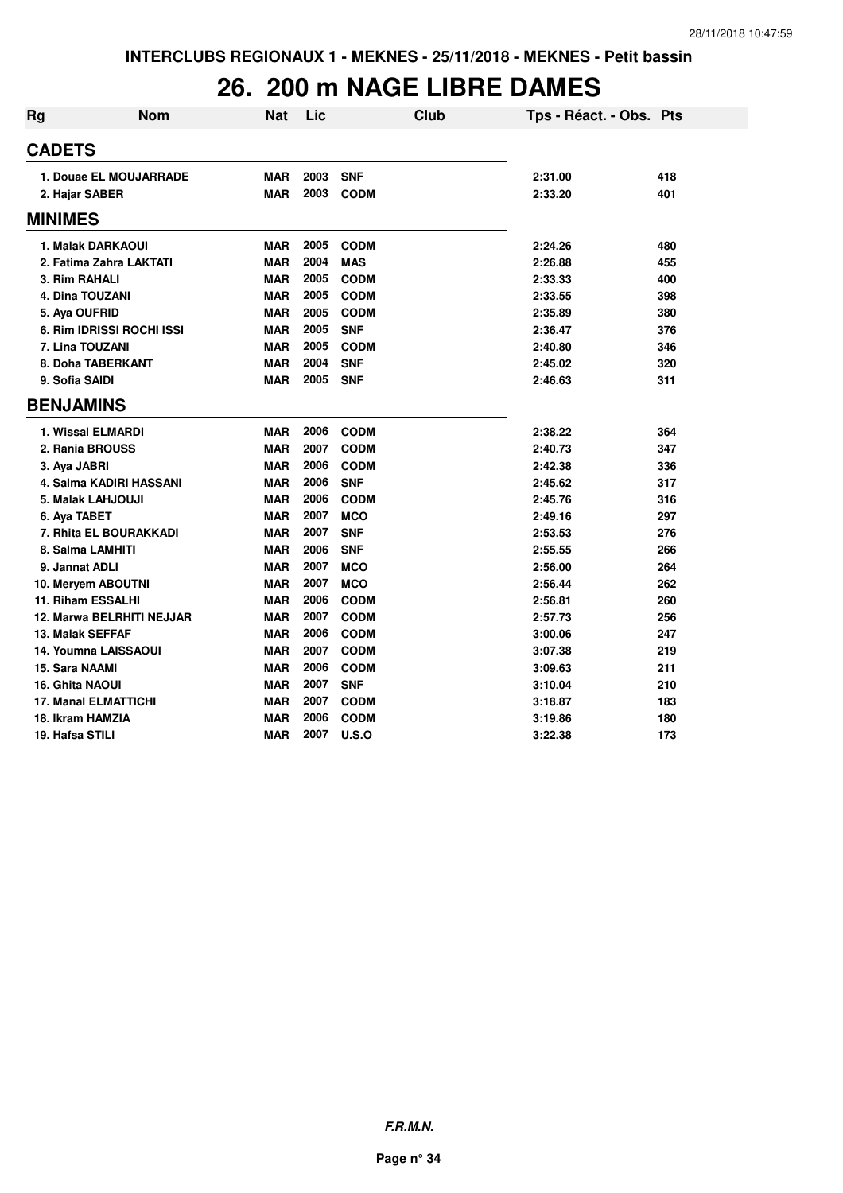INTERCLUBS REGIONAUX 1 - MEKNES - 25/11/2018 - MEKNES - Petit bassin

# 26. 200 m NAGE LIBRE DAMES

| Rg | Nom | Nat | Lic | Club | Tps - Réact. - Obs. | Pts |
|---|---|---|---|---|---|---|
| **CADETS** | | | | | | |
| 1. | Douae EL MOUJARRADE | MAR | 2003 | SNF | 2:31.00 | 418 |
| 2. | Hajar SABER | MAR | 2003 | CODM | 2:33.20 | 401 |
| **MINIMES** | | | | | | |
| 1. | Malak DARKAOUI | MAR | 2005 | CODM | 2:24.26 | 480 |
| 2. | Fatima Zahra LAKTATI | MAR | 2004 | MAS | 2:26.88 | 455 |
| 3. | Rim RAHALI | MAR | 2005 | CODM | 2:33.33 | 400 |
| 4. | Dina TOUZANI | MAR | 2005 | CODM | 2:33.55 | 398 |
| 5. | Aya OUFRID | MAR | 2005 | CODM | 2:35.89 | 380 |
| 6. | Rim IDRISSI ROCHI ISSI | MAR | 2005 | SNF | 2:36.47 | 376 |
| 7. | Lina TOUZANI | MAR | 2005 | CODM | 2:40.80 | 346 |
| 8. | Doha TABERKANT | MAR | 2004 | SNF | 2:45.02 | 320 |
| 9. | Sofia SAIDI | MAR | 2005 | SNF | 2:46.63 | 311 |
| **BENJAMINS** | | | | | | |
| 1. | Wissal ELMARDI | MAR | 2006 | CODM | 2:38.22 | 364 |
| 2. | Rania BROUSS | MAR | 2007 | CODM | 2:40.73 | 347 |
| 3. | Aya JABRI | MAR | 2006 | CODM | 2:42.38 | 336 |
| 4. | Salma KADIRI HASSANI | MAR | 2006 | SNF | 2:45.62 | 317 |
| 5. | Malak LAHJOUJI | MAR | 2006 | CODM | 2:45.76 | 316 |
| 6. | Aya TABET | MAR | 2007 | MCO | 2:49.16 | 297 |
| 7. | Rhita EL BOURAKKADI | MAR | 2007 | SNF | 2:53.53 | 276 |
| 8. | Salma LAMHITI | MAR | 2006 | SNF | 2:55.55 | 266 |
| 9. | Jannat ADLI | MAR | 2007 | MCO | 2:56.00 | 264 |
| 10. | Meryem ABOUTNI | MAR | 2007 | MCO | 2:56.44 | 262 |
| 11. | Riham ESSALHI | MAR | 2006 | CODM | 2:56.81 | 260 |
| 12. | Marwa BELRHITI NEJJAR | MAR | 2007 | CODM | 2:57.73 | 256 |
| 13. | Malak SEFFAF | MAR | 2006 | CODM | 3:00.06 | 247 |
| 14. | Youmna LAISSAOUI | MAR | 2007 | CODM | 3:07.38 | 219 |
| 15. | Sara NAAMI | MAR | 2006 | CODM | 3:09.63 | 211 |
| 16. | Ghita NAOUI | MAR | 2007 | SNF | 3:10.04 | 210 |
| 17. | Manal ELMATTICHI | MAR | 2007 | CODM | 3:18.87 | 183 |
| 18. | Ikram HAMZIA | MAR | 2006 | CODM | 3:19.86 | 180 |
| 19. | Hafsa STILI | MAR | 2007 | U.S.O | 3:22.38 | 173 |

*F.R.M.N.*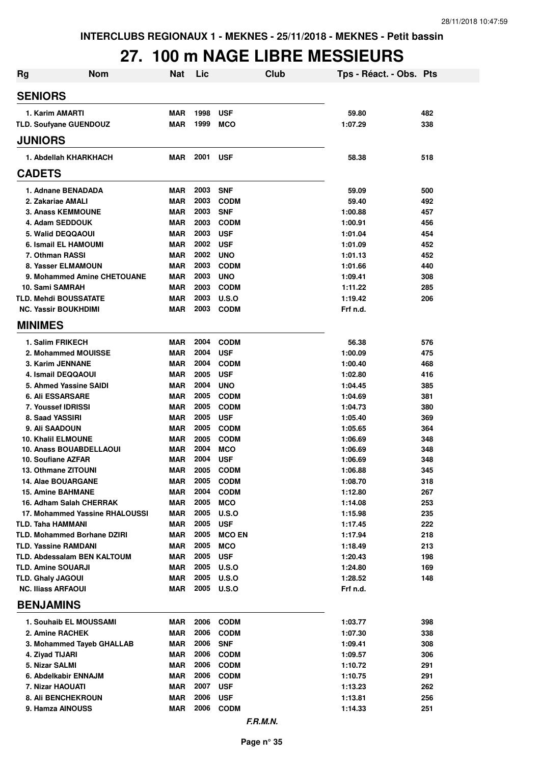INTERCLUBS REGIONAUX 1 - MEKNES - 25/11/2018 - MEKNES - Petit bassin

# 27. 100 m NAGE LIBRE MESSIEURS

| Rg | Nom | Nat | Lic | Club | Tps - Réact. - Obs. | Pts |
|---|---|---|---|---|---|---|
| **SENIORS** | | | | | | |
| 1. Karim AMARTI | | MAR | 1998 | USF | 59.80 | 482 |
| TLD. Soufyane GUENDOUZ | | MAR | 1999 | MCO | 1:07.29 | 338 |
| **JUNIORS** | | | | | | |
| 1. Abdellah KHARKHACH | | MAR | 2001 | USF | 58.38 | 518 |
| **CADETS** | | | | | | |
| 1. Adnane BENADADA | | MAR | 2003 | SNF | 59.09 | 500 |
| 2. Zakariae AMALI | | MAR | 2003 | CODM | 59.40 | 492 |
| 3. Anass KEMMOUNE | | MAR | 2003 | SNF | 1:00.88 | 457 |
| 4. Adam SEDDOUK | | MAR | 2003 | CODM | 1:00.91 | 456 |
| 5. Walid DEQQAOUI | | MAR | 2003 | USF | 1:01.04 | 454 |
| 6. Ismail EL HAMOUMI | | MAR | 2002 | USF | 1:01.09 | 452 |
| 7. Othman RASSI | | MAR | 2002 | UNO | 1:01.13 | 452 |
| 8. Yasser ELMAMOUN | | MAR | 2003 | CODM | 1:01.66 | 440 |
| 9. Mohammed Amine CHETOUANE | | MAR | 2003 | UNO | 1:09.41 | 308 |
| 10. Sami SAMRAH | | MAR | 2003 | CODM | 1:11.22 | 285 |
| TLD. Mehdi BOUSSATATE | | MAR | 2003 | U.S.O | 1:19.42 | 206 |
| NC. Yassir BOUKHDIMI | | MAR | 2003 | CODM | Frf n.d. | |
| **MINIMES** | | | | | | |
| 1. Salim FRIKECH | | MAR | 2004 | CODM | 56.38 | 576 |
| 2. Mohammed MOUISSE | | MAR | 2004 | USF | 1:00.09 | 475 |
| 3. Karim JENNANE | | MAR | 2004 | CODM | 1:00.40 | 468 |
| 4. Ismail DEQQAOUI | | MAR | 2005 | USF | 1:02.80 | 416 |
| 5. Ahmed Yassine SAIDI | | MAR | 2004 | UNO | 1:04.45 | 385 |
| 6. Ali ESSARSARE | | MAR | 2005 | CODM | 1:04.69 | 381 |
| 7. Youssef IDRISSI | | MAR | 2005 | CODM | 1:04.73 | 380 |
| 8. Saad YASSIRI | | MAR | 2005 | USF | 1:05.40 | 369 |
| 9. Ali SAADOUN | | MAR | 2005 | CODM | 1:05.65 | 364 |
| 10. Khalil ELMOUNE | | MAR | 2005 | CODM | 1:06.69 | 348 |
| 10. Anass BOUABDELLAOUI | | MAR | 2004 | MCO | 1:06.69 | 348 |
| 10. Soufiane AZFAR | | MAR | 2004 | USF | 1:06.69 | 348 |
| 13. Othmane ZITOUNI | | MAR | 2005 | CODM | 1:06.88 | 345 |
| 14. Alae BOUARGANE | | MAR | 2005 | CODM | 1:08.70 | 318 |
| 15. Amine BAHMANE | | MAR | 2004 | CODM | 1:12.80 | 267 |
| 16. Adham Salah CHERRAK | | MAR | 2005 | MCO | 1:14.08 | 253 |
| 17. Mohammed Yassine RHALOUSSI | | MAR | 2005 | U.S.O | 1:15.98 | 235 |
| TLD. Taha HAMMANI | | MAR | 2005 | USF | 1:17.45 | 222 |
| TLD. Mohammed Borhane DZIRI | | MAR | 2005 | MCO EN | 1:17.94 | 218 |
| TLD. Yassine RAMDANI | | MAR | 2005 | MCO | 1:18.49 | 213 |
| TLD. Abdessalam BEN KALTOUM | | MAR | 2005 | USF | 1:20.43 | 198 |
| TLD. Amine SOUARJI | | MAR | 2005 | U.S.O | 1:24.80 | 169 |
| TLD. Ghaly JAGOUI | | MAR | 2005 | U.S.O | 1:28.52 | 148 |
| NC. Iliass ARFAOUI | | MAR | 2005 | U.S.O | Frf n.d. | |
| **BENJAMINS** | | | | | | |
| 1. Souhaib EL MOUSSAMI | | MAR | 2006 | CODM | 1:03.77 | 398 |
| 2. Amine RACHEK | | MAR | 2006 | CODM | 1:07.30 | 338 |
| 3. Mohammed Tayeb GHALLAB | | MAR | 2006 | SNF | 1:09.41 | 308 |
| 4. Ziyad TIJARI | | MAR | 2006 | CODM | 1:09.57 | 306 |
| 5. Nizar SALMI | | MAR | 2006 | CODM | 1:10.72 | 291 |
| 6. Abdelkabir ENNAJM | | MAR | 2006 | CODM | 1:10.75 | 291 |
| 7. Nizar HAOUATI | | MAR | 2007 | USF | 1:13.23 | 262 |
| 8. Ali BENCHEKROUN | | MAR | 2006 | USF | 1:13.81 | 256 |
| 9. Hamza AINOUSS | | MAR | 2006 | CODM | 1:14.33 | 251 |

*F.R.M.N.*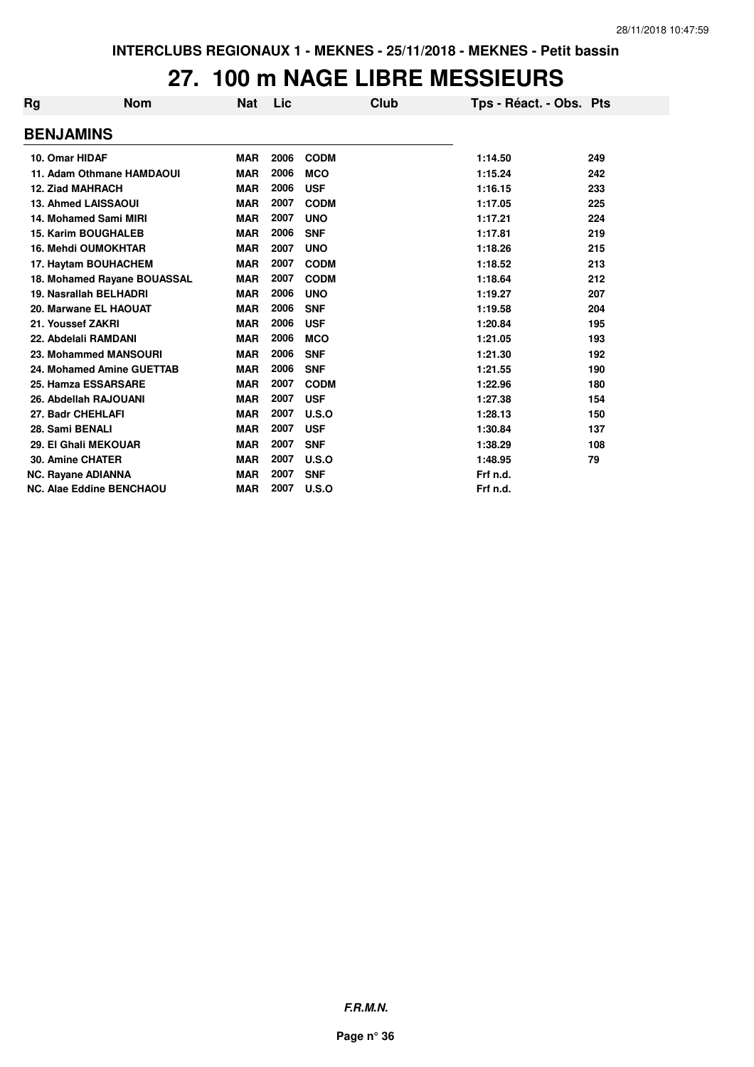INTERCLUBS REGIONAUX 1 - MEKNES - 25/11/2018 - MEKNES - Petit bassin

# 27. 100 m NAGE LIBRE MESSIEURS

| Rg | Nom | Nat | Lic | Club | Tps - Réact. - Obs. | Pts |
|---|---|---|---|---|---|---|
| **BENJAMINS** | | | | | | |
| 10. | Omar HIDAF | MAR | 2006 | CODM | 1:14.50 | 249 |
| 11. | Adam Othmane HAMDAOUI | MAR | 2006 | MCO | 1:15.24 | 242 |
| 12. | Ziad MAHRACH | MAR | 2006 | USF | 1:16.15 | 233 |
| 13. | Ahmed LAISSAOUI | MAR | 2007 | CODM | 1:17.05 | 225 |
| 14. | Mohamed Sami MIRI | MAR | 2007 | UNO | 1:17.21 | 224 |
| 15. | Karim BOUGHALEB | MAR | 2006 | SNF | 1:17.81 | 219 |
| 16. | Mehdi OUMOKHTAR | MAR | 2007 | UNO | 1:18.26 | 215 |
| 17. | Haytam BOUHACHEM | MAR | 2007 | CODM | 1:18.52 | 213 |
| 18. | Mohamed Rayane BOUASSAL | MAR | 2007 | CODM | 1:18.64 | 212 |
| 19. | Nasrallah BELHADRI | MAR | 2006 | UNO | 1:19.27 | 207 |
| 20. | Marwane EL HAOUAT | MAR | 2006 | SNF | 1:19.58 | 204 |
| 21. | Youssef ZAKRI | MAR | 2006 | USF | 1:20.84 | 195 |
| 22. | Abdelali RAMDANI | MAR | 2006 | MCO | 1:21.05 | 193 |
| 23. | Mohammed MANSOURI | MAR | 2006 | SNF | 1:21.30 | 192 |
| 24. | Mohamed Amine GUETTAB | MAR | 2006 | SNF | 1:21.55 | 190 |
| 25. | Hamza ESSARSARE | MAR | 2007 | CODM | 1:22.96 | 180 |
| 26. | Abdellah RAJOUANI | MAR | 2007 | USF | 1:27.38 | 154 |
| 27. | Badr CHEHLAFI | MAR | 2007 | U.S.O | 1:28.13 | 150 |
| 28. | Sami BENALI | MAR | 2007 | USF | 1:30.84 | 137 |
| 29. | El Ghali MEKOUAR | MAR | 2007 | SNF | 1:38.29 | 108 |
| 30. | Amine CHATER | MAR | 2007 | U.S.O | 1:48.95 | 79 |
| NC. | Rayane ADIANNA | MAR | 2007 | SNF | Frf n.d. | |
| NC. | Alae Eddine BENCHAOU | MAR | 2007 | U.S.O | Frf n.d. | |

*F.R.M.N.*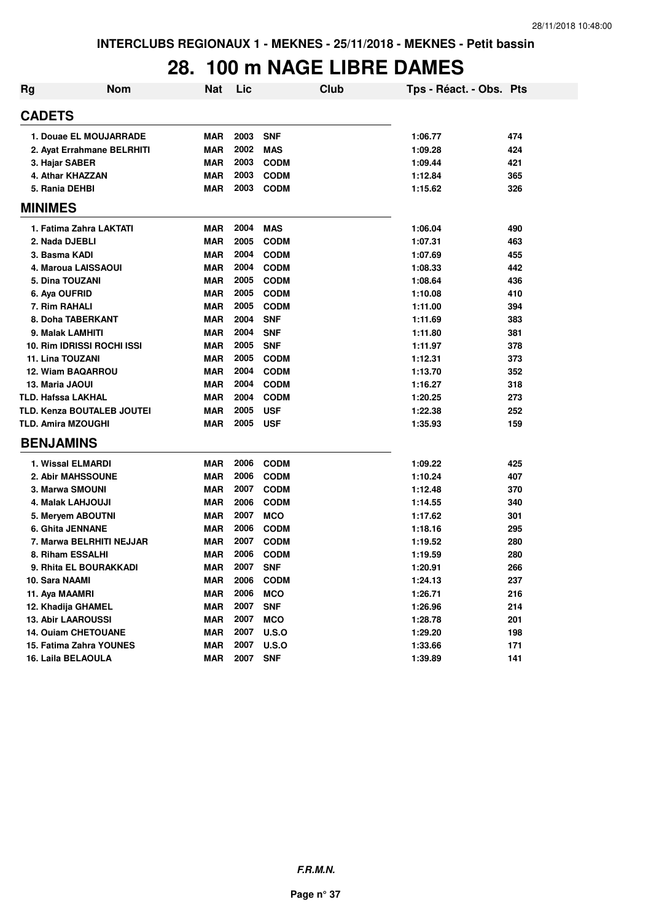INTERCLUBS REGIONAUX 1 - MEKNES - 25/11/2018 - MEKNES - Petit bassin

# 28. 100 m NAGE LIBRE DAMES

| Rg | Nom | Nat | Lic | Club | Tps - Réact. - Obs. | Pts |
|---|---|---|---|---|---|---|
| **CADETS** | | | | | | |
| 1. Douae EL MOUJARRADE | | MAR | 2003 | SNF | 1:06.77 | 474 |
| 2. Ayat Errahmane BELRHITI | | MAR | 2002 | MAS | 1:09.28 | 424 |
| 3. Hajar SABER | | MAR | 2003 | CODM | 1:09.44 | 421 |
| 4. Athar KHAZZAN | | MAR | 2003 | CODM | 1:12.84 | 365 |
| 5. Rania DEHBI | | MAR | 2003 | CODM | 1:15.62 | 326 |
| **MINIMES** | | | | | | |
| 1. Fatima Zahra LAKTATI | | MAR | 2004 | MAS | 1:06.04 | 490 |
| 2. Nada DJEBLI | | MAR | 2005 | CODM | 1:07.31 | 463 |
| 3. Basma KADI | | MAR | 2004 | CODM | 1:07.69 | 455 |
| 4. Maroua LAISSAOUI | | MAR | 2004 | CODM | 1:08.33 | 442 |
| 5. Dina TOUZANI | | MAR | 2005 | CODM | 1:08.64 | 436 |
| 6. Aya OUFRID | | MAR | 2005 | CODM | 1:10.08 | 410 |
| 7. Rim RAHALI | | MAR | 2005 | CODM | 1:11.00 | 394 |
| 8. Doha TABERKANT | | MAR | 2004 | SNF | 1:11.69 | 383 |
| 9. Malak LAMHITI | | MAR | 2004 | SNF | 1:11.80 | 381 |
| 10. Rim IDRISSI ROCHI ISSI | | MAR | 2005 | SNF | 1:11.97 | 378 |
| 11. Lina TOUZANI | | MAR | 2005 | CODM | 1:12.31 | 373 |
| 12. Wiam BAQARROU | | MAR | 2004 | CODM | 1:13.70 | 352 |
| 13. Maria JAOUI | | MAR | 2004 | CODM | 1:16.27 | 318 |
| TLD. Hafssa LAKHAL | | MAR | 2004 | CODM | 1:20.25 | 273 |
| TLD. Kenza BOUTALEB JOUTEI | | MAR | 2005 | USF | 1:22.38 | 252 |
| TLD. Amira MZOUGHI | | MAR | 2005 | USF | 1:35.93 | 159 |
| **BENJAMINS** | | | | | | |
| 1. Wissal ELMARDI | | MAR | 2006 | CODM | 1:09.22 | 425 |
| 2. Abir MAHSSOUNE | | MAR | 2006 | CODM | 1:10.24 | 407 |
| 3. Marwa SMOUNI | | MAR | 2007 | CODM | 1:12.48 | 370 |
| 4. Malak LAHJOUJI | | MAR | 2006 | CODM | 1:14.55 | 340 |
| 5. Meryem ABOUTNI | | MAR | 2007 | MCO | 1:17.62 | 301 |
| 6. Ghita JENNANE | | MAR | 2006 | CODM | 1:18.16 | 295 |
| 7. Marwa BELRHITI NEJJAR | | MAR | 2007 | CODM | 1:19.52 | 280 |
| 8. Riham ESSALHI | | MAR | 2006 | CODM | 1:19.59 | 280 |
| 9. Rhita EL BOURAKKADI | | MAR | 2007 | SNF | 1:20.91 | 266 |
| 10. Sara NAAMI | | MAR | 2006 | CODM | 1:24.13 | 237 |
| 11. Aya MAAMRI | | MAR | 2006 | MCO | 1:26.71 | 216 |
| 12. Khadija GHAMEL | | MAR | 2007 | SNF | 1:26.96 | 214 |
| 13. Abir LAAROUSSI | | MAR | 2007 | MCO | 1:28.78 | 201 |
| 14. Ouiam CHETOUANE | | MAR | 2007 | U.S.O | 1:29.20 | 198 |
| 15. Fatima Zahra YOUNES | | MAR | 2007 | U.S.O | 1:33.66 | 171 |
| 16. Laila BELAOULA | | MAR | 2007 | SNF | 1:39.89 | 141 |

***F.R.M.N.***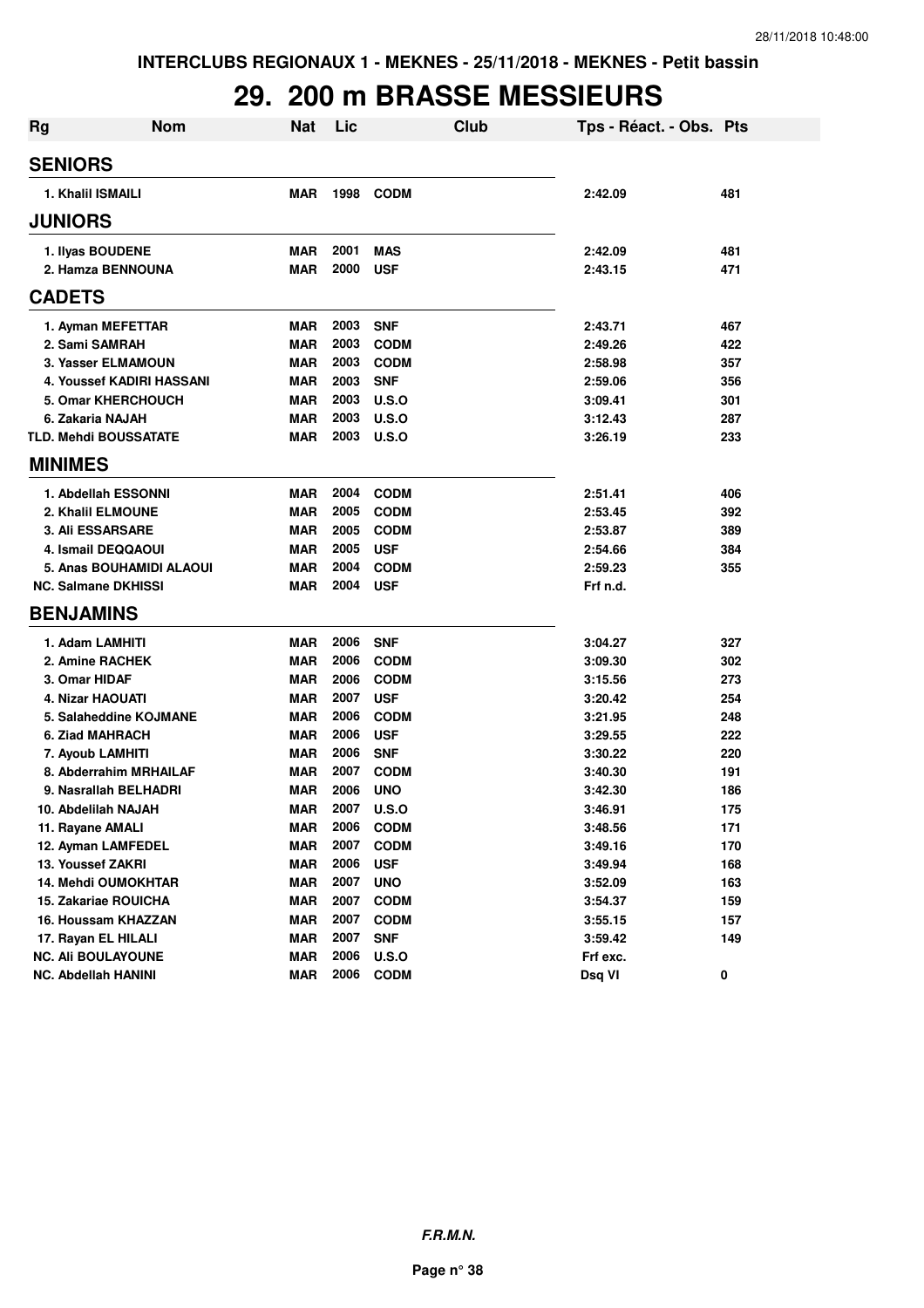# 29. 200 m BRASSE MESSIEURS

| Rg | Nom | Nat | Lic | Club | Tps - Réact. - Obs. | Pts |
|---|---|---|---|---|---|---|
| **SENIORS** | | | | | | |
| 1. Khalil ISMAILI | | MAR | 1998 | CODM | 2:42.09 | 481 |
| **JUNIORS** | | | | | | |
| 1. Ilyas BOUDENE | | MAR | 2001 | MAS | 2:42.09 | 481 |
| 2. Hamza BENNOUNA | | MAR | 2000 | USF | 2:43.15 | 471 |
| **CADETS** | | | | | | |
| 1. Ayman MEFETTAR | | MAR | 2003 | SNF | 2:43.71 | 467 |
| 2. Sami SAMRAH | | MAR | 2003 | CODM | 2:49.26 | 422 |
| 3. Yasser ELMAMOUN | | MAR | 2003 | CODM | 2:58.98 | 357 |
| 4. Youssef KADIRI HASSANI | | MAR | 2003 | SNF | 2:59.06 | 356 |
| 5. Omar KHERCHOUCH | | MAR | 2003 | U.S.O | 3:09.41 | 301 |
| 6. Zakaria NAJAH | | MAR | 2003 | U.S.O | 3:12.43 | 287 |
| TLD. Mehdi BOUSSATATE | | MAR | 2003 | U.S.O | 3:26.19 | 233 |
| **MINIMES** | | | | | | |
| 1. Abdellah ESSONNI | | MAR | 2004 | CODM | 2:51.41 | 406 |
| 2. Khalil ELMOUNE | | MAR | 2005 | CODM | 2:53.45 | 392 |
| 3. Ali ESSARSARE | | MAR | 2005 | CODM | 2:53.87 | 389 |
| 4. Ismail DEQQAOUI | | MAR | 2005 | USF | 2:54.66 | 384 |
| 5. Anas BOUHAMIDI ALAOUI | | MAR | 2004 | CODM | 2:59.23 | 355 |
| NC. Salmane DKHISSI | | MAR | 2004 | USF | Frf n.d. | |
| **BENJAMINS** | | | | | | |
| 1. Adam LAMHITI | | MAR | 2006 | SNF | 3:04.27 | 327 |
| 2. Amine RACHEK | | MAR | 2006 | CODM | 3:09.30 | 302 |
| 3. Omar HIDAF | | MAR | 2006 | CODM | 3:15.56 | 273 |
| 4. Nizar HAOUATI | | MAR | 2007 | USF | 3:20.42 | 254 |
| 5. Salaheddine KOJMANE | | MAR | 2006 | CODM | 3:21.95 | 248 |
| 6. Ziad MAHRACH | | MAR | 2006 | USF | 3:29.55 | 222 |
| 7. Ayoub LAMHITI | | MAR | 2006 | SNF | 3:30.22 | 220 |
| 8. Abderrahim MRHAILAF | | MAR | 2007 | CODM | 3:40.30 | 191 |
| 9. Nasrallah BELHADRI | | MAR | 2006 | UNO | 3:42.30 | 186 |
| 10. Abdelilah NAJAH | | MAR | 2007 | U.S.O | 3:46.91 | 175 |
| 11. Rayane AMALI | | MAR | 2006 | CODM | 3:48.56 | 171 |
| 12. Ayman LAMFEDEL | | MAR | 2007 | CODM | 3:49.16 | 170 |
| 13. Youssef ZAKRI | | MAR | 2006 | USF | 3:49.94 | 168 |
| 14. Mehdi OUMOKHTAR | | MAR | 2007 | UNO | 3:52.09 | 163 |
| 15. Zakariae ROUICHA | | MAR | 2007 | CODM | 3:54.37 | 159 |
| 16. Houssam KHAZZAN | | MAR | 2007 | CODM | 3:55.15 | 157 |
| 17. Rayan EL HILALI | | MAR | 2007 | SNF | 3:59.42 | 149 |
| NC. Ali BOULAYOUNE | | MAR | 2006 | U.S.O | Frf exc. | |
| NC. Abdellah HANINI | | MAR | 2006 | CODM | Dsq VI | 0 |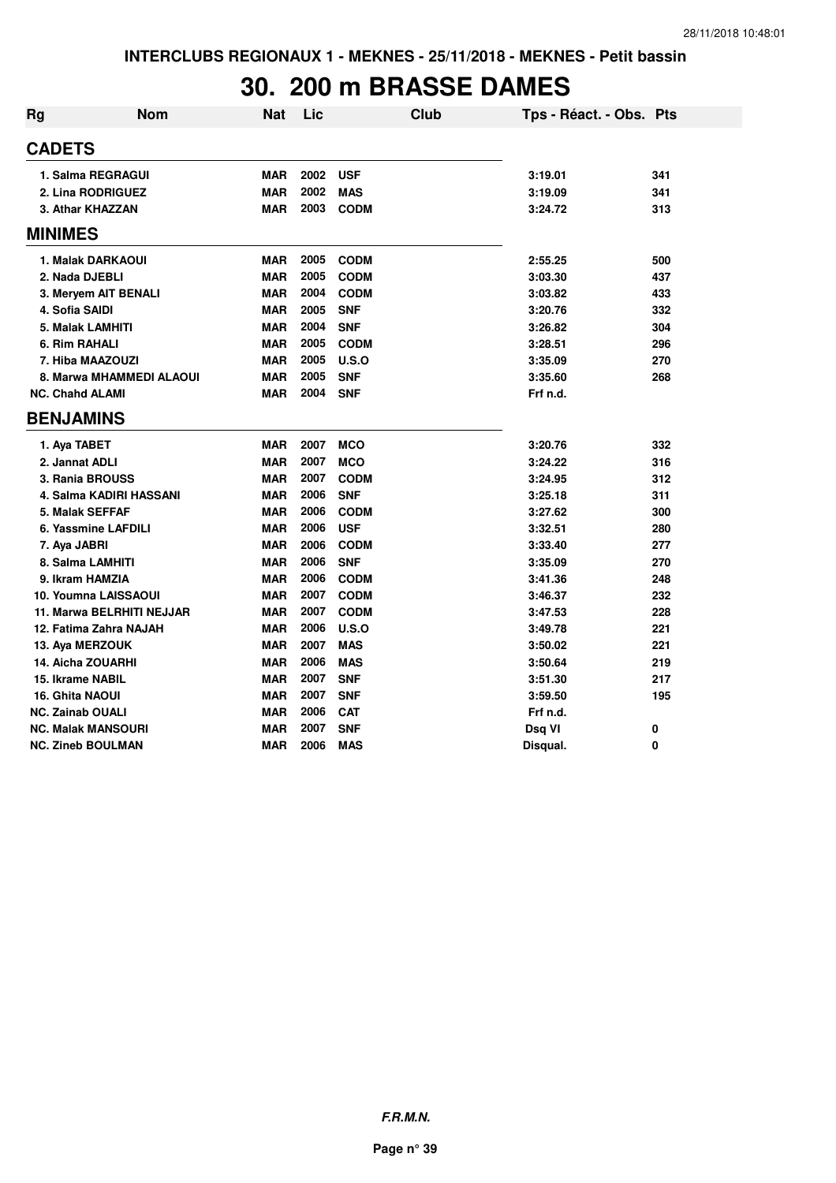# 30. 200 m BRASSE DAMES

| Rg | Nom | Nat | Lic | Club | Tps - Réact. - Obs. | Pts |
|---|---|---|---|---|---|---|
| **CADETS** | | | | | | |
| 1. Salma REGRAGUI | | MAR | 2002 | USF | 3:19.01 | 341 |
| 2. Lina RODRIGUEZ | | MAR | 2002 | MAS | 3:19.09 | 341 |
| 3. Athar KHAZZAN | | MAR | 2003 | CODM | 3:24.72 | 313 |
| **MINIMES** | | | | | | |
| 1. Malak DARKAOUI | | MAR | 2005 | CODM | 2:55.25 | 500 |
| 2. Nada DJEBLI | | MAR | 2005 | CODM | 3:03.30 | 437 |
| 3. Meryem AIT BENALI | | MAR | 2004 | CODM | 3:03.82 | 433 |
| 4. Sofia SAIDI | | MAR | 2005 | SNF | 3:20.76 | 332 |
| 5. Malak LAMHITI | | MAR | 2004 | SNF | 3:26.82 | 304 |
| 6. Rim RAHALI | | MAR | 2005 | CODM | 3:28.51 | 296 |
| 7. Hiba MAAZOUZI | | MAR | 2005 | U.S.O | 3:35.09 | 270 |
| 8. Marwa MHAMMEDI ALAOUI | | MAR | 2005 | SNF | 3:35.60 | 268 |
| NC. Chahd ALAMI | | MAR | 2004 | SNF | Frf n.d. | |
| **BENJAMINS** | | | | | | |
| 1. Aya TABET | | MAR | 2007 | MCO | 3:20.76 | 332 |
| 2. Jannat ADLI | | MAR | 2007 | MCO | 3:24.22 | 316 |
| 3. Rania BROUSS | | MAR | 2007 | CODM | 3:24.95 | 312 |
| 4. Salma KADIRI HASSANI | | MAR | 2006 | SNF | 3:25.18 | 311 |
| 5. Malak SEFFAF | | MAR | 2006 | CODM | 3:27.62 | 300 |
| 6. Yassmine LAFDILI | | MAR | 2006 | USF | 3:32.51 | 280 |
| 7. Aya JABRI | | MAR | 2006 | CODM | 3:33.40 | 277 |
| 8. Salma LAMHITI | | MAR | 2006 | SNF | 3:35.09 | 270 |
| 9. Ikram HAMZIA | | MAR | 2006 | CODM | 3:41.36 | 248 |
| 10. Youmna LAISSAOUI | | MAR | 2007 | CODM | 3:46.37 | 232 |
| 11. Marwa BELRHITI NEJJAR | | MAR | 2007 | CODM | 3:47.53 | 228 |
| 12. Fatima Zahra NAJAH | | MAR | 2006 | U.S.O | 3:49.78 | 221 |
| 13. Aya MERZOUK | | MAR | 2007 | MAS | 3:50.02 | 221 |
| 14. Aicha ZOUARHI | | MAR | 2006 | MAS | 3:50.64 | 219 |
| 15. Ikrame NABIL | | MAR | 2007 | SNF | 3:51.30 | 217 |
| 16. Ghita NAOUI | | MAR | 2007 | SNF | 3:59.50 | 195 |
| NC. Zainab OUALI | | MAR | 2006 | CAT | Frf n.d. | |
| NC. Malak MANSOURI | | MAR | 2007 | SNF | Dsq VI | 0 |
| NC. Zineb BOULMAN | | MAR | 2006 | MAS | Disqual. | 0 |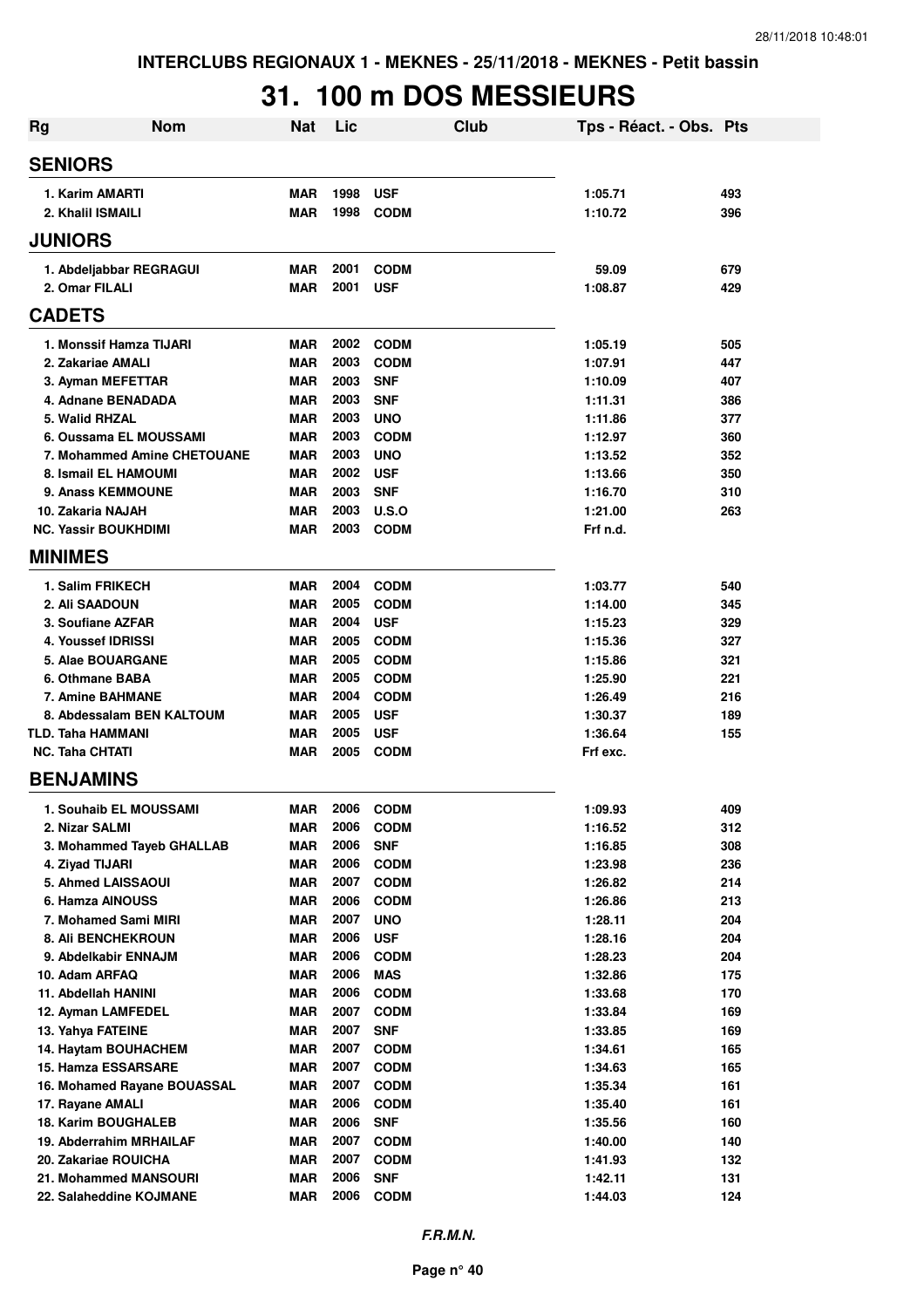INTERCLUBS REGIONAUX 1 - MEKNES - 25/11/2018 - MEKNES - Petit bassin

# 31. 100 m DOS MESSIEURS

| Rg | Nom | Nat | Lic | Club | Tps - Réact. - Obs. | Pts |
|---|---|---|---|---|---|---|
| **SENIORS** | | | | | | |
| 1. Karim AMARTI | | MAR | 1998 | USF | 1:05.71 | 493 |
| 2. Khalil ISMAILI | | MAR | 1998 | CODM | 1:10.72 | 396 |
| **JUNIORS** | | | | | | |
| 1. Abdeljabbar REGRAGUI | | MAR | 2001 | CODM | 59.09 | 679 |
| 2. Omar FILALI | | MAR | 2001 | USF | 1:08.87 | 429 |
| **CADETS** | | | | | | |
| 1. Monssif Hamza TIJARI | | MAR | 2002 | CODM | 1:05.19 | 505 |
| 2. Zakariae AMALI | | MAR | 2003 | CODM | 1:07.91 | 447 |
| 3. Ayman MEFETTAR | | MAR | 2003 | SNF | 1:10.09 | 407 |
| 4. Adnane BENADADA | | MAR | 2003 | SNF | 1:11.31 | 386 |
| 5. Walid RHZAL | | MAR | 2003 | UNO | 1:11.86 | 377 |
| 6. Oussama EL MOUSSAMI | | MAR | 2003 | CODM | 1:12.97 | 360 |
| 7. Mohammed Amine CHETOUANE | | MAR | 2003 | UNO | 1:13.52 | 352 |
| 8. Ismail EL HAMOUMI | | MAR | 2002 | USF | 1:13.66 | 350 |
| 9. Anass KEMMOUNE | | MAR | 2003 | SNF | 1:16.70 | 310 |
| 10. Zakaria NAJAH | | MAR | 2003 | U.S.O | 1:21.00 | 263 |
| NC. Yassir BOUKHDIMI | | MAR | 2003 | CODM | Frf n.d. | |
| **MINIMES** | | | | | | |
| 1. Salim FRIKECH | | MAR | 2004 | CODM | 1:03.77 | 540 |
| 2. Ali SAADOUN | | MAR | 2005 | CODM | 1:14.00 | 345 |
| 3. Soufiane AZFAR | | MAR | 2004 | USF | 1:15.23 | 329 |
| 4. Youssef IDRISSI | | MAR | 2005 | CODM | 1:15.36 | 327 |
| 5. Alae BOUARGANE | | MAR | 2005 | CODM | 1:15.86 | 321 |
| 6. Othmane BABA | | MAR | 2005 | CODM | 1:25.90 | 221 |
| 7. Amine BAHMANE | | MAR | 2004 | CODM | 1:26.49 | 216 |
| 8. Abdessalam BEN KALTOUM | | MAR | 2005 | USF | 1:30.37 | 189 |
| TLD. Taha HAMMANI | | MAR | 2005 | USF | 1:36.64 | 155 |
| NC. Taha CHTATI | | MAR | 2005 | CODM | Frf exc. | |
| **BENJAMINS** | | | | | | |
| 1. Souhaib EL MOUSSAMI | | MAR | 2006 | CODM | 1:09.93 | 409 |
| 2. Nizar SALMI | | MAR | 2006 | CODM | 1:16.52 | 312 |
| 3. Mohammed Tayeb GHALLAB | | MAR | 2006 | SNF | 1:16.85 | 308 |
| 4. Ziyad TIJARI | | MAR | 2006 | CODM | 1:23.98 | 236 |
| 5. Ahmed LAISSAOUI | | MAR | 2007 | CODM | 1:26.82 | 214 |
| 6. Hamza AINOUSS | | MAR | 2006 | CODM | 1:26.86 | 213 |
| 7. Mohamed Sami MIRI | | MAR | 2007 | UNO | 1:28.11 | 204 |
| 8. Ali BENCHEKROUN | | MAR | 2006 | USF | 1:28.16 | 204 |
| 9. Abdelkabir ENNAJM | | MAR | 2006 | CODM | 1:28.23 | 204 |
| 10. Adam ARFAQ | | MAR | 2006 | MAS | 1:32.86 | 175 |
| 11. Abdellah HANINI | | MAR | 2006 | CODM | 1:33.68 | 170 |
| 12. Ayman LAMFEDEL | | MAR | 2007 | CODM | 1:33.84 | 169 |
| 13. Yahya FATEINE | | MAR | 2007 | SNF | 1:33.85 | 169 |
| 14. Haytam BOUHACHEM | | MAR | 2007 | CODM | 1:34.61 | 165 |
| 15. Hamza ESSARSARE | | MAR | 2007 | CODM | 1:34.63 | 165 |
| 16. Mohamed Rayane BOUASSAL | | MAR | 2007 | CODM | 1:35.34 | 161 |
| 17. Rayane AMALI | | MAR | 2006 | CODM | 1:35.40 | 161 |
| 18. Karim BOUGHALEB | | MAR | 2006 | SNF | 1:35.56 | 160 |
| 19. Abderrahim MRHAILAF | | MAR | 2007 | CODM | 1:40.00 | 140 |
| 20. Zakariae ROUICHA | | MAR | 2007 | CODM | 1:41.93 | 132 |
| 21. Mohammed MANSOURI | | MAR | 2006 | SNF | 1:42.11 | 131 |
| 22. Salaheddine KOJMANE | | MAR | 2006 | CODM | 1:44.03 | 124 |

*F.R.M.N.*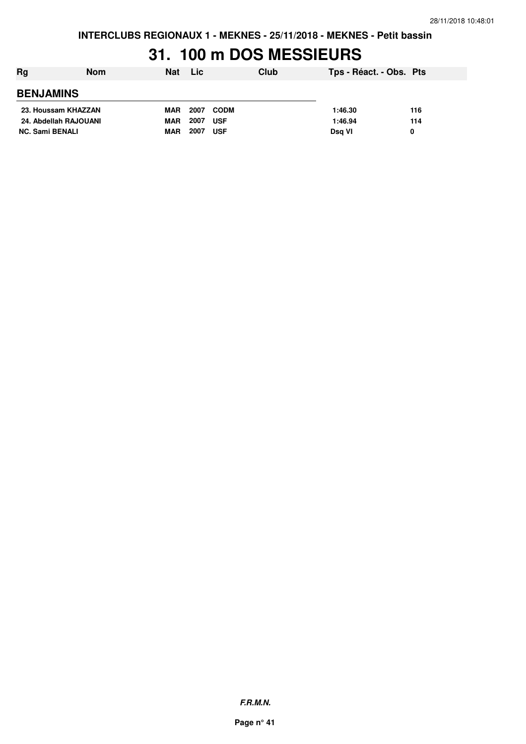# 31. 100 m DOS MESSIEURS

| Rg | Nom | Nat | Lic | Club | Tps - Réact. - Obs. | Pts |
|---|---|---|---|---|---|---|
| **BENJAMINS** | | | | | | |
| 23. | Houssam KHAZZAN | MAR | 2007 | CODM | 1:46.30 | 116 |
| 24. | Abdellah RAJOUANI | MAR | 2007 | USF | 1:46.94 | 114 |
| NC. | Sami BENALI | MAR | 2007 | USF | Dsq VI | 0 |

***F.R.M.N.***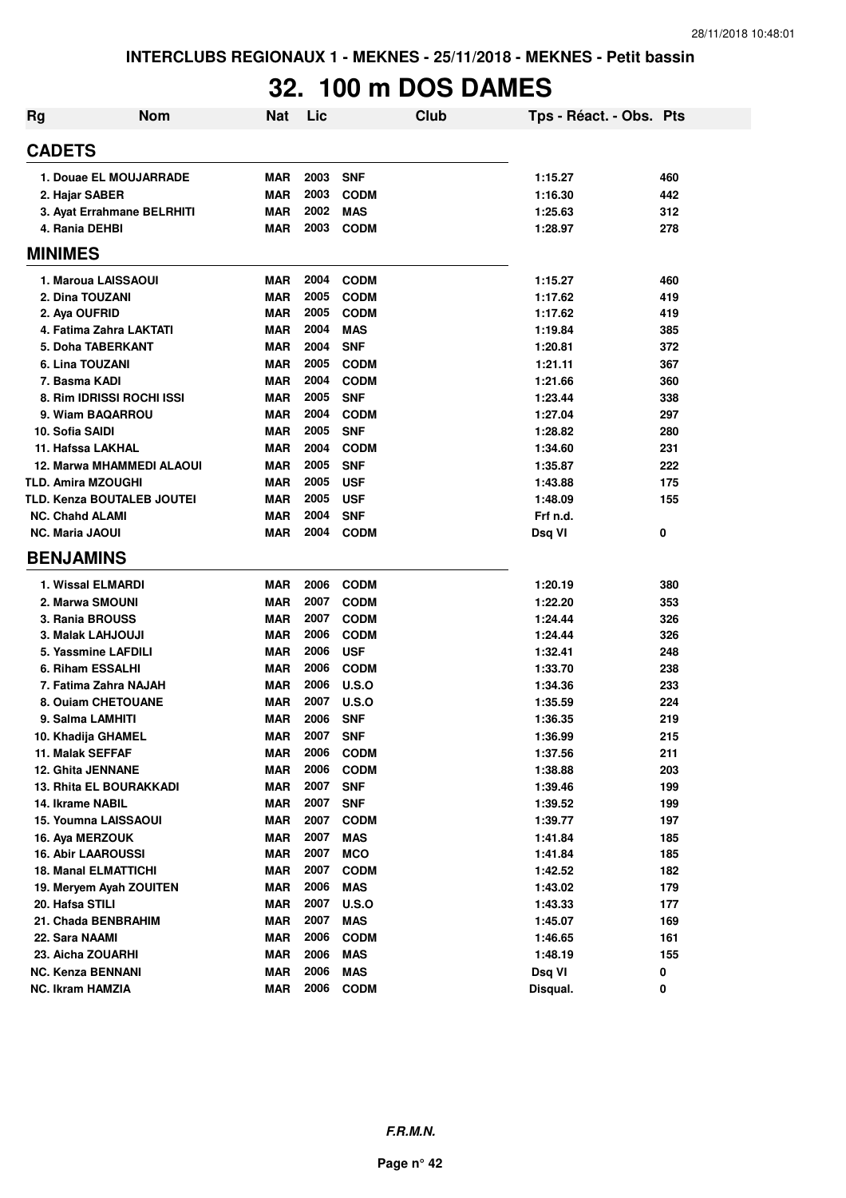INTERCLUBS REGIONAUX 1 - MEKNES - 25/11/2018 - MEKNES - Petit bassin

# 32. 100 m DOS DAMES

| Rg | Nom | Nat | Lic | Club | Tps - Réact. - Obs. | Pts |
|---|---|---|---|---|---|---|
| **CADETS** | | | | | | |
| 1. | Douae EL MOUJARRADE | MAR | 2003 | SNF | 1:15.27 | 460 |
| 2. | Hajar SABER | MAR | 2003 | CODM | 1:16.30 | 442 |
| 3. | Ayat Errahmane BELRHITI | MAR | 2002 | MAS | 1:25.63 | 312 |
| 4. | Rania DEHBI | MAR | 2003 | CODM | 1:28.97 | 278 |
| **MINIMES** | | | | | | |
| 1. | Maroua LAISSAOUI | MAR | 2004 | CODM | 1:15.27 | 460 |
| 2. | Dina TOUZANI | MAR | 2005 | CODM | 1:17.62 | 419 |
| 2. | Aya OUFRID | MAR | 2005 | CODM | 1:17.62 | 419 |
| 4. | Fatima Zahra LAKTATI | MAR | 2004 | MAS | 1:19.84 | 385 |
| 5. | Doha TABERKANT | MAR | 2004 | SNF | 1:20.81 | 372 |
| 6. | Lina TOUZANI | MAR | 2005 | CODM | 1:21.11 | 367 |
| 7. | Basma KADI | MAR | 2004 | CODM | 1:21.66 | 360 |
| 8. | Rim IDRISSI ROCHI ISSI | MAR | 2005 | SNF | 1:23.44 | 338 |
| 9. | Wiam BAQARROU | MAR | 2004 | CODM | 1:27.04 | 297 |
| 10. | Sofia SAIDI | MAR | 2005 | SNF | 1:28.82 | 280 |
| 11. | Hafssa LAKHAL | MAR | 2004 | CODM | 1:34.60 | 231 |
| 12. | Marwa MHAMMEDI ALAOUI | MAR | 2005 | SNF | 1:35.87 | 222 |
| TLD. | Amira MZOUGHI | MAR | 2005 | USF | 1:43.88 | 175 |
| TLD. | Kenza BOUTALEB JOUTEI | MAR | 2005 | USF | 1:48.09 | 155 |
| NC. | Chahd ALAMI | MAR | 2004 | SNF | Frf n.d. | |
| NC. | Maria JAOUI | MAR | 2004 | CODM | Dsq VI | 0 |
| **BENJAMINS** | | | | | | |
| 1. | Wissal ELMARDI | MAR | 2006 | CODM | 1:20.19 | 380 |
| 2. | Marwa SMOUNI | MAR | 2007 | CODM | 1:22.20 | 353 |
| 3. | Rania BROUSS | MAR | 2007 | CODM | 1:24.44 | 326 |
| 3. | Malak LAHJOUJI | MAR | 2006 | CODM | 1:24.44 | 326 |
| 5. | Yassmine LAFDILI | MAR | 2006 | USF | 1:32.41 | 248 |
| 6. | Riham ESSALHI | MAR | 2006 | CODM | 1:33.70 | 238 |
| 7. | Fatima Zahra NAJAH | MAR | 2006 | U.S.O | 1:34.36 | 233 |
| 8. | Ouiam CHETOUANE | MAR | 2007 | U.S.O | 1:35.59 | 224 |
| 9. | Salma LAMHITI | MAR | 2006 | SNF | 1:36.35 | 219 |
| 10. | Khadija GHAMEL | MAR | 2007 | SNF | 1:36.99 | 215 |
| 11. | Malak SEFFAF | MAR | 2006 | CODM | 1:37.56 | 211 |
| 12. | Ghita JENNANE | MAR | 2006 | CODM | 1:38.88 | 203 |
| 13. | Rhita EL BOURAKKADI | MAR | 2007 | SNF | 1:39.46 | 199 |
| 14. | Ikrame NABIL | MAR | 2007 | SNF | 1:39.52 | 199 |
| 15. | Youmna LAISSAOUI | MAR | 2007 | CODM | 1:39.77 | 197 |
| 16. | Aya MERZOUK | MAR | 2007 | MAS | 1:41.84 | 185 |
| 16. | Abir LAAROUSSI | MAR | 2007 | MCO | 1:41.84 | 185 |
| 18. | Manal ELMATTICHI | MAR | 2007 | CODM | 1:42.52 | 182 |
| 19. | Meryem Ayah ZOUITEN | MAR | 2006 | MAS | 1:43.02 | 179 |
| 20. | Hafsa STILI | MAR | 2007 | U.S.O | 1:43.33 | 177 |
| 21. | Chada BENBRAHIM | MAR | 2007 | MAS | 1:45.07 | 169 |
| 22. | Sara NAAMI | MAR | 2006 | CODM | 1:46.65 | 161 |
| 23. | Aicha ZOUARHI | MAR | 2006 | MAS | 1:48.19 | 155 |
| NC. | Kenza BENNANI | MAR | 2006 | MAS | Dsq VI | 0 |
| NC. | Ikram HAMZIA | MAR | 2006 | CODM | Disqual. | 0 |

*F.R.M.N.*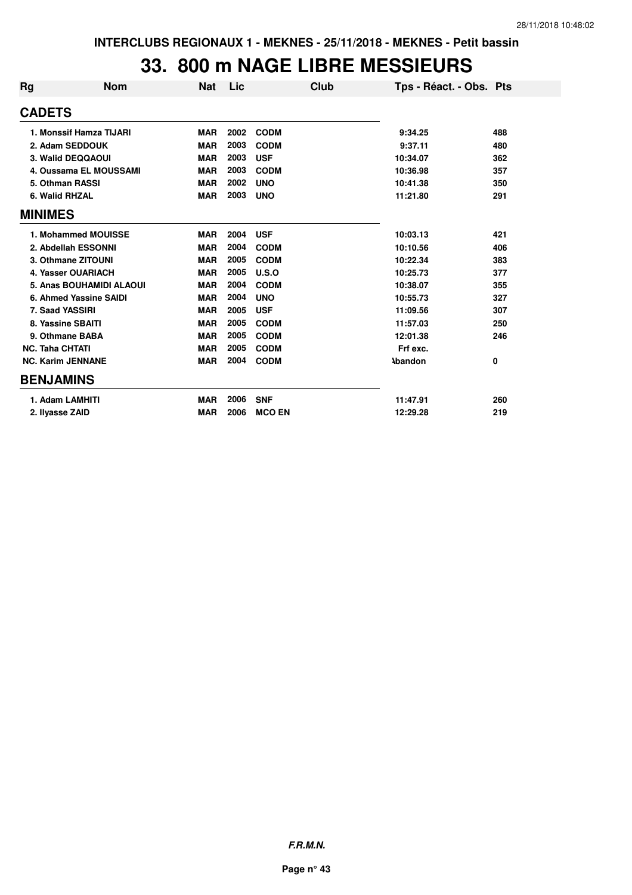INTERCLUBS REGIONAUX 1 - MEKNES - 25/11/2018 - MEKNES - Petit bassin

# 33. 800 m NAGE LIBRE MESSIEURS

| Rg | Nom | Nat | Lic | Club | Tps - Réact. - Obs. | Pts |
|---|---|---|---|---|---|---|
| **CADETS** | | | | | | |
| 1. | Monssif Hamza TIJARI | MAR | 2002 | CODM | 9:34.25 | 488 |
| 2. | Adam SEDDOUK | MAR | 2003 | CODM | 9:37.11 | 480 |
| 3. | Walid DEQQAOUI | MAR | 2003 | USF | 10:34.07 | 362 |
| 4. | Oussama EL MOUSSAMI | MAR | 2003 | CODM | 10:36.98 | 357 |
| 5. | Othman RASSI | MAR | 2002 | UNO | 10:41.38 | 350 |
| 6. | Walid RHZAL | MAR | 2003 | UNO | 11:21.80 | 291 |
| **MINIMES** | | | | | | |
| 1. | Mohammed MOUISSE | MAR | 2004 | USF | 10:03.13 | 421 |
| 2. | Abdellah ESSONNI | MAR | 2004 | CODM | 10:10.56 | 406 |
| 3. | Othmane ZITOUNI | MAR | 2005 | CODM | 10:22.34 | 383 |
| 4. | Yasser OUARIACH | MAR | 2005 | U.S.O | 10:25.73 | 377 |
| 5. | Anas BOUHAMIDI ALAOUI | MAR | 2004 | CODM | 10:38.07 | 355 |
| 6. | Ahmed Yassine SAIDI | MAR | 2004 | UNO | 10:55.73 | 327 |
| 7. | Saad YASSIRI | MAR | 2005 | USF | 11:09.56 | 307 |
| 8. | Yassine SBAITI | MAR | 2005 | CODM | 11:57.03 | 250 |
| 9. | Othmane BABA | MAR | 2005 | CODM | 12:01.38 | 246 |
| NC. | Taha CHTATI | MAR | 2005 | CODM | Frf exc. | |
| NC. | Karim JENNANE | MAR | 2004 | CODM | Abandon | 0 |
| **BENJAMINS** | | | | | | |
| 1. | Adam LAMHITI | MAR | 2006 | SNF | 11:47.91 | 260 |
| 2. | Ilyasse ZAID | MAR | 2006 | MCO EN | 12:29.28 | 219 |

*F.R.M.N.*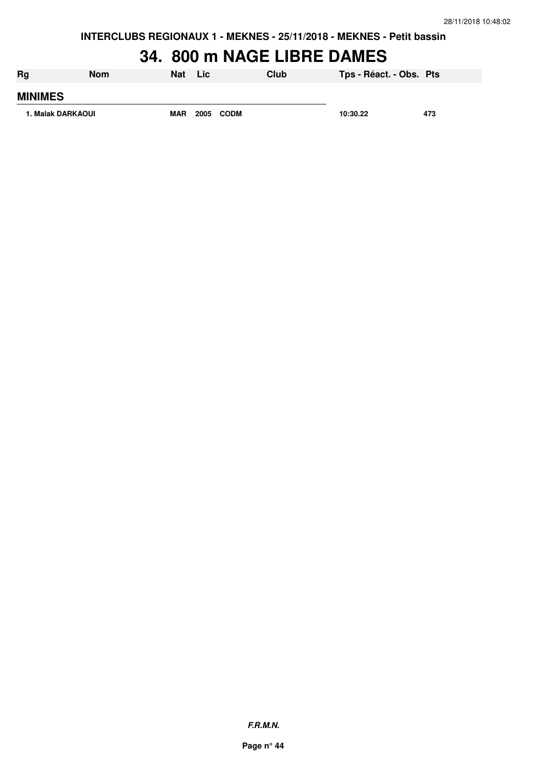# 34. 800 m NAGE LIBRE DAMES

| Rg | Nom | Nat | Lic | Club | Tps - Réact. - Obs. | Pts |
|---|---|---|---|---|---|---|
| **MINIMES** | | | | | | |
| 1. | Malak DARKAOUI | MAR | 2005 | CODM | 10:30.22 | 473 |